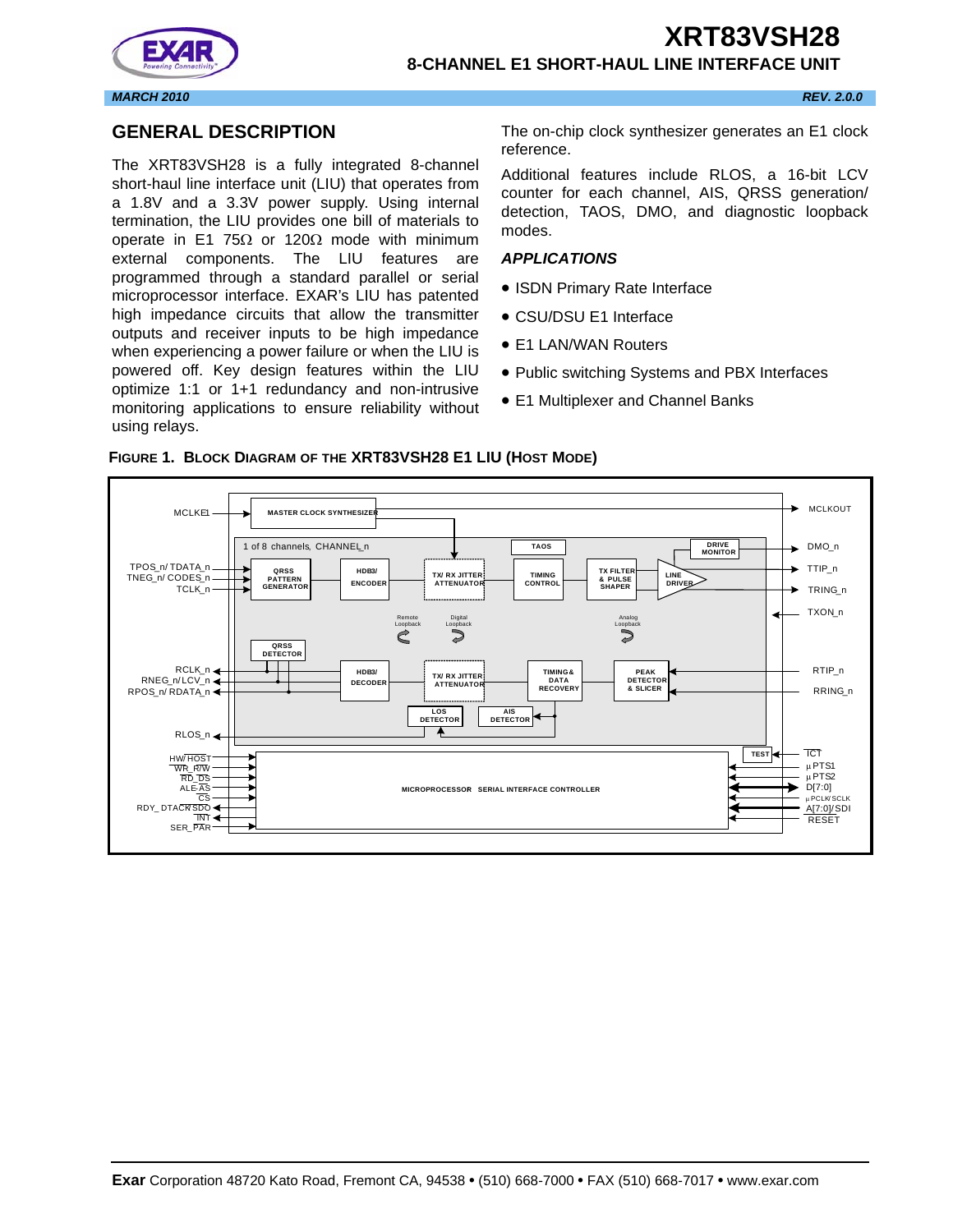# XRT83VSH28

## 8-CHANNEL E1 SHORT-HAUL LINE INTERFACE UNIT

*MARCH 2010* *REV. 2.0.0*

## GENERAL DESCRIPTION

The XRT83VSH28 is a fully integrated 8-channel short-haul line interface unit (LIU) that operates from a 1.8V and a 3.3V power supply. Using internal termination, the LIU provides one bill of materials to operate in E1 75Ω or 120Ω mode with minimum external components. The LIU features are programmed through a standard parallel or serial microprocessor interface. EXAR's LIU has patented high impedance circuits that allow the transmitter outputs and receiver inputs to be high impedance when experiencing a power failure or when the LIU is powered off. Key design features within the LIU optimize 1:1 or 1+1 redundancy and non-intrusive monitoring applications to ensure reliability without using relays.

The on-chip clock synthesizer generates an E1 clock reference.

Additional features include RLOS, a 16-bit LCV counter for each channel, AIS, QRSS generation/detection, TAOS, DMO, and diagnostic loopback modes.

### *APPLICATIONS*

- ISDN Primary Rate Interface
- CSU/DSU E1 Interface
- E1 LAN/WAN Routers
- Public switching Systems and PBX Interfaces
- E1 Multiplexer and Channel Banks

**FIGURE 1. BLOCK DIAGRAM OF THE XRT83VSH28 E1 LIU (HOST MODE)**

**Exar** Corporation 48720 Kato Road, Fremont CA, 94538 • (510) 668-7000 • FAX (510) 668-7017 • www.exar.com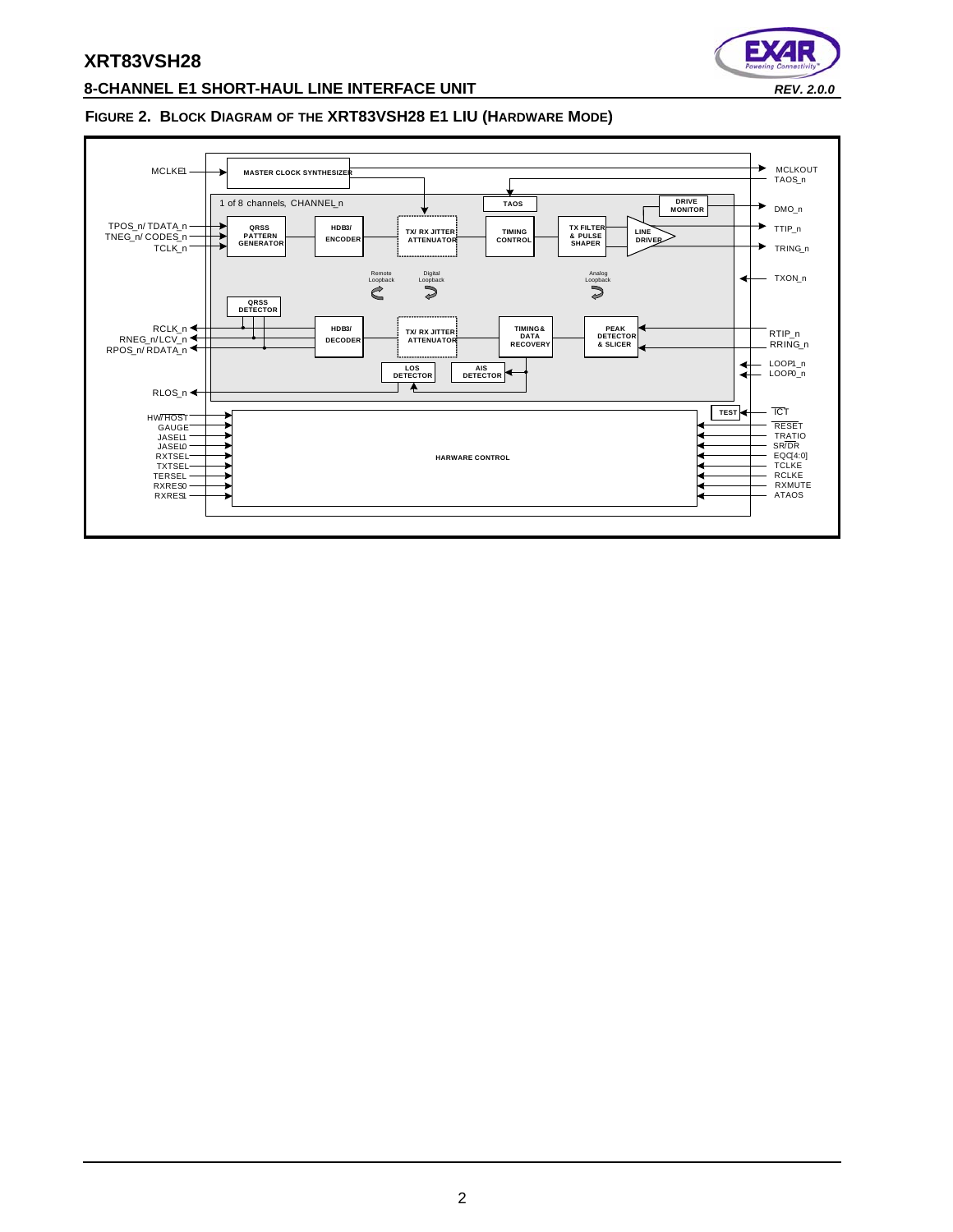**FIGURE 2. BLOCK DIAGRAM OF THE XRT83VSH28 E1 LIU (HARDWARE MODE)**

MCLKE1 → MASTER CLOCK SYNTHESIZER → MCLKOUT

1 of 8 channels, CHANNEL_n

- Inputs: TPOS_n/ TDATA_n, TNEG_n/ CODES_n, TCLK_n
- Transmit path: QRSS PATTERN GENERATOR, HDB3/ ENCODER, TX/ RX JITTER ATTENUATOR, TIMING CONTROL, TX FILTER & PULSE SHAPER, LINE DRIVER
- TAOS, DRIVE MONITOR
- Outputs: TAOS_n, DMO_n, TTIP_n, TRING_n
- TXON_n
- Remote Loopback, Digital Loopback, Analog Loopback
- Receive path: PEAK DETECTOR & SLICER, TIMING & DATA RECOVERY, TX/ RX JITTER ATTENUATOR, HDB3/ DECODER, QRSS DETECTOR, LOS DETECTOR, AIS DETECTOR
- Inputs: RTIP_n, RRING_n, LOOP1_n, LOOP0_n
- Outputs: RCLK_n, RNEG_n/LCV_n, RPOS_n/ RDATA_n, RLOS_n

HARWARE CONTROL

- HW/HOST, GAUGE, JASEL1, JASEL0, RXTSEL, TXTSEL, TERSEL, RXRES0, RXRES1
- TEST ← ICT
- RESET, TRATIO, SR/DR, EQC[4:0], TCLKE, RCLKE, RXMUTE, ATAOS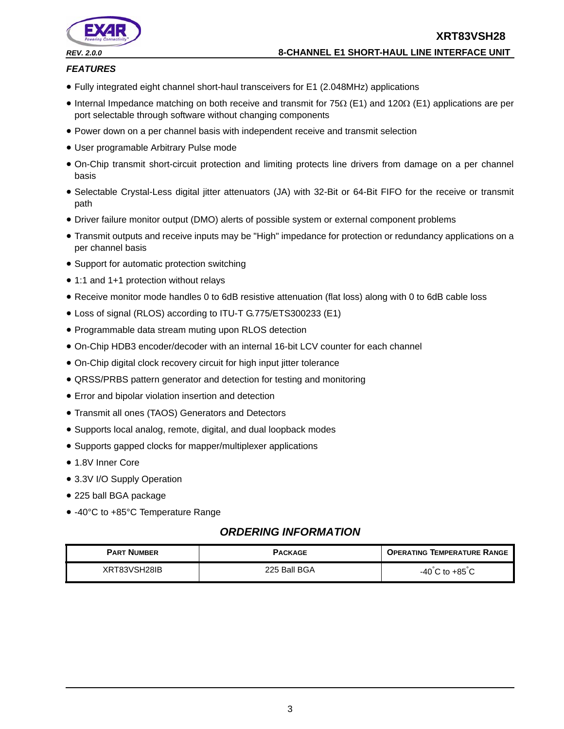## *FEATURES*

- Fully integrated eight channel short-haul transceivers for E1 (2.048MHz) applications
- Internal Impedance matching on both receive and transmit for 75Ω (E1) and 120Ω (E1) applications are per port selectable through software without changing components
- Power down on a per channel basis with independent receive and transmit selection
- User programable Arbitrary Pulse mode
- On-Chip transmit short-circuit protection and limiting protects line drivers from damage on a per channel basis
- Selectable Crystal-Less digital jitter attenuators (JA) with 32-Bit or 64-Bit FIFO for the receive or transmit path
- Driver failure monitor output (DMO) alerts of possible system or external component problems
- Transmit outputs and receive inputs may be "High" impedance for protection or redundancy applications on a per channel basis
- Support for automatic protection switching
- 1:1 and 1+1 protection without relays
- Receive monitor mode handles 0 to 6dB resistive attenuation (flat loss) along with 0 to 6dB cable loss
- Loss of signal (RLOS) according to ITU-T G.775/ETS300233 (E1)
- Programmable data stream muting upon RLOS detection
- On-Chip HDB3 encoder/decoder with an internal 16-bit LCV counter for each channel
- On-Chip digital clock recovery circuit for high input jitter tolerance
- QRSS/PRBS pattern generator and detection for testing and monitoring
- Error and bipolar violation insertion and detection
- Transmit all ones (TAOS) Generators and Detectors
- Supports local analog, remote, digital, and dual loopback modes
- Supports gapped clocks for mapper/multiplexer applications
- 1.8V Inner Core
- 3.3V I/O Supply Operation
- 225 ball BGA package
- -40°C to +85°C Temperature Range

## *ORDERING INFORMATION*

| PART NUMBER | PACKAGE | OPERATING TEMPERATURE RANGE |
|---|---|---|
| XRT83VSH28IB | 225 Ball BGA | -40°C to +85°C |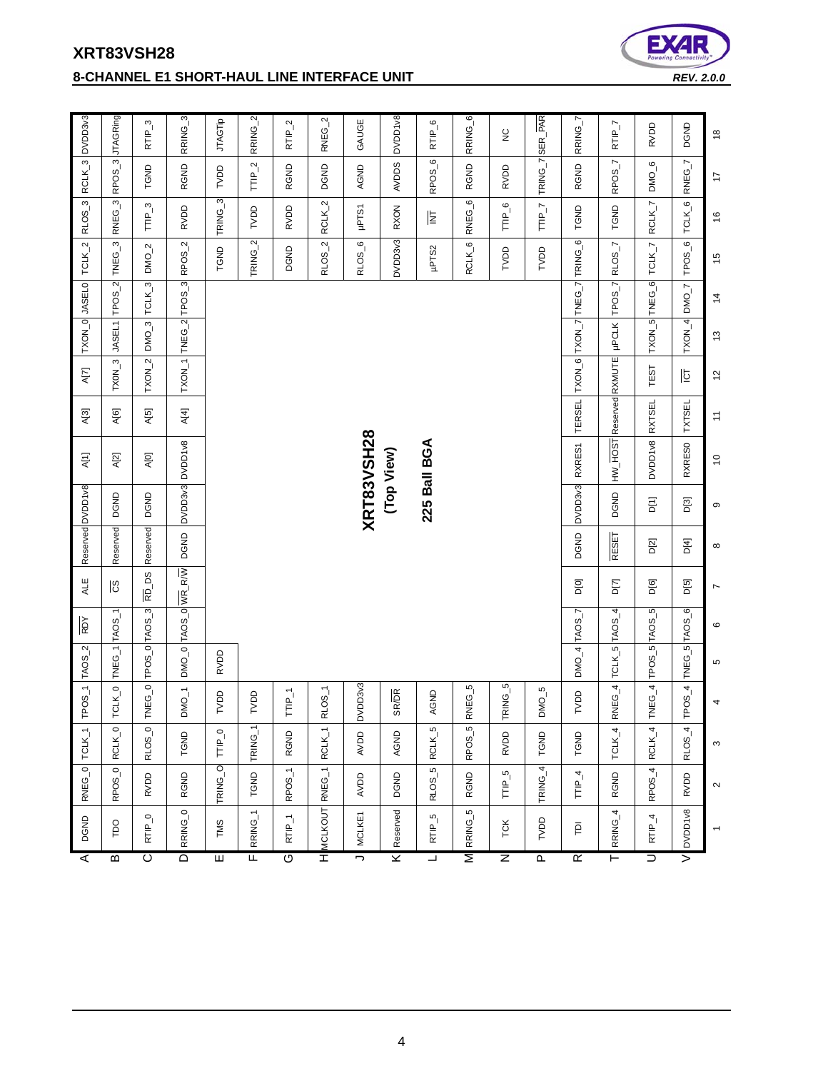**XRT83VSH28 (Top View) — 225 Ball BGA**

| | 1 | 2 | 3 | 4 | 5 | 6 | 7 | 8 | 9 | 10 | 11 | 12 | 13 | 14 | 15 | 16 | 17 | 18 |
|---|---|---|---|---|---|---|---|---|---|---|---|---|---|---|---|---|---|---|
| A | DGND | RNEG_0 | TCLK_1 | TPOS_1 | TAOS_2 | RDY | ALE | Reserved | DVDD1v8 | A[1] | A[3] | A[7] | TXON_0 | JASEL0 | TCLK_2 | RLOS_3 | RCLK_3 | DVDD3v3 |
| B | TDO | RPOS_0 | RCLK_0 | TCLK_0 | TNEG_1 | TAOS_1 | CS | Reserved | DGND | A[2] | A[6] | TXON_3 | JASEL1 | TPOS_2 | TNEG_3 | RNEG_3 | RPOS_3 | JTAGRing |
| C | RTIP_0 | RVDD | RLOS_0 | TNEG_0 | TPOS_0 | TAOS_3 | RD_DS | Reserved | DGND | A[0] | A[5] | TXON_2 | DMO_3 | TCLK_3 | DMO_2 | TTIP_3 | TGND | RTIP_3 |
| D | RRING_0 | RGND | TGND | DMO_1 | DMO_0 | TAOS_0 | WR_R/W | DGND | DVDD3v3 | DVDD1v8 | A[4] | TXON_1 | TNEG_2 | TPOS_3 | RPOS_2 | RVDD | RGND | RRING_3 |
| E | TMS | TRING_0 | TTIP_0 | TVDD | RVDD | | | | | | | | | | TGND | TRING_3 | TVDD | JTAGTip |
| F | RRING_1 | TGND | TRING_1 | TVDD | | | | | | | | | | | TRING_2 | TVDD | TTIP_2 | RRING_2 |
| G | RTIP_1 | RPOS_1 | RGND | TTIP_1 | | | | | | | | | | | DGND | RVDD | RGND | RTIP_2 |
| H | MCLKOUT | RNEG_1 | RCLK_1 | RLOS_1 | | | | | | | | | | | RLOS_2 | RCLK_2 | DGND | RNEG_2 |
| J | MCLKE1 | AVDD | AVDD | DVDD3v3 | | | | | | | | | | | RLOS_6 | µPTS1 | AGND | GAUGE |
| K | Reserved | DGND | AGND | SR/DR | | | | | | | | | | | DVDD3v3 | RXON | AVDDS | DVDD1v8 |
| L | RTIP_5 | RLOS_5 | RCLK_5 | AGND | | | | | | | | | | | µPTS2 | INT | RPOS_6 | RTIP_6 |
| M | RRING_5 | RGND | RPOS_5 | RNEG_5 | | | | | | | | | | | RCLK_6 | RNEG_6 | RGND | RRING_6 |
| N | TCK | TTIP_5 | RVDD | TRING_5 | | | | | | | | | | | TVDD | TTIP_6 | RVDD | NC |
| P | TVDD | TRING_4 | TGND | DMO_5 | | | | | | | | | | | TVDD | TTIP_7 | TRING_7 | SER_PAR |
| R | TDI | TTIP_4 | TGND | TVDD | DMO_4 | TAOS_7 | D[0] | DGND | DVDD3v3 | RXRES1 | TERSEL | TXON_6 | TXON_7 | TNEG_7 | TRING_6 | TGND | RGND | RRING_7 |
| T | RRING_4 | RGND | TCLK_4 | RNEG_4 | TCLK_5 | TAOS_4 | D[7] | RESET | DGND | HW_HOST | Reserved | RXMUTE | µPCLK | TPOS_7 | RLOS_7 | TGND | RPOS_7 | RTIP_7 |
| U | RTIP_4 | RPOS_4 | RCLK_4 | TNEG_4 | TPOS_5 | TAOS_5 | D[6] | D[2] | D[1] | DVDD1v8 | RXTSEL | TEST | TXON_5 | TNEG_6 | TCLK_7 | RCLK_7 | DMO_6 | RVDD |
| V | DVDD1v8 | RVDD | RLOS_4 | TPOS_4 | TNEG_5 | TAOS_6 | D[5] | D[4] | D[3] | RXRES0 | TXTSEL | ICT | TXON_4 | DMO_7 | TPOS_6 | TCLK_6 | RNEG_7 | DGND |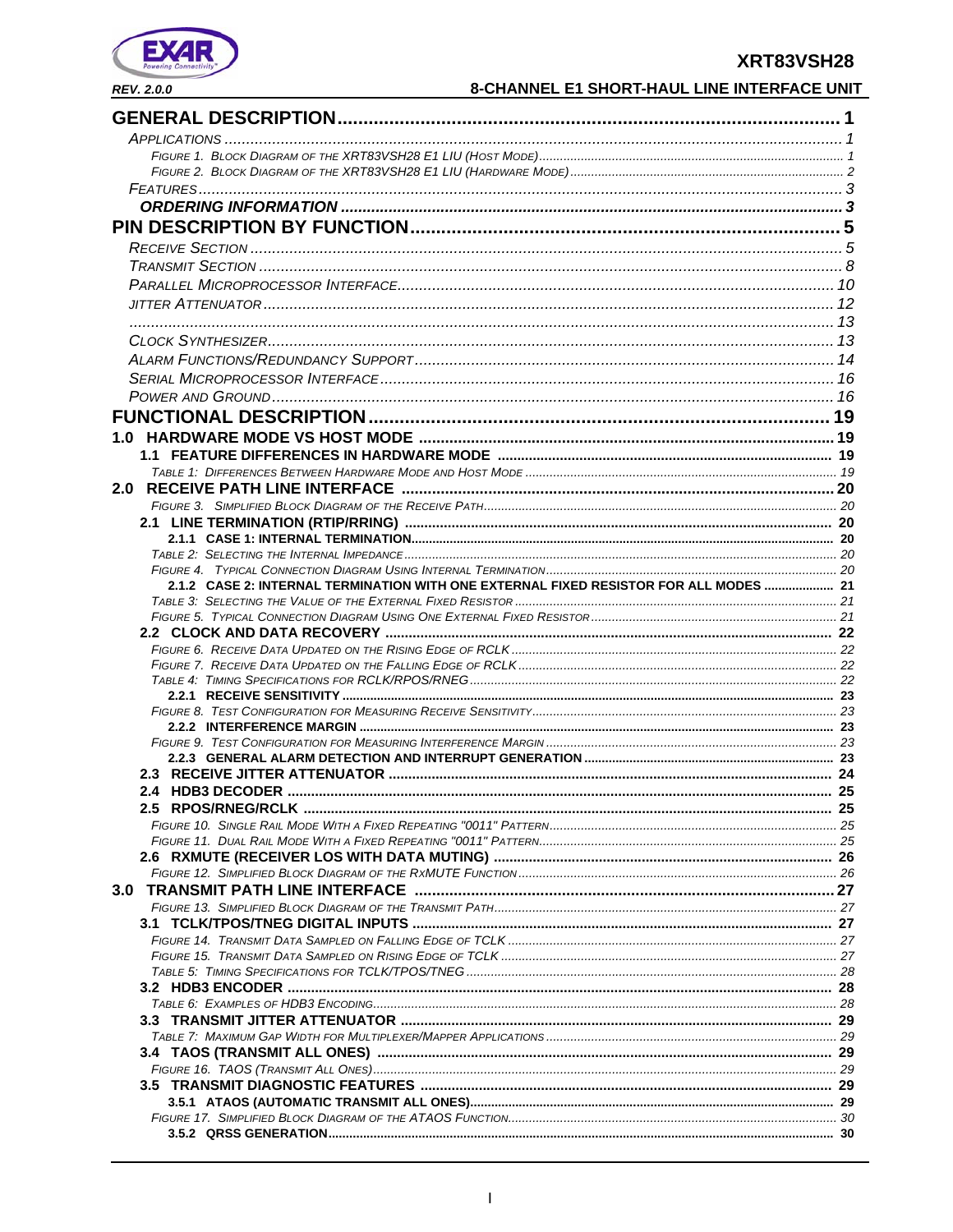**GENERAL DESCRIPTION** ........ 1

*APPLICATIONS* ........ 1

*FIGURE 1. BLOCK DIAGRAM OF THE XRT83VSH28 E1 LIU (HOST MODE)* ........ 1

*FIGURE 2. BLOCK DIAGRAM OF THE XRT83VSH28 E1 LIU (HARDWARE MODE)* ........ 2

*FEATURES* ........ 3

***ORDERING INFORMATION*** ........ 3

**PIN DESCRIPTION BY FUNCTION** ........ 5

*RECEIVE SECTION* ........ 5

*TRANSMIT SECTION* ........ 8

*PARALLEL MICROPROCESSOR INTERFACE* ........ 10

*JITTER ATTENUATOR* ........ 12

........ 13

*CLOCK SYNTHESIZER* ........ 13

*ALARM FUNCTIONS/REDUNDANCY SUPPORT* ........ 14

*SERIAL MICROPROCESSOR INTERFACE* ........ 16

*POWER AND GROUND* ........ 16

**FUNCTIONAL DESCRIPTION** ........ 19

**1.0 HARDWARE MODE VS HOST MODE** ........ 19

**1.1 FEATURE DIFFERENCES IN HARDWARE MODE** ........ 19

*TABLE 1: DIFFERENCES BETWEEN HARDWARE MODE AND HOST MODE* ........ 19

**2.0 RECEIVE PATH LINE INTERFACE** ........ 20

*FIGURE 3. SIMPLIFIED BLOCK DIAGRAM OF THE RECEIVE PATH* ........ 20

**2.1 LINE TERMINATION (RTIP/RRING)** ........ 20

**2.1.1 CASE 1: INTERNAL TERMINATION** ........ 20

*TABLE 2: SELECTING THE INTERNAL IMPEDANCE* ........ 20

*FIGURE 4. TYPICAL CONNECTION DIAGRAM USING INTERNAL TERMINATION* ........ 20

**2.1.2 CASE 2: INTERNAL TERMINATION WITH ONE EXTERNAL FIXED RESISTOR FOR ALL MODES** ........ 21

*TABLE 3: SELECTING THE VALUE OF THE EXTERNAL FIXED RESISTOR* ........ 21

*FIGURE 5. TYPICAL CONNECTION DIAGRAM USING ONE EXTERNAL FIXED RESISTOR* ........ 21

**2.2 CLOCK AND DATA RECOVERY** ........ 22

*FIGURE 6. RECEIVE DATA UPDATED ON THE RISING EDGE OF RCLK* ........ 22

*FIGURE 7. RECEIVE DATA UPDATED ON THE FALLING EDGE OF RCLK* ........ 22

*TABLE 4: TIMING SPECIFICATIONS FOR RCLK/RPOS/RNEG* ........ 22

**2.2.1 RECEIVE SENSITIVITY** ........ 23

*FIGURE 8. TEST CONFIGURATION FOR MEASURING RECEIVE SENSITIVITY* ........ 23

**2.2.2 INTERFERENCE MARGIN** ........ 23

*FIGURE 9. TEST CONFIGURATION FOR MEASURING INTERFERENCE MARGIN* ........ 23

**2.2.3 GENERAL ALARM DETECTION AND INTERRUPT GENERATION** ........ 23

**2.3 RECEIVE JITTER ATTENUATOR** ........ 24

**2.4 HDB3 DECODER** ........ 25

**2.5 RPOS/RNEG/RCLK** ........ 25

*FIGURE 10. SINGLE RAIL MODE WITH A FIXED REPEATING "0011" PATTERN* ........ 25

*FIGURE 11. DUAL RAIL MODE WITH A FIXED REPEATING "0011" PATTERN* ........ 25

**2.6 RXMUTE (RECEIVER LOS WITH DATA MUTING)** ........ 26

*FIGURE 12. SIMPLIFIED BLOCK DIAGRAM OF THE RXMUTE FUNCTION* ........ 26

**3.0 TRANSMIT PATH LINE INTERFACE** ........ 27

*FIGURE 13. SIMPLIFIED BLOCK DIAGRAM OF THE TRANSMIT PATH* ........ 27

**3.1 TCLK/TPOS/TNEG DIGITAL INPUTS** ........ 27

*FIGURE 14. TRANSMIT DATA SAMPLED ON FALLING EDGE OF TCLK* ........ 27

*FIGURE 15. TRANSMIT DATA SAMPLED ON RISING EDGE OF TCLK* ........ 27

*TABLE 5: TIMING SPECIFICATIONS FOR TCLK/TPOS/TNEG* ........ 28

**3.2 HDB3 ENCODER** ........ 28

*TABLE 6: EXAMPLES OF HDB3 ENCODING* ........ 28

**3.3 TRANSMIT JITTER ATTENUATOR** ........ 29

*TABLE 7: MAXIMUM GAP WIDTH FOR MULTIPLEXER/MAPPER APPLICATIONS* ........ 29

**3.4 TAOS (TRANSMIT ALL ONES)** ........ 29

*FIGURE 16. TAOS (TRANSMIT ALL ONES)* ........ 29

**3.5 TRANSMIT DIAGNOSTIC FEATURES** ........ 29

**3.5.1 ATAOS (AUTOMATIC TRANSMIT ALL ONES)** ........ 29

*FIGURE 17. SIMPLIFIED BLOCK DIAGRAM OF THE ATAOS FUNCTION* ........ 30

**3.5.2 QRSS GENERATION** ........ 30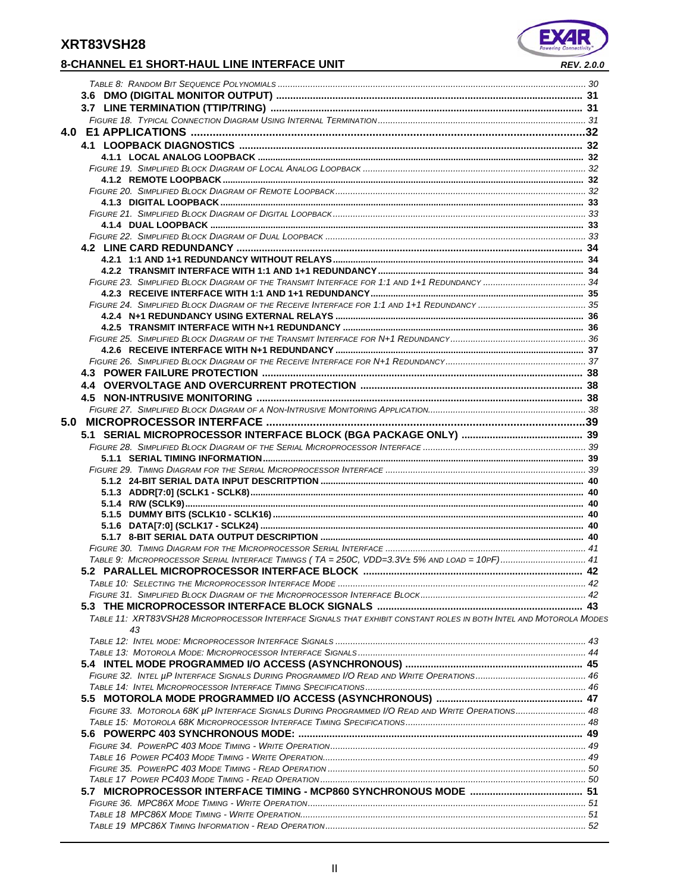TABLE 8: RANDOM BIT SEQUENCE POLYNOMIALS ........ 30

**3.6 DMO (DIGITAL MONITOR OUTPUT) ........ 31**

**3.7 LINE TERMINATION (TTIP/TRING) ........ 31**

FIGURE 18. TYPICAL CONNECTION DIAGRAM USING INTERNAL TERMINATION ........ 31

**4.0 E1 APPLICATIONS ........ 32**

**4.1 LOOPBACK DIAGNOSTICS ........ 32**

**4.1.1 LOCAL ANALOG LOOPBACK ........ 32**

FIGURE 19. SIMPLIFIED BLOCK DIAGRAM OF LOCAL ANALOG LOOPBACK ........ 32

**4.1.2 REMOTE LOOPBACK ........ 32**

FIGURE 20. SIMPLIFIED BLOCK DIAGRAM OF REMOTE LOOPBACK ........ 32

**4.1.3 DIGITAL LOOPBACK ........ 33**

FIGURE 21. SIMPLIFIED BLOCK DIAGRAM OF DIGITAL LOOPBACK ........ 33

**4.1.4 DUAL LOOPBACK ........ 33**

FIGURE 22. SIMPLIFIED BLOCK DIAGRAM OF DUAL LOOPBACK ........ 33

**4.2 LINE CARD REDUNDANCY ........ 34**

**4.2.1 1:1 AND 1+1 REDUNDANCY WITHOUT RELAYS ........ 34**

**4.2.2 TRANSMIT INTERFACE WITH 1:1 AND 1+1 REDUNDANCY ........ 34**

FIGURE 23. SIMPLIFIED BLOCK DIAGRAM OF THE TRANSMIT INTERFACE FOR 1:1 AND 1+1 REDUNDANCY ........ 34

**4.2.3 RECEIVE INTERFACE WITH 1:1 AND 1+1 REDUNDANCY ........ 35**

FIGURE 24. SIMPLIFIED BLOCK DIAGRAM OF THE RECEIVE INTERFACE FOR 1:1 AND 1+1 REDUNDANCY ........ 35

**4.2.4 N+1 REDUNDANCY USING EXTERNAL RELAYS ........ 36**

**4.2.5 TRANSMIT INTERFACE WITH N+1 REDUNDANCY ........ 36**

FIGURE 25. SIMPLIFIED BLOCK DIAGRAM OF THE TRANSMIT INTERFACE FOR N+1 REDUNDANCY ........ 36

**4.2.6 RECEIVE INTERFACE WITH N+1 REDUNDANCY ........ 37**

FIGURE 26. SIMPLIFIED BLOCK DIAGRAM OF THE RECEIVE INTERFACE FOR N+1 REDUNDANCY ........ 37

**4.3 POWER FAILURE PROTECTION ........ 38**

**4.4 OVERVOLTAGE AND OVERCURRENT PROTECTION ........ 38**

**4.5 NON-INTRUSIVE MONITORING ........ 38**

FIGURE 27. SIMPLIFIED BLOCK DIAGRAM OF A NON-INTRUSIVE MONITORING APPLICATION ........ 38

**5.0 MICROPROCESSOR INTERFACE ........ 39**

**5.1 SERIAL MICROPROCESSOR INTERFACE BLOCK (BGA PACKAGE ONLY) ........ 39**

FIGURE 28. SIMPLIFIED BLOCK DIAGRAM OF THE SERIAL MICROPROCESSOR INTERFACE ........ 39

**5.1.1 SERIAL TIMING INFORMATION ........ 39**

FIGURE 29. TIMING DIAGRAM FOR THE SERIAL MICROPROCESSOR INTERFACE ........ 39

**5.1.2 24-BIT SERIAL DATA INPUT DESCRITPTION ........ 40**

**5.1.3 ADDR[7:0] (SCLK1 - SCLK8) ........ 40**

**5.1.4 R/W (SCLK9) ........ 40**

**5.1.5 DUMMY BITS (SCLK10 - SCLK16) ........ 40**

**5.1.6 DATA[7:0] (SCLK17 - SCLK24) ........ 40**

**5.1.7 8-BIT SERIAL DATA OUTPUT DESCRIPTION ........ 40**

FIGURE 30. TIMING DIAGRAM FOR THE MICROPROCESSOR SERIAL INTERFACE ........ 41

TABLE 9: MICROPROCESSOR SERIAL INTERFACE TIMINGS ( TA = 250C, VDD=3.3V± 5% AND LOAD = 10PF) ........ 41

**5.2 PARALLEL MICROPROCESSOR INTERFACE BLOCK ........ 42**

TABLE 10: SELECTING THE MICROPROCESSOR INTERFACE MODE ........ 42

FIGURE 31. SIMPLIFIED BLOCK DIAGRAM OF THE MICROPROCESSOR INTERFACE BLOCK ........ 42

**5.3 THE MICROPROCESSOR INTERFACE BLOCK SIGNALS ........ 43**

TABLE 11: XRT83VSH28 MICROPROCESSOR INTERFACE SIGNALS THAT EXHIBIT CONSTANT ROLES IN BOTH INTEL AND MOTOROLA MODES 43

TABLE 12: INTEL MODE: MICROPROCESSOR INTERFACE SIGNALS ........ 43

TABLE 13: MOTOROLA MODE: MICROPROCESSOR INTERFACE SIGNALS ........ 44

**5.4 INTEL MODE PROGRAMMED I/O ACCESS (ASYNCHRONOUS) ........ 45**

FIGURE 32. INTEL µP INTERFACE SIGNALS DURING PROGRAMMED I/O READ AND WRITE OPERATIONS ........ 46

TABLE 14: INTEL MICROPROCESSOR INTERFACE TIMING SPECIFICATIONS ........ 46

**5.5 MOTOROLA MODE PROGRAMMED I/O ACCESS (ASYNCHRONOUS) ........ 47**

FIGURE 33. MOTOROLA 68K µP INTERFACE SIGNALS DURING PROGRAMMED I/O READ AND WRITE OPERATIONS ........ 48

TABLE 15: MOTOROLA 68K MICROPROCESSOR INTERFACE TIMING SPECIFICATIONS ........ 48

**5.6 POWERPC 403 SYNCHRONOUS MODE: ........ 49**

FIGURE 34. POWERPC 403 MODE TIMING - WRITE OPERATION ........ 49

TABLE 16 POWER PC403 MODE TIMING - WRITE OPERATION ........ 49

FIGURE 35. POWERPC 403 MODE TIMING - READ OPERATION ........ 50

TABLE 17 POWER PC403 MODE TIMING - READ OPERATION ........ 50

**5.7 MICROPROCESSOR INTERFACE TIMING - MCP860 SYNCHRONOUS MODE ........ 51**

FIGURE 36. MPC86X MODE TIMING - WRITE OPERATION ........ 51

TABLE 18 MPC86X MODE TIMING - WRITE OPERATION ........ 51

TABLE 19 MPC86X TIMING INFORMATION - READ OPERATION ........ 52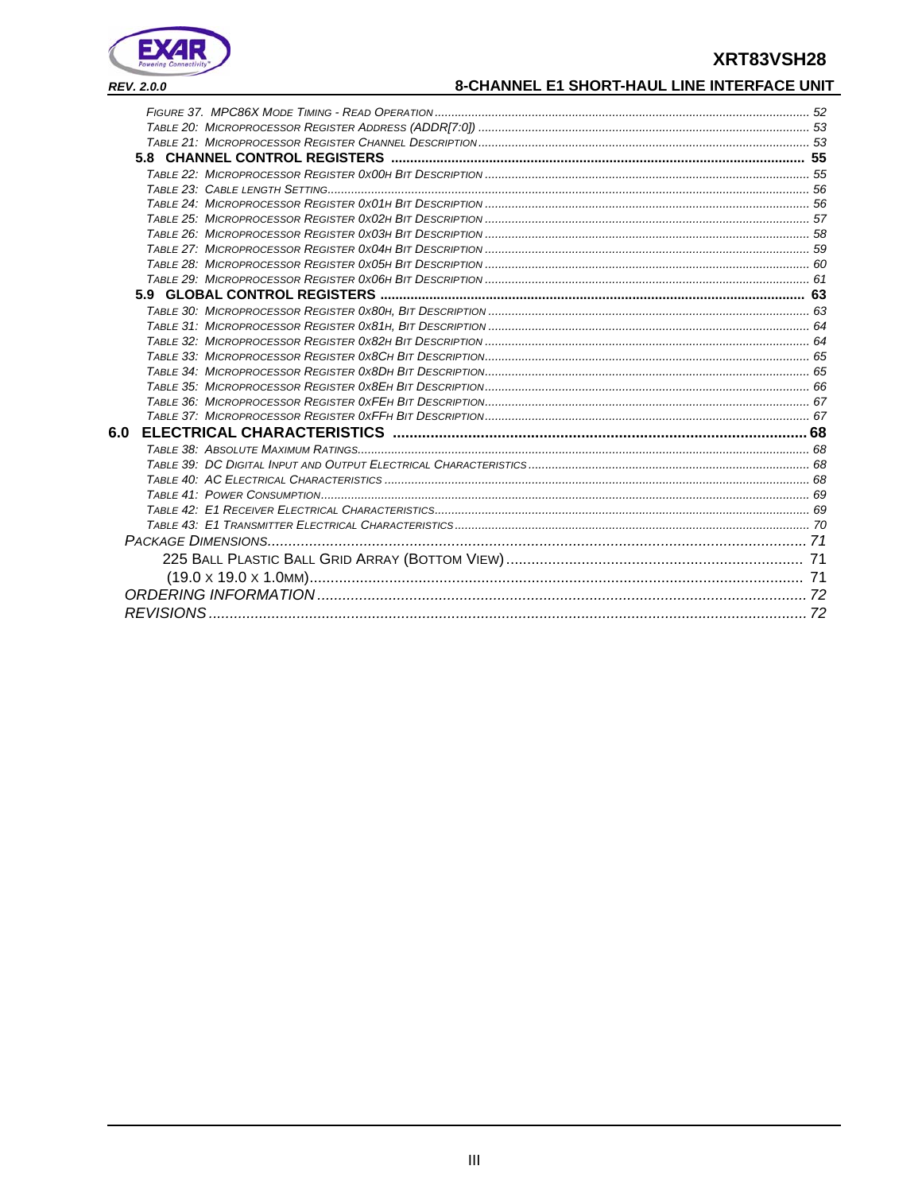*Figure 37. MPC86X Mode Timing - Read Operation* ............ 52
*Table 20: Microprocessor Register Address (ADDR[7:0])* ............ 53
*Table 21: Microprocessor Register Channel Description* ............ 53

**5.8 CHANNEL CONTROL REGISTERS** ............ 55

*Table 22: Microprocessor Register 0x00h Bit Description* ............ 55
*Table 23: Cable length Setting* ............ 56
*Table 24: Microprocessor Register 0x01h Bit Description* ............ 56
*Table 25: Microprocessor Register 0x02h Bit Description* ............ 57
*Table 26: Microprocessor Register 0x03h Bit Description* ............ 58
*Table 27: Microprocessor Register 0x04h Bit Description* ............ 59
*Table 28: Microprocessor Register 0x05h Bit Description* ............ 60
*Table 29: Microprocessor Register 0x06h Bit Description* ............ 61

**5.9 GLOBAL CONTROL REGISTERS** ............ 63

*Table 30: Microprocessor Register 0x80h, Bit Description* ............ 63
*Table 31: Microprocessor Register 0x81h, Bit Description* ............ 64
*Table 32: Microprocessor Register 0x82h Bit Description* ............ 64
*Table 33: Microprocessor Register 0x8Ch Bit Description* ............ 65
*Table 34: Microprocessor Register 0x8Dh Bit Description* ............ 65
*Table 35: Microprocessor Register 0x8Eh Bit Description* ............ 66
*Table 36: Microprocessor Register 0xFEh Bit Description* ............ 67
*Table 37: Microprocessor Register 0xFFh Bit Description* ............ 67

**6.0 ELECTRICAL CHARACTERISTICS** ............ 68

*Table 38: Absolute Maximum Ratings* ............ 68
*Table 39: DC Digital Input and Output Electrical Characteristics* ............ 68
*Table 40: AC Electrical Characteristics* ............ 68
*Table 41: Power Consumption* ............ 69
*Table 42: E1 Receiver Electrical Characteristics* ............ 69
*Table 43: E1 Transmitter Electrical Characteristics* ............ 70

*Package Dimensions* ............ 71

225 Ball Plastic Ball Grid Array (Bottom View) ............ 71

(19.0 x 19.0 x 1.0mm) ............ 71

*ORDERING INFORMATION* ............ 72

*REVISIONS* ............ 72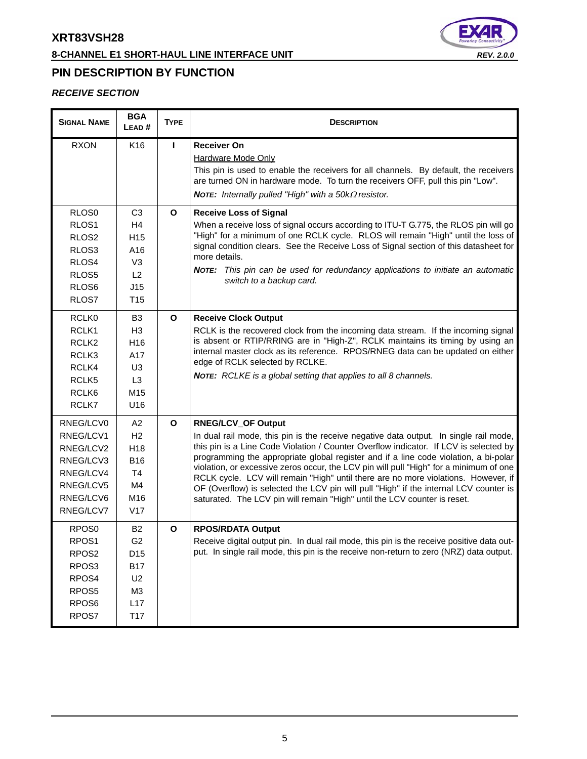## PIN DESCRIPTION BY FUNCTION

### *RECEIVE SECTION*

| Signal Name | BGA Lead # | Type | Description |
|---|---|---|---|
| RXON | K16 | I | **Receiver On**<br>Hardware Mode Only<br>This pin is used to enable the receivers for all channels. By default, the receivers are turned ON in hardware mode. To turn the receivers OFF, pull this pin "Low".<br>***Note:*** *Internally pulled "High" with a 50kΩ resistor.* |
| RLOS0<br>RLOS1<br>RLOS2<br>RLOS3<br>RLOS4<br>RLOS5<br>RLOS6<br>RLOS7 | C3<br>H4<br>H15<br>A16<br>V3<br>L2<br>J15<br>T15 | O | **Receive Loss of Signal**<br>When a receive loss of signal occurs according to ITU-T G.775, the RLOS pin will go "High" for a minimum of one RCLK cycle. RLOS will remain "High" until the loss of signal condition clears. See the Receive Loss of Signal section of this datasheet for more details.<br>***Note:*** *This pin can be used for redundancy applications to initiate an automatic switch to a backup card.* |
| RCLK0<br>RCLK1<br>RCLK2<br>RCLK3<br>RCLK4<br>RCLK5<br>RCLK6<br>RCLK7 | B3<br>H3<br>H16<br>A17<br>U3<br>L3<br>M15<br>U16 | O | **Receive Clock Output**<br>RCLK is the recovered clock from the incoming data stream. If the incoming signal is absent or RTIP/RRING are in "High-Z", RCLK maintains its timing by using an internal master clock as its reference. RPOS/RNEG data can be updated on either edge of RCLK selected by RCLKE.<br>***Note:*** *RCLKE is a global setting that applies to all 8 channels.* |
| RNEG/LCV0<br>RNEG/LCV1<br>RNEG/LCV2<br>RNEG/LCV3<br>RNEG/LCV4<br>RNEG/LCV5<br>RNEG/LCV6<br>RNEG/LCV7 | A2<br>H2<br>H18<br>B16<br>T4<br>M4<br>M16<br>V17 | O | **RNEG/LCV_OF Output**<br>In dual rail mode, this pin is the receive negative data output. In single rail mode, this pin is a Line Code Violation / Counter Overflow indicator. If LCV is selected by programming the appropriate global register and if a line code violation, a bi-polar violation, or excessive zeros occur, the LCV pin will pull "High" for a minimum of one RCLK cycle. LCV will remain "High" until there are no more violations. However, if OF (Overflow) is selected the LCV pin will pull "High" if the internal LCV counter is saturated. The LCV pin will remain "High" until the LCV counter is reset. |
| RPOS0<br>RPOS1<br>RPOS2<br>RPOS3<br>RPOS4<br>RPOS5<br>RPOS6<br>RPOS7 | B2<br>G2<br>D15<br>B17<br>U2<br>M3<br>L17<br>T17 | O | **RPOS/RDATA Output**<br>Receive digital output pin. In dual rail mode, this pin is the receive positive data output. In single rail mode, this pin is the receive non-return to zero (NRZ) data output. |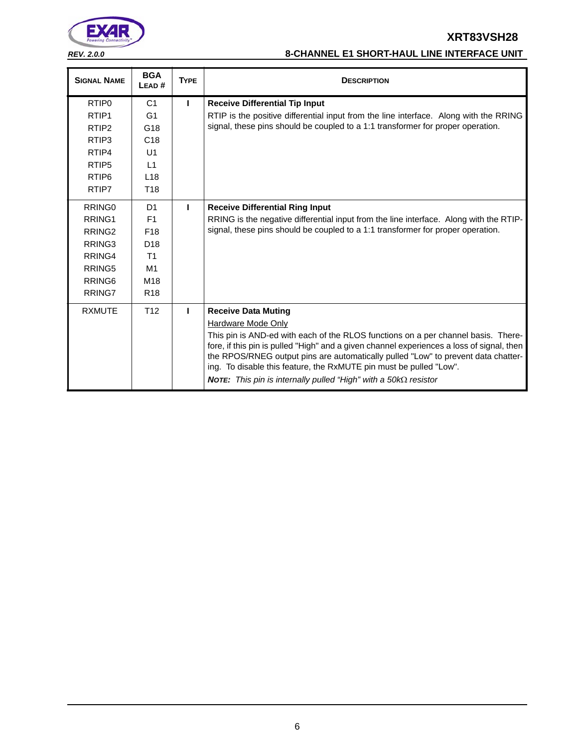| SIGNAL NAME | BGA LEAD # | TYPE | DESCRIPTION |
|---|---|---|---|
| RTIP0<br>RTIP1<br>RTIP2<br>RTIP3<br>RTIP4<br>RTIP5<br>RTIP6<br>RTIP7 | C1<br>G1<br>G18<br>C18<br>U1<br>L1<br>L18<br>T18 | I | **Receive Differential Tip Input**<br>RTIP is the positive differential input from the line interface. Along with the RRING signal, these pins should be coupled to a 1:1 transformer for proper operation. |
| RRING0<br>RRING1<br>RRING2<br>RRING3<br>RRING4<br>RRING5<br>RRING6<br>RRING7 | D1<br>F1<br>F18<br>D18<br>T1<br>M1<br>M18<br>R18 | I | **Receive Differential Ring Input**<br>RRING is the negative differential input from the line interface. Along with the RTIP-signal, these pins should be coupled to a 1:1 transformer for proper operation. |
| RXMUTE | T12 | I | **Receive Data Muting**<br><u>Hardware Mode Only</u><br>This pin is AND-ed with each of the RLOS functions on a per channel basis. Therefore, if this pin is pulled "High" and a given channel experiences a loss of signal, then the RPOS/RNEG output pins are automatically pulled "Low" to prevent data chattering. To disable this feature, the RxMUTE pin must be pulled "Low".<br>***NOTE:** This pin is internally pulled "High" with a 50kΩ resistor* |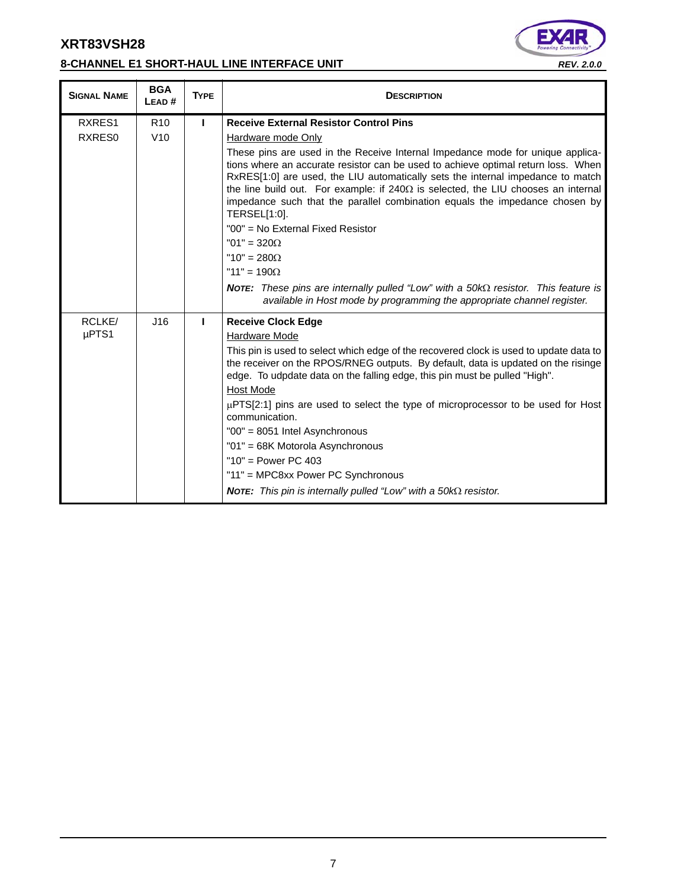| SIGNAL NAME | BGA LEAD # | TYPE | DESCRIPTION |
|---|---|---|---|
| RXRES1<br>RXRES0 | R10<br>V10 | I | **Receive External Resistor Control Pins**<br>Hardware mode Only<br>These pins are used in the Receive Internal Impedance mode for unique applications where an accurate resistor can be used to achieve optimal return loss. When RxRES[1:0] are used, the LIU automatically sets the internal impedance to match the line build out. For example: if 240Ω is selected, the LIU chooses an internal impedance such that the parallel combination equals the impedance chosen by TERSEL[1:0].<br>"00" = No External Fixed Resistor<br>"01" = 320Ω<br>"10" = 280Ω<br>"11" = 190Ω<br>***NOTE:*** *These pins are internally pulled "Low" with a 50kΩ resistor. This feature is available in Host mode by programming the appropriate channel register.* |
| RCLKE/<br>µPTS1 | J16 | I | **Receive Clock Edge**<br>Hardware Mode<br>This pin is used to select which edge of the recovered clock is used to update data to the receiver on the RPOS/RNEG outputs. By default, data is updated on the risinge edge. To udpdate data on the falling edge, this pin must be pulled "High".<br>Host Mode<br>µPTS[2:1] pins are used to select the type of microprocessor to be used for Host communication.<br>"00" = 8051 Intel Asynchronous<br>"01" = 68K Motorola Asynchronous<br>"10" = Power PC 403<br>"11" = MPC8xx Power PC Synchronous<br>***NOTE:*** *This pin is internally pulled "Low" with a 50kΩ resistor.* |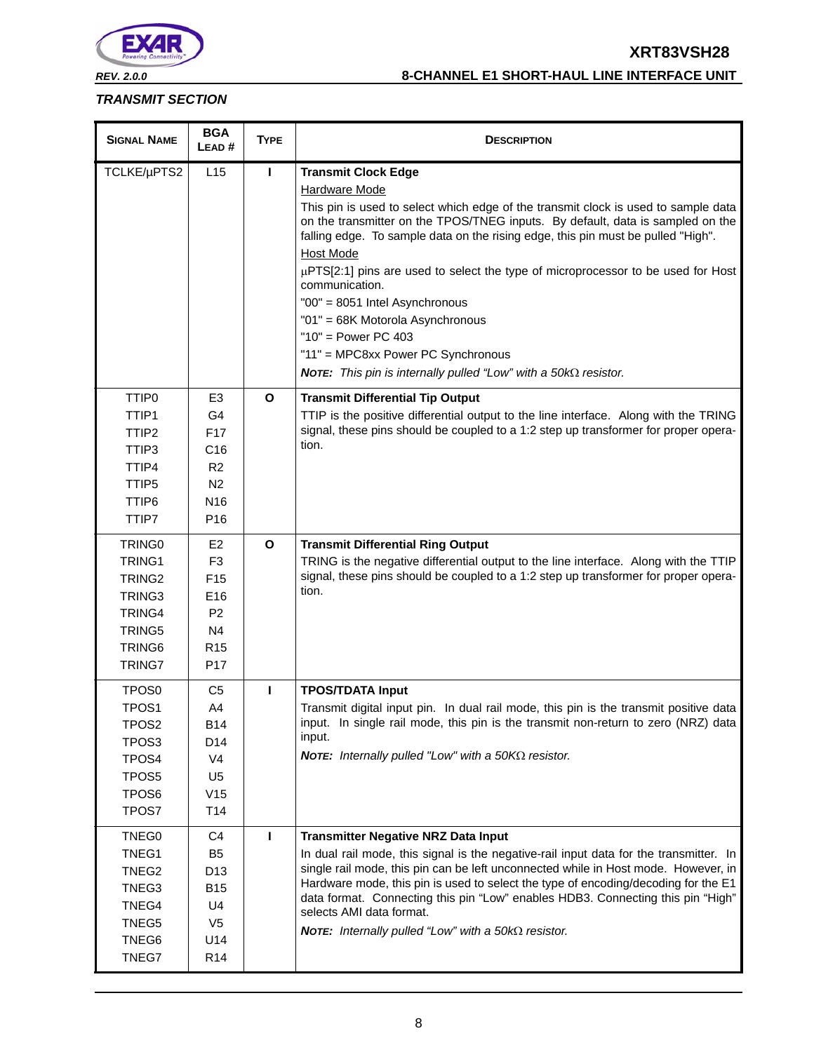### TRANSMIT SECTION

| Signal Name | BGA Lead # | Type | Description |
|---|---|---|---|
| TCLKE/µPTS2 | L15 | I | **Transmit Clock Edge**<br>Hardware Mode<br>This pin is used to select which edge of the transmit clock is used to sample data on the transmitter on the TPOS/TNEG inputs. By default, data is sampled on the falling edge. To sample data on the rising edge, this pin must be pulled "High".<br>Host Mode<br>µPTS[2:1] pins are used to select the type of microprocessor to be used for Host communication.<br>"00" = 8051 Intel Asynchronous<br>"01" = 68K Motorola Asynchronous<br>"10" = Power PC 403<br>"11" = MPC8xx Power PC Synchronous<br>***NOTE:** This pin is internally pulled "Low" with a 50kΩ resistor.* |
| TTIP0<br>TTIP1<br>TTIP2<br>TTIP3<br>TTIP4<br>TTIP5<br>TTIP6<br>TTIP7 | E3<br>G4<br>F17<br>C16<br>R2<br>N2<br>N16<br>P16 | O | **Transmit Differential Tip Output**<br>TTIP is the positive differential output to the line interface. Along with the TRING signal, these pins should be coupled to a 1:2 step up transformer for proper operation. |
| TRING0<br>TRING1<br>TRING2<br>TRING3<br>TRING4<br>TRING5<br>TRING6<br>TRING7 | E2<br>F3<br>F15<br>E16<br>P2<br>N4<br>R15<br>P17 | O | **Transmit Differential Ring Output**<br>TRING is the negative differential output to the line interface. Along with the TTIP signal, these pins should be coupled to a 1:2 step up transformer for proper operation. |
| TPOS0<br>TPOS1<br>TPOS2<br>TPOS3<br>TPOS4<br>TPOS5<br>TPOS6<br>TPOS7 | C5<br>A4<br>B14<br>D14<br>V4<br>U5<br>V15<br>T14 | I | **TPOS/TDATA Input**<br>Transmit digital input pin. In dual rail mode, this pin is the transmit positive data input. In single rail mode, this pin is the transmit non-return to zero (NRZ) data input.<br>***NOTE:** Internally pulled "Low" with a 50KΩ resistor.* |
| TNEG0<br>TNEG1<br>TNEG2<br>TNEG3<br>TNEG4<br>TNEG5<br>TNEG6<br>TNEG7 | C4<br>B5<br>D13<br>B15<br>U4<br>V5<br>U14<br>R14 | I | **Transmitter Negative NRZ Data Input**<br>In dual rail mode, this signal is the negative-rail input data for the transmitter. In single rail mode, this pin can be left unconnected while in Host mode. However, in Hardware mode, this pin is used to select the type of encoding/decoding for the E1 data format. Connecting this pin "Low" enables HDB3. Connecting this pin "High" selects AMI data format.<br>***NOTE:** Internally pulled "Low" with a 50kΩ resistor.* |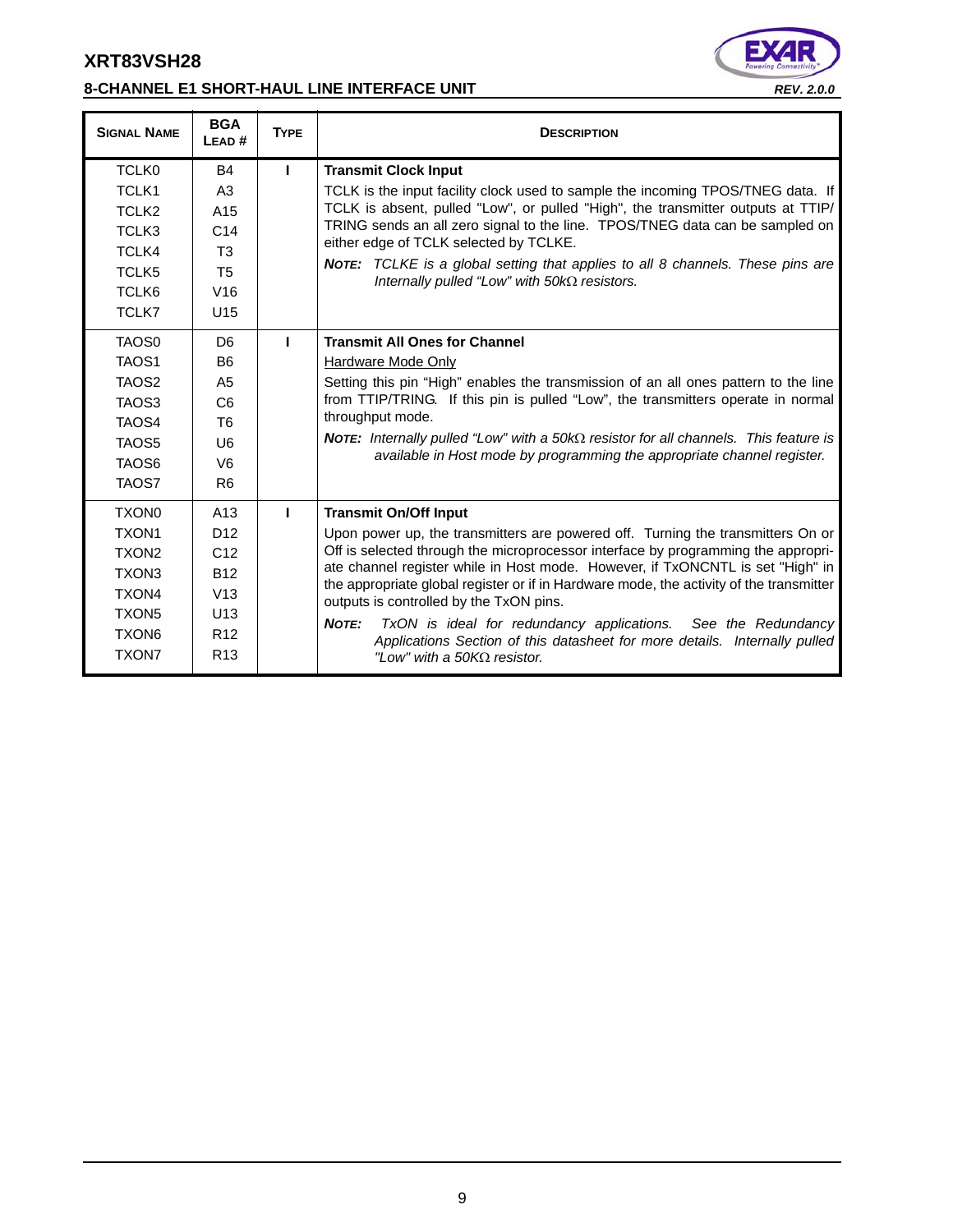| SIGNAL NAME | BGA LEAD # | TYPE | DESCRIPTION |
|---|---|---|---|
| TCLK0<br>TCLK1<br>TCLK2<br>TCLK3<br>TCLK4<br>TCLK5<br>TCLK6<br>TCLK7 | B4<br>A3<br>A15<br>C14<br>T3<br>T5<br>V16<br>U15 | I | **Transmit Clock Input**<br>TCLK is the input facility clock used to sample the incoming TPOS/TNEG data. If TCLK is absent, pulled "Low", or pulled "High", the transmitter outputs at TTIP/TRING sends an all zero signal to the line. TPOS/TNEG data can be sampled on either edge of TCLK selected by TCLKE.<br>***NOTE:*** *TCLKE is a global setting that applies to all 8 channels. These pins are Internally pulled "Low" with 50kΩ resistors.* |
| TAOS0<br>TAOS1<br>TAOS2<br>TAOS3<br>TAOS4<br>TAOS5<br>TAOS6<br>TAOS7 | D6<br>B6<br>A5<br>C6<br>T6<br>U6<br>V6<br>R6 | I | **Transmit All Ones for Channel**<br><u>Hardware Mode Only</u><br>Setting this pin "High" enables the transmission of an all ones pattern to the line from TTIP/TRING. If this pin is pulled "Low", the transmitters operate in normal throughput mode.<br>***NOTE:*** *Internally pulled "Low" with a 50kΩ resistor for all channels. This feature is available in Host mode by programming the appropriate channel register.* |
| TXON0<br>TXON1<br>TXON2<br>TXON3<br>TXON4<br>TXON5<br>TXON6<br>TXON7 | A13<br>D12<br>C12<br>B12<br>V13<br>U13<br>R12<br>R13 | I | **Transmit On/Off Input**<br>Upon power up, the transmitters are powered off. Turning the transmitters On or Off is selected through the microprocessor interface by programming the appropriate channel register while in Host mode. However, if TxONCNTL is set "High" in the appropriate global register or if in Hardware mode, the activity of the transmitter outputs is controlled by the TxON pins.<br>***NOTE:*** *TxON is ideal for redundancy applications. See the Redundancy Applications Section of this datasheet for more details. Internally pulled "Low" with a 50KΩ resistor.* |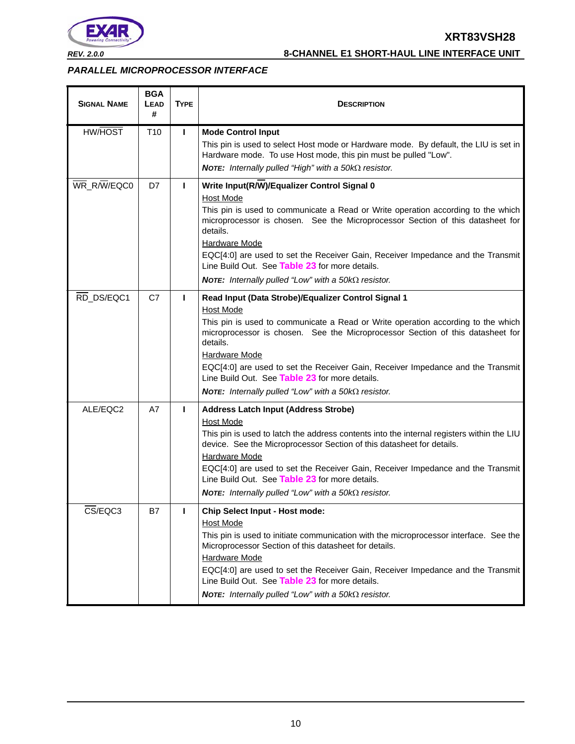## PARALLEL MICROPROCESSOR INTERFACE

| SIGNAL NAME | BGA LEAD # | TYPE | DESCRIPTION |
|---|---|---|---|
| HW/$\overline{\text{HOST}}$ | T10 | I | **Mode Control Input**<br>This pin is used to select Host mode or Hardware mode. By default, the LIU is set in Hardware mode. To use Host mode, this pin must be pulled "Low".<br>***NOTE:*** *Internally pulled "High" with a 50kΩ resistor.* |
| $\overline{\text{WR}}$_R/$\overline{\text{W}}$/EQC0 | D7 | I | **Write Input(R/$\overline{\text{W}}$)/Equalizer Control Signal 0**<br>Host Mode<br>This pin is used to communicate a Read or Write operation according to the which microprocessor is chosen. See the Microprocessor Section of this datasheet for details.<br>Hardware Mode<br>EQC[4:0] are used to set the Receiver Gain, Receiver Impedance and the Transmit Line Build Out. See Table 23 for more details.<br>***NOTE:*** *Internally pulled "Low" with a 50kΩ resistor.* |
| $\overline{\text{RD}}$_DS/EQC1 | C7 | I | **Read Input (Data Strobe)/Equalizer Control Signal 1**<br>Host Mode<br>This pin is used to communicate a Read or Write operation according to the which microprocessor is chosen. See the Microprocessor Section of this datasheet for details.<br>Hardware Mode<br>EQC[4:0] are used to set the Receiver Gain, Receiver Impedance and the Transmit Line Build Out. See Table 23 for more details.<br>***NOTE:*** *Internally pulled "Low" with a 50kΩ resistor.* |
| ALE/EQC2 | A7 | I | **Address Latch Input (Address Strobe)**<br>Host Mode<br>This pin is used to latch the address contents into the internal registers within the LIU device. See the Microprocessor Section of this datasheet for details.<br>Hardware Mode<br>EQC[4:0] are used to set the Receiver Gain, Receiver Impedance and the Transmit Line Build Out. See Table 23 for more details.<br>***NOTE:*** *Internally pulled "Low" with a 50kΩ resistor.* |
| $\overline{\text{CS}}$/EQC3 | B7 | I | **Chip Select Input - Host mode:**<br>Host Mode<br>This pin is used to initiate communication with the microprocessor interface. See the Microprocessor Section of this datasheet for details.<br>Hardware Mode<br>EQC[4:0] are used to set the Receiver Gain, Receiver Impedance and the Transmit Line Build Out. See Table 23 for more details.<br>***NOTE:*** *Internally pulled "Low" with a 50kΩ resistor.* |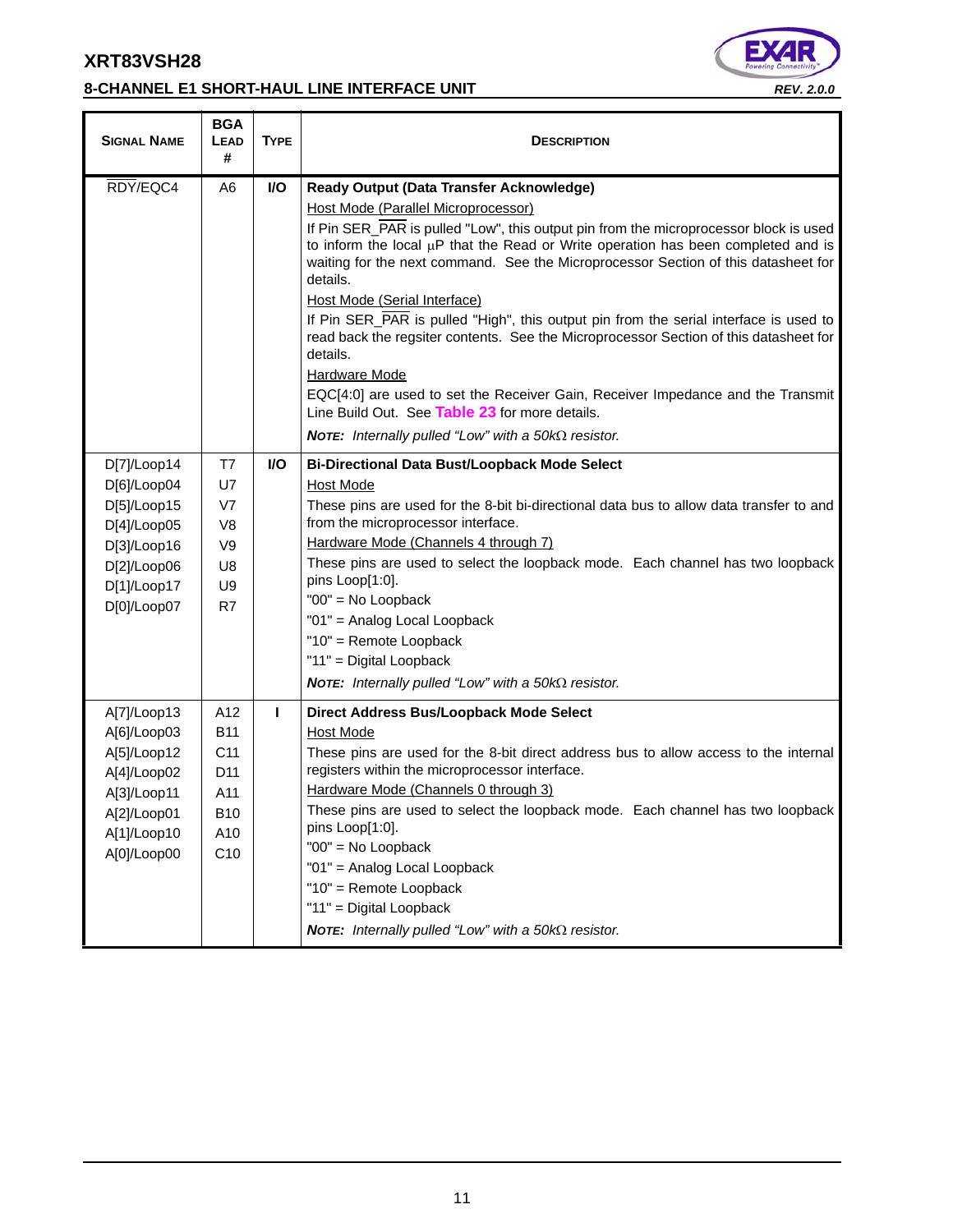| Signal Name | BGA Lead # | Type | Description |
|---|---|---|---|
| RDY/EQC4 | A6 | I/O | **Ready Output (Data Transfer Acknowledge)**<br>Host Mode (Parallel Microprocessor)<br>If Pin SER_PAR is pulled "Low", this output pin from the microprocessor block is used to inform the local μP that the Read or Write operation has been completed and is waiting for the next command. See the Microprocessor Section of this datasheet for details.<br>Host Mode (Serial Interface)<br>If Pin SER_PAR is pulled "High", this output pin from the serial interface is used to read back the regsiter contents. See the Microprocessor Section of this datasheet for details.<br>Hardware Mode<br>EQC[4:0] are used to set the Receiver Gain, Receiver Impedance and the Transmit Line Build Out. See **Table 23** for more details.<br>***NOTE:** Internally pulled "Low" with a 50kΩ resistor.* |
| D[7]/Loop14<br>D[6]/Loop04<br>D[5]/Loop15<br>D[4]/Loop05<br>D[3]/Loop16<br>D[2]/Loop06<br>D[1]/Loop17<br>D[0]/Loop07 | T7<br>U7<br>V7<br>V8<br>V9<br>U8<br>U9<br>R7 | I/O | **Bi-Directional Data Bust/Loopback Mode Select**<br>Host Mode<br>These pins are used for the 8-bit bi-directional data bus to allow data transfer to and from the microprocessor interface.<br>Hardware Mode (Channels 4 through 7)<br>These pins are used to select the loopback mode. Each channel has two loopback pins Loop[1:0].<br>"00" = No Loopback<br>"01" = Analog Local Loopback<br>"10" = Remote Loopback<br>"11" = Digital Loopback<br>***NOTE:** Internally pulled "Low" with a 50kΩ resistor.* |
| A[7]/Loop13<br>A[6]/Loop03<br>A[5]/Loop12<br>A[4]/Loop02<br>A[3]/Loop11<br>A[2]/Loop01<br>A[1]/Loop10<br>A[0]/Loop00 | A12<br>B11<br>C11<br>D11<br>A11<br>B10<br>A10<br>C10 | I | **Direct Address Bus/Loopback Mode Select**<br>Host Mode<br>These pins are used for the 8-bit direct address bus to allow access to the internal registers within the microprocessor interface.<br>Hardware Mode (Channels 0 through 3)<br>These pins are used to select the loopback mode. Each channel has two loopback pins Loop[1:0].<br>"00" = No Loopback<br>"01" = Analog Local Loopback<br>"10" = Remote Loopback<br>"11" = Digital Loopback<br>***NOTE:** Internally pulled "Low" with a 50kΩ resistor.* |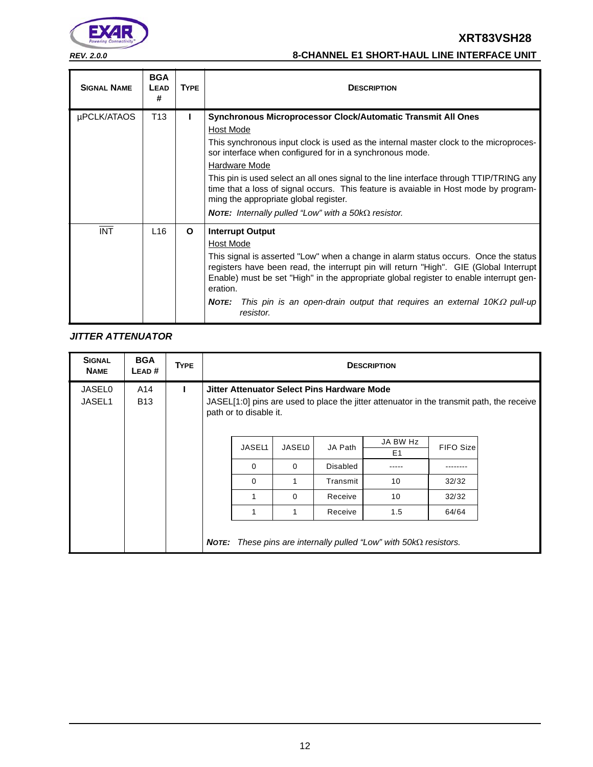| Signal Name | BGA Lead # | Type | Description |
|---|---|---|---|
| µPCLK/ATAOS | T13 | I | **Synchronous Microprocessor Clock/Automatic Transmit All Ones**<br>Host Mode<br>This synchronous input clock is used as the internal master clock to the microprocessor interface when configured for in a synchronous mode.<br>Hardware Mode<br>This pin is used select an all ones signal to the line interface through TTIP/TRING any time that a loss of signal occurs. This feature is avaiable in Host mode by programming the appropriate global register.<br>***Note:*** *Internally pulled "Low" with a 50kΩ resistor.* |
| $\overline{\text{INT}}$ | L16 | O | **Interrupt Output**<br>Host Mode<br>This signal is asserted "Low" when a change in alarm status occurs. Once the status registers have been read, the interrupt pin will return "High". GIE (Global Interrupt Enable) must be set "High" in the appropriate global register to enable interrupt generation.<br>***Note:*** *This pin is an open-drain output that requires an external 10KΩ pull-up resistor.* |

### *JITTER ATTENUATOR*

| Signal Name | BGA Lead # | Type | Description |
|---|---|---|---|
| JASEL0<br>JASEL1 | A14<br>B13 | I | **Jitter Attenuator Select Pins Hardware Mode**<br>JASEL[1:0] pins are used to place the jitter attenuator in the transmit path, the receive path or to disable it.<br>***Note:*** *These pins are internally pulled "Low" with 50kΩ resistors.* |

| JASEL1 | JASEL0 | JA Path | JA BW Hz E1 | FIFO Size |
|---|---|---|---|---|
| 0 | 0 | Disabled | ----- | -------- |
| 0 | 1 | Transmit | 10 | 32/32 |
| 1 | 0 | Receive | 10 | 32/32 |
| 1 | 1 | Receive | 1.5 | 64/64 |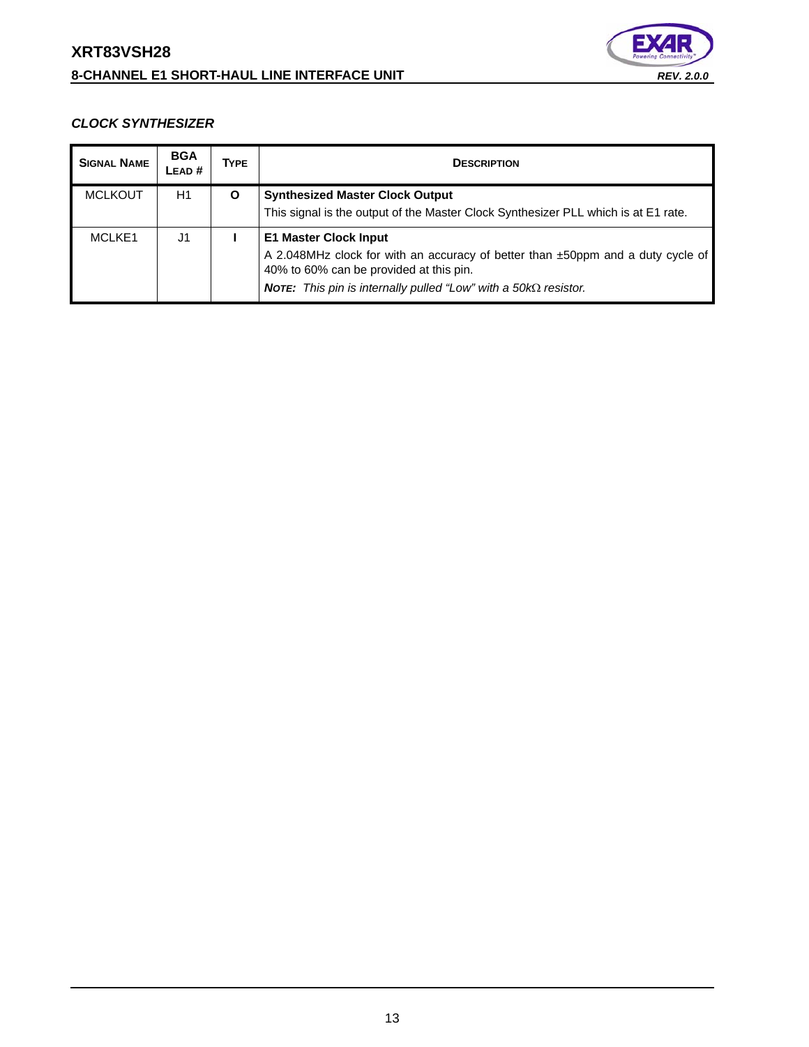### *CLOCK SYNTHESIZER*

| SIGNAL NAME | BGA LEAD # | TYPE | DESCRIPTION |
|---|---|---|---|
| MCLKOUT | H1 | O | **Synthesized Master Clock Output**<br>This signal is the output of the Master Clock Synthesizer PLL which is at E1 rate. |
| MCLKE1 | J1 | I | **E1 Master Clock Input**<br>A 2.048MHz clock for with an accuracy of better than ±50ppm and a duty cycle of 40% to 60% can be provided at this pin.<br>***NOTE:** This pin is internally pulled "Low" with a 50kΩ resistor.* |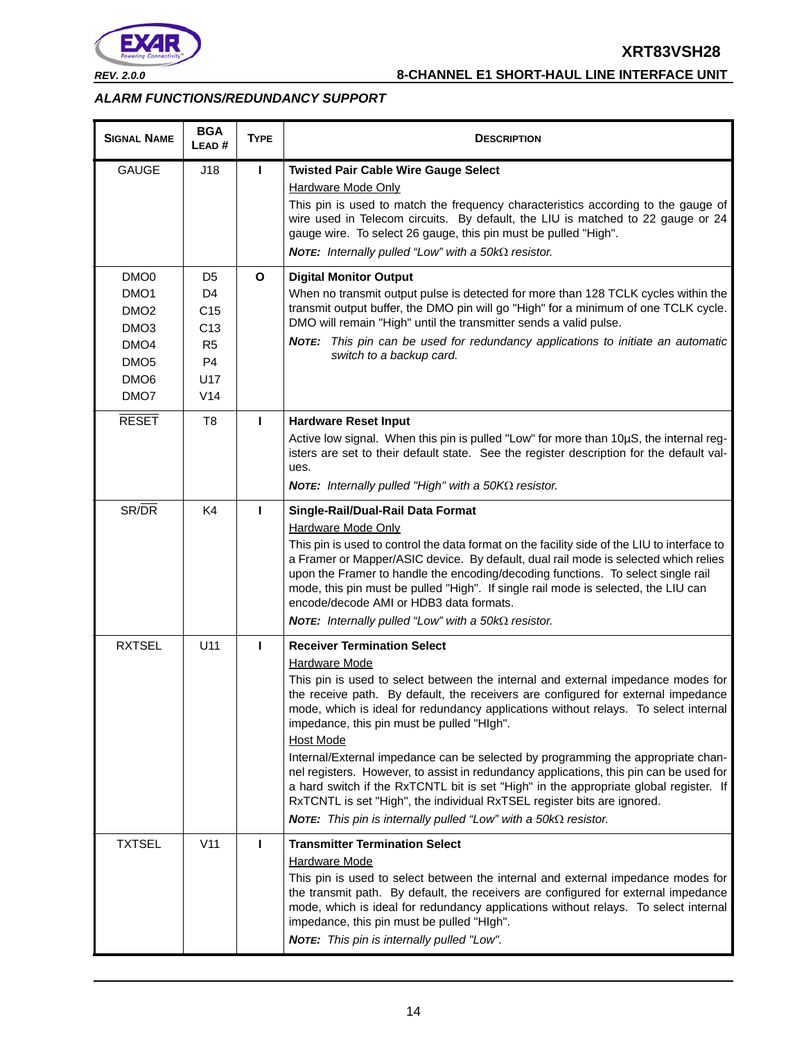## ALARM FUNCTIONS/REDUNDANCY SUPPORT

| SIGNAL NAME | BGA LEAD # | TYPE | DESCRIPTION |
|---|---|---|---|
| GAUGE | J18 | I | **Twisted Pair Cable Wire Gauge Select**<br>Hardware Mode Only<br>This pin is used to match the frequency characteristics according to the gauge of wire used in Telecom circuits. By default, the LIU is matched to 22 gauge or 24 gauge wire. To select 26 gauge, this pin must be pulled "High".<br>***NOTE:*** *Internally pulled "Low" with a 50kΩ resistor.* |
| DMO0<br>DMO1<br>DMO2<br>DMO3<br>DMO4<br>DMO5<br>DMO6<br>DMO7 | D5<br>D4<br>C15<br>C13<br>R5<br>P4<br>U17<br>V14 | O | **Digital Monitor Output**<br>When no transmit output pulse is detected for more than 128 TCLK cycles within the transmit output buffer, the DMO pin will go "High" for a minimum of one TCLK cycle. DMO will remain "High" until the transmitter sends a valid pulse.<br>***NOTE:*** *This pin can be used for redundancy applications to initiate an automatic switch to a backup card.* |
| $\overline{\text{RESET}}$ | T8 | I | **Hardware Reset Input**<br>Active low signal. When this pin is pulled "Low" for more than 10µS, the internal registers are set to their default state. See the register description for the default values.<br>***NOTE:*** *Internally pulled "High" with a 50KΩ resistor.* |
| SR/$\overline{\text{DR}}$ | K4 | I | **Single-Rail/Dual-Rail Data Format**<br>Hardware Mode Only<br>This pin is used to control the data format on the facility side of the LIU to interface to a Framer or Mapper/ASIC device. By default, dual rail mode is selected which relies upon the Framer to handle the encoding/decoding functions. To select single rail mode, this pin must be pulled "High". If single rail mode is selected, the LIU can encode/decode AMI or HDB3 data formats.<br>***NOTE:*** *Internally pulled "Low" with a 50kΩ resistor.* |
| RXTSEL | U11 | I | **Receiver Termination Select**<br>Hardware Mode<br>This pin is used to select between the internal and external impedance modes for the receive path. By default, the receivers are configured for external impedance mode, which is ideal for redundancy applications without relays. To select internal impedance, this pin must be pulled "HIgh".<br>Host Mode<br>Internal/External impedance can be selected by programming the appropriate channel registers. However, to assist in redundancy applications, this pin can be used for a hard switch if the RxTCNTL bit is set "High" in the appropriate global register. If RxTCNTL is set "High", the individual RxTSEL register bits are ignored.<br>***NOTE:*** *This pin is internally pulled "Low" with a 50kΩ resistor.* |
| TXTSEL | V11 | I | **Transmitter Termination Select**<br>Hardware Mode<br>This pin is used to select between the internal and external impedance modes for the transmit path. By default, the receivers are configured for external impedance mode, which is ideal for redundancy applications without relays. To select internal impedance, this pin must be pulled "HIgh".<br>***NOTE:*** *This pin is internally pulled "Low".* |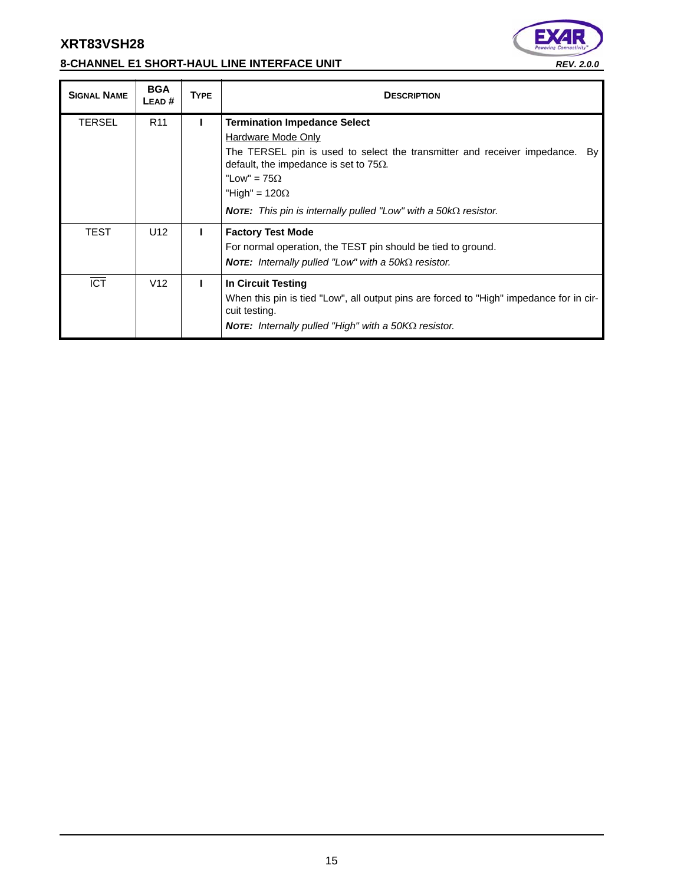| SIGNAL NAME | BGA LEAD # | TYPE | DESCRIPTION |
|---|---|---|---|
| TERSEL | R11 | I | **Termination Impedance Select**<br>Hardware Mode Only<br>The TERSEL pin is used to select the transmitter and receiver impedance. By default, the impedance is set to 75Ω.<br>"Low" = 75Ω<br>"High" = 120Ω<br>***NOTE:*** *This pin is internally pulled "Low" with a 50kΩ resistor.* |
| TEST | U12 | I | **Factory Test Mode**<br>For normal operation, the TEST pin should be tied to ground.<br>***NOTE:*** *Internally pulled "Low" with a 50kΩ resistor.* |
| $\overline{ICT}$ | V12 | I | **In Circuit Testing**<br>When this pin is tied "Low", all output pins are forced to "High" impedance for in circuit testing.<br>***NOTE:*** *Internally pulled "High" with a 50KΩ resistor.* |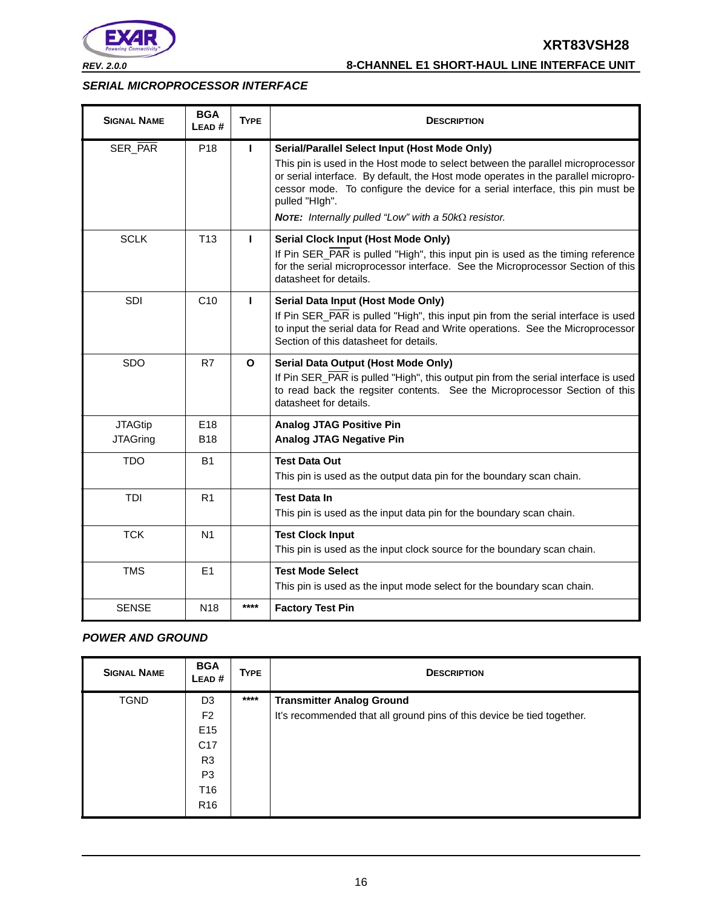### SERIAL MICROPROCESSOR INTERFACE

| Signal Name | BGA Lead # | Type | Description |
|---|---|---|---|
| SER_PAR | P18 | I | **Serial/Parallel Select Input (Host Mode Only)**<br>This pin is used in the Host mode to select between the parallel microprocessor or serial interface. By default, the Host mode operates in the parallel microprocessor mode. To configure the device for a serial interface, this pin must be pulled "HIgh".<br>***Note:** Internally pulled "Low" with a 50kΩ resistor.* |
| SCLK | T13 | I | **Serial Clock Input (Host Mode Only)**<br>If Pin SER_PAR is pulled "High", this input pin is used as the timing reference for the serial microprocessor interface. See the Microprocessor Section of this datasheet for details. |
| SDI | C10 | I | **Serial Data Input (Host Mode Only)**<br>If Pin SER_PAR is pulled "High", this input pin from the serial interface is used to input the serial data for Read and Write operations. See the Microprocessor Section of this datasheet for details. |
| SDO | R7 | O | **Serial Data Output (Host Mode Only)**<br>If Pin SER_PAR is pulled "High", this output pin from the serial interface is used to read back the regsiter contents. See the Microprocessor Section of this datasheet for details. |
| JTAGtip<br>JTAGring | E18<br>B18 | | **Analog JTAG Positive Pin**<br>**Analog JTAG Negative Pin** |
| TDO | B1 | | **Test Data Out**<br>This pin is used as the output data pin for the boundary scan chain. |
| TDI | R1 | | **Test Data In**<br>This pin is used as the input data pin for the boundary scan chain. |
| TCK | N1 | | **Test Clock Input**<br>This pin is used as the input clock source for the boundary scan chain. |
| TMS | E1 | | **Test Mode Select**<br>This pin is used as the input mode select for the boundary scan chain. |
| SENSE | N18 | **** | **Factory Test Pin** |

### POWER AND GROUND

| Signal Name | BGA Lead # | Type | Description |
|---|---|---|---|
| TGND | D3<br>F2<br>E15<br>C17<br>R3<br>P3<br>T16<br>R16 | **** | **Transmitter Analog Ground**<br>It's recommended that all ground pins of this device be tied together. |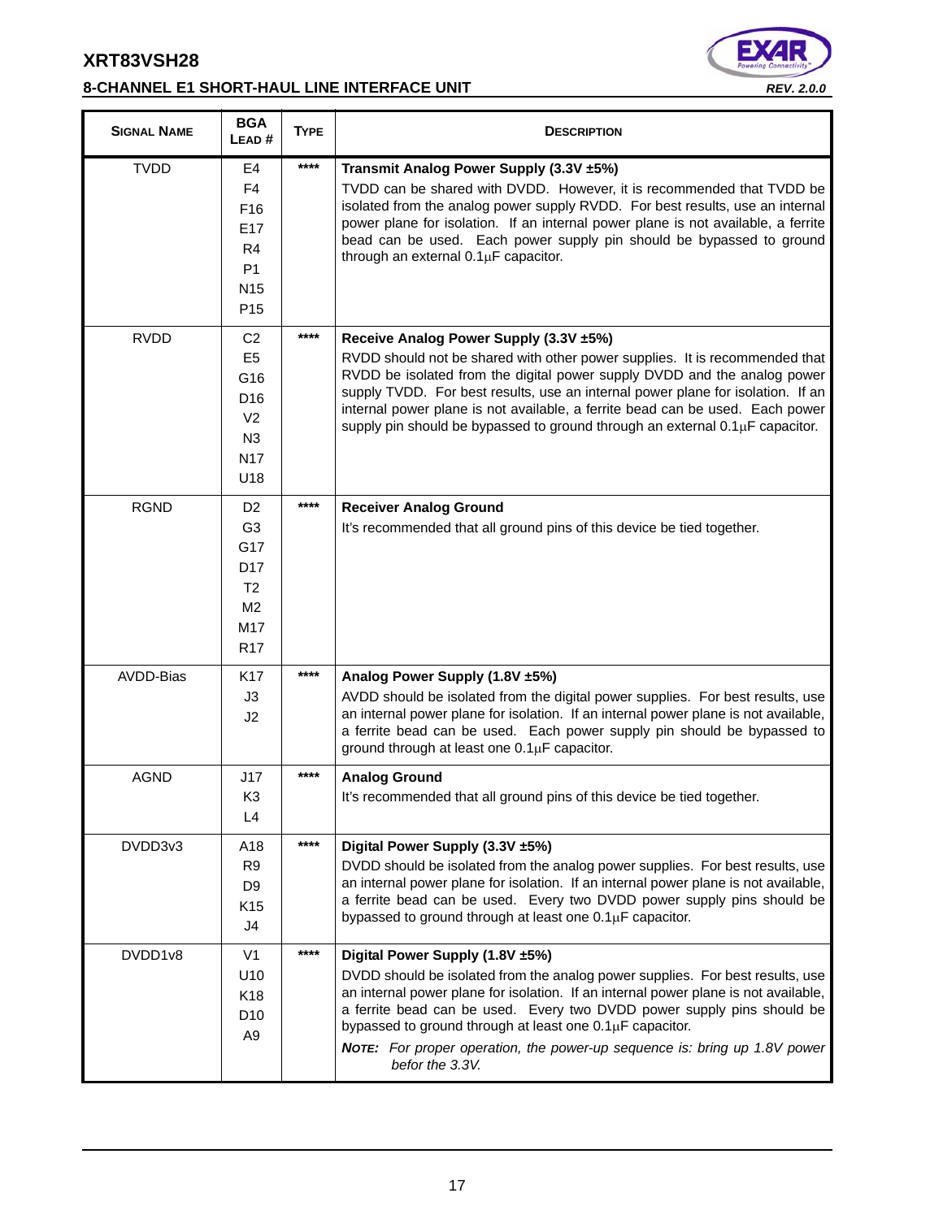| SIGNAL NAME | BGA LEAD # | TYPE | DESCRIPTION |
|---|---|---|---|
| TVDD | E4<br>F4<br>F16<br>E17<br>R4<br>P1<br>N15<br>P15 | **** | **Transmit Analog Power Supply (3.3V ±5%)**<br>TVDD can be shared with DVDD. However, it is recommended that TVDD be isolated from the analog power supply RVDD. For best results, use an internal power plane for isolation. If an internal power plane is not available, a ferrite bead can be used. Each power supply pin should be bypassed to ground through an external 0.1μF capacitor. |
| RVDD | C2<br>E5<br>G16<br>D16<br>V2<br>N3<br>N17<br>U18 | **** | **Receive Analog Power Supply (3.3V ±5%)**<br>RVDD should not be shared with other power supplies. It is recommended that RVDD be isolated from the digital power supply DVDD and the analog power supply TVDD. For best results, use an internal power plane for isolation. If an internal power plane is not available, a ferrite bead can be used. Each power supply pin should be bypassed to ground through an external 0.1μF capacitor. |
| RGND | D2<br>G3<br>G17<br>D17<br>T2<br>M2<br>M17<br>R17 | **** | **Receiver Analog Ground**<br>It's recommended that all ground pins of this device be tied together. |
| AVDD-Bias | K17<br>J3<br>J2 | **** | **Analog Power Supply (1.8V ±5%)**<br>AVDD should be isolated from the digital power supplies. For best results, use an internal power plane for isolation. If an internal power plane is not available, a ferrite bead can be used. Each power supply pin should be bypassed to ground through at least one 0.1μF capacitor. |
| AGND | J17<br>K3<br>L4 | **** | **Analog Ground**<br>It's recommended that all ground pins of this device be tied together. |
| DVDD3v3 | A18<br>R9<br>D9<br>K15<br>J4 | **** | **Digital Power Supply (3.3V ±5%)**<br>DVDD should be isolated from the analog power supplies. For best results, use an internal power plane for isolation. If an internal power plane is not available, a ferrite bead can be used. Every two DVDD power supply pins should be bypassed to ground through at least one 0.1μF capacitor. |
| DVDD1v8 | V1<br>U10<br>K18<br>D10<br>A9 | **** | **Digital Power Supply (1.8V ±5%)**<br>DVDD should be isolated from the analog power supplies. For best results, use an internal power plane for isolation. If an internal power plane is not available, a ferrite bead can be used. Every two DVDD power supply pins should be bypassed to ground through at least one 0.1μF capacitor.<br>***NOTE:*** *For proper operation, the power-up sequence is: bring up 1.8V power befor the 3.3V.* |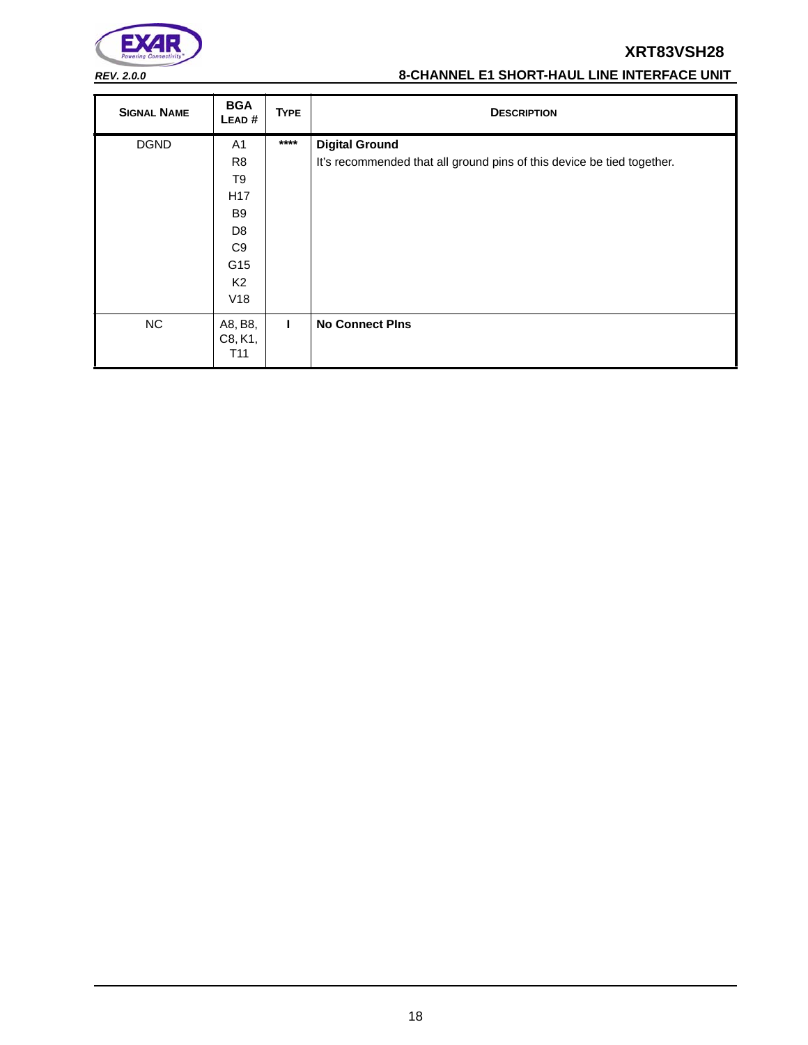| SIGNAL NAME | BGA LEAD # | TYPE | DESCRIPTION |
|---|---|---|---|
| DGND | A1<br>R8<br>T9<br>H17<br>B9<br>D8<br>C9<br>G15<br>K2<br>V18 | **** | **Digital Ground**<br>It's recommended that all ground pins of this device be tied together. |
| NC | A8, B8, C8, K1, T11 | I | **No Connect PIns** |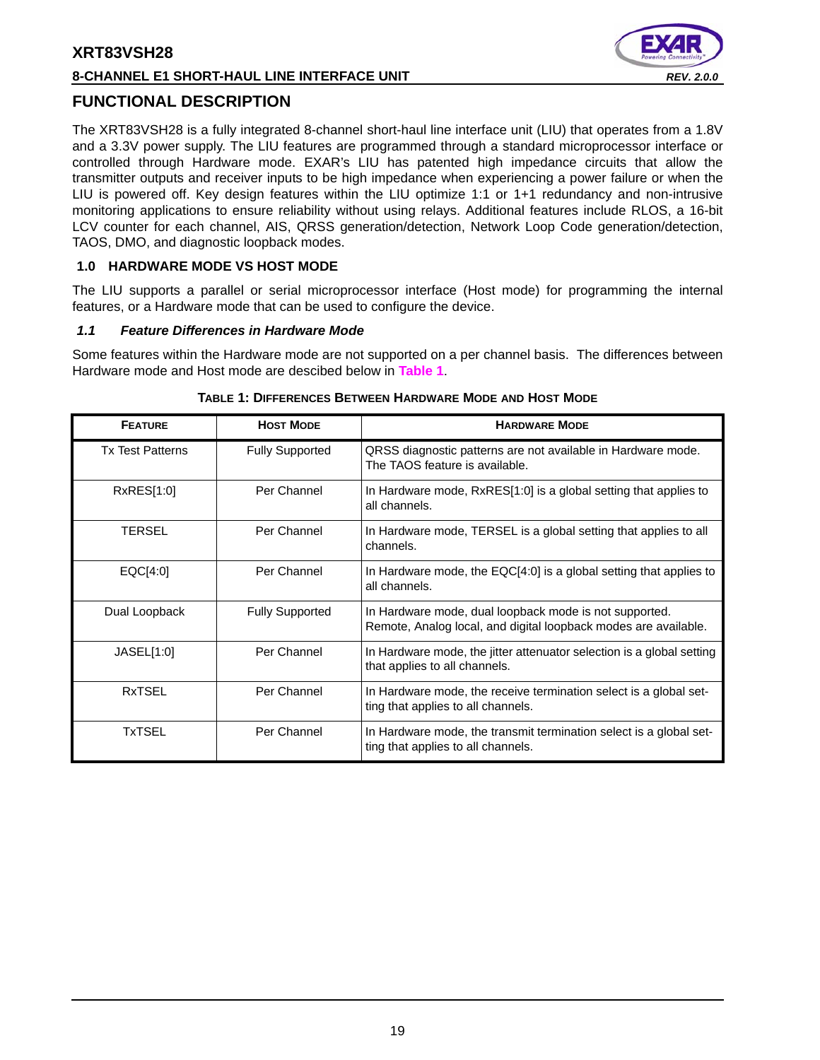## FUNCTIONAL DESCRIPTION

The XRT83VSH28 is a fully integrated 8-channel short-haul line interface unit (LIU) that operates from a 1.8V and a 3.3V power supply. The LIU features are programmed through a standard microprocessor interface or controlled through Hardware mode. EXAR's LIU has patented high impedance circuits that allow the transmitter outputs and receiver inputs to be high impedance when experiencing a power failure or when the LIU is powered off. Key design features within the LIU optimize 1:1 or 1+1 redundancy and non-intrusive monitoring applications to ensure reliability without using relays. Additional features include RLOS, a 16-bit LCV counter for each channel, AIS, QRSS generation/detection, Network Loop Code generation/detection, TAOS, DMO, and diagnostic loopback modes.

### 1.0 HARDWARE MODE VS HOST MODE

The LIU supports a parallel or serial microprocessor interface (Host mode) for programming the internal features, or a Hardware mode that can be used to configure the device.

#### *1.1 Feature Differences in Hardware Mode*

Some features within the Hardware mode are not supported on a per channel basis. The differences between Hardware mode and Host mode are descibed below in **Table 1**.

**TABLE 1: DIFFERENCES BETWEEN HARDWARE MODE AND HOST MODE**

| FEATURE | HOST MODE | HARDWARE MODE |
|---|---|---|
| Tx Test Patterns | Fully Supported | QRSS diagnostic patterns are not available in Hardware mode. The TAOS feature is available. |
| RxRES[1:0] | Per Channel | In Hardware mode, RxRES[1:0] is a global setting that applies to all channels. |
| TERSEL | Per Channel | In Hardware mode, TERSEL is a global setting that applies to all channels. |
| EQC[4:0] | Per Channel | In Hardware mode, the EQC[4:0] is a global setting that applies to all channels. |
| Dual Loopback | Fully Supported | In Hardware mode, dual loopback mode is not supported. Remote, Analog local, and digital loopback modes are available. |
| JASEL[1:0] | Per Channel | In Hardware mode, the jitter attenuator selection is a global setting that applies to all channels. |
| RxTSEL | Per Channel | In Hardware mode, the receive termination select is a global setting that applies to all channels. |
| TxTSEL | Per Channel | In Hardware mode, the transmit termination select is a global setting that applies to all channels. |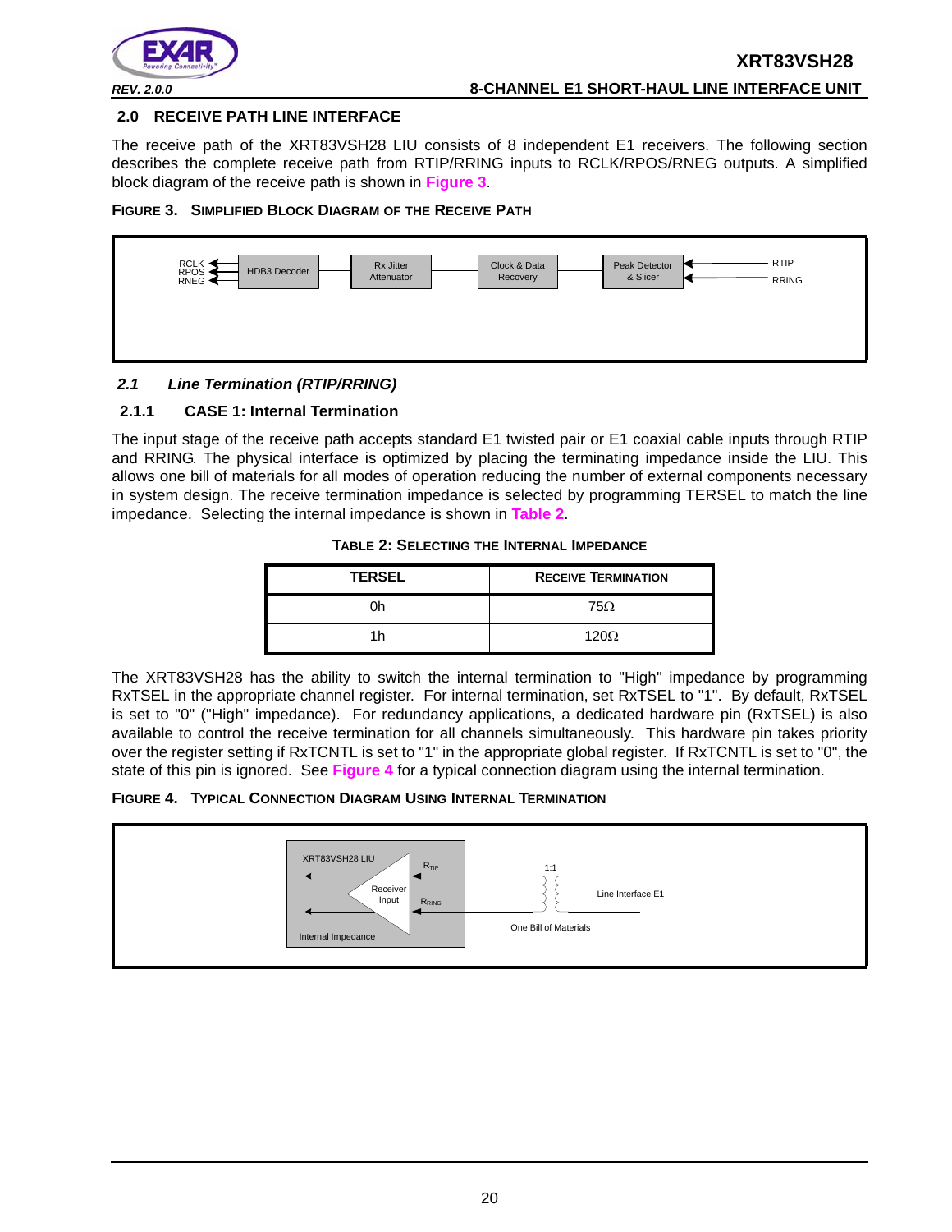## 2.0 RECEIVE PATH LINE INTERFACE

The receive path of the XRT83VSH28 LIU consists of 8 independent E1 receivers. The following section describes the complete receive path from RTIP/RRING inputs to RCLK/RPOS/RNEG outputs. A simplified block diagram of the receive path is shown in **Figure 3**.

**FIGURE 3. SIMPLIFIED BLOCK DIAGRAM OF THE RECEIVE PATH**

RCLK RPOS RNEG ← HDB3 Decoder — Rx Jitter Attenuator — Clock & Data Recovery — Peak Detector & Slicer ← RTIP RRING

### *2.1 Line Termination (RTIP/RRING)*

#### 2.1.1 CASE 1: Internal Termination

The input stage of the receive path accepts standard E1 twisted pair or E1 coaxial cable inputs through RTIP and RRING. The physical interface is optimized by placing the terminating impedance inside the LIU. This allows one bill of materials for all modes of operation reducing the number of external components necessary in system design. The receive termination impedance is selected by programming TERSEL to match the line impedance. Selecting the internal impedance is shown in **Table 2**.

**TABLE 2: SELECTING THE INTERNAL IMPEDANCE**

| TERSEL | RECEIVE TERMINATION |
|---|---|
| 0h | 75Ω |
| 1h | 120Ω |

The XRT83VSH28 has the ability to switch the internal termination to "High" impedance by programming RxTSEL in the appropriate channel register. For internal termination, set RxTSEL to "1". By default, RxTSEL is set to "0" ("High" impedance). For redundancy applications, a dedicated hardware pin (RxTSEL) is also available to control the receive termination for all channels simultaneously. This hardware pin takes priority over the register setting if RxTCNTL is set to "1" in the appropriate global register. If RxTCNTL is set to "0", the state of this pin is ignored. See **Figure 4** for a typical connection diagram using the internal termination.

**FIGURE 4. TYPICAL CONNECTION DIAGRAM USING INTERNAL TERMINATION**

XRT83VSH28 LIU — Receiver Input — $R_{TIP}$ — $R_{RING}$ — Internal Impedance — 1:1 — Line Interface E1 — One Bill of Materials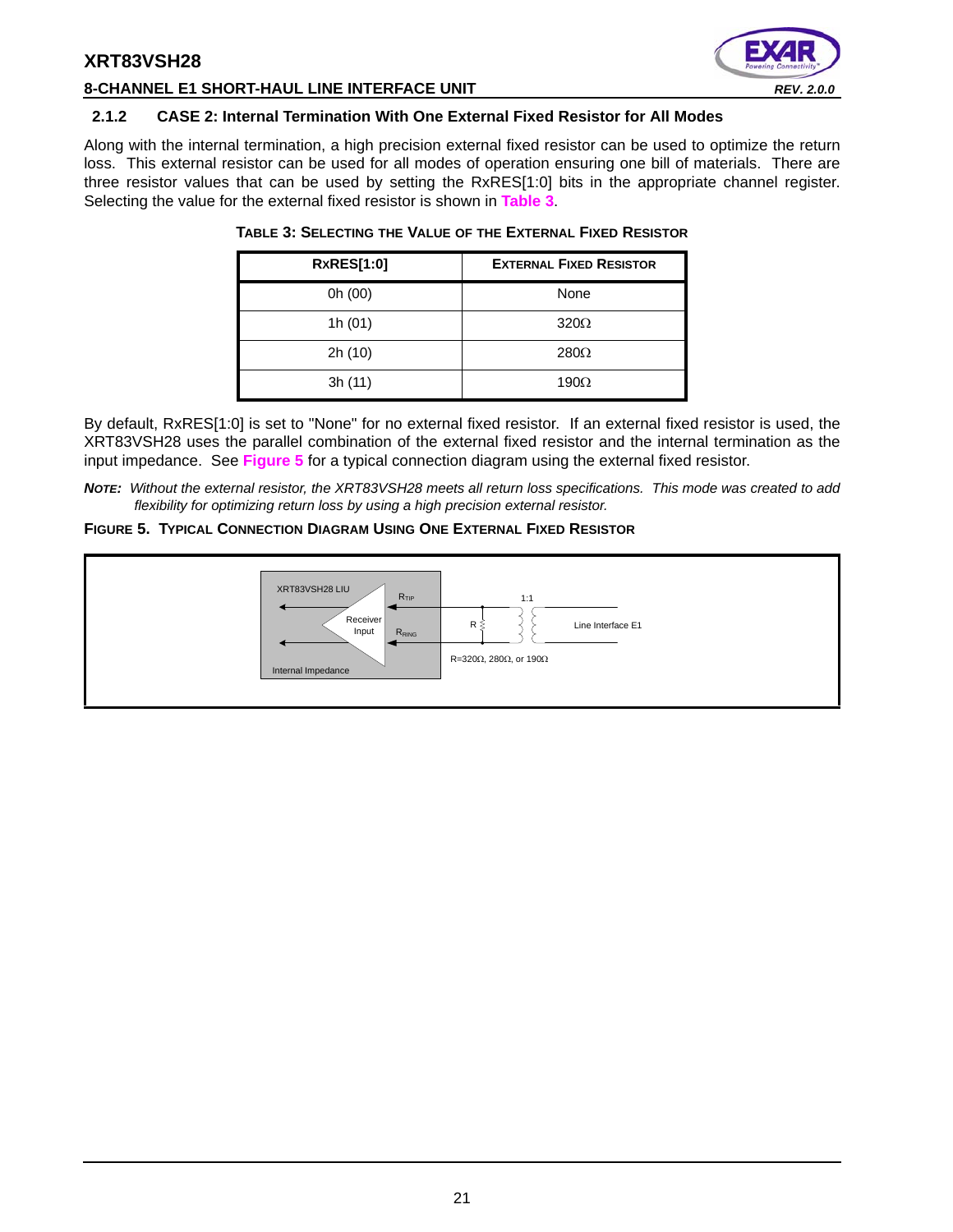### 2.1.2 CASE 2: Internal Termination With One External Fixed Resistor for All Modes

Along with the internal termination, a high precision external fixed resistor can be used to optimize the return loss. This external resistor can be used for all modes of operation ensuring one bill of materials. There are three resistor values that can be used by setting the RxRES[1:0] bits in the appropriate channel register. Selecting the value for the external fixed resistor is shown in **Table 3**.

**TABLE 3: SELECTING THE VALUE OF THE EXTERNAL FIXED RESISTOR**

| RxRES[1:0] | EXTERNAL FIXED RESISTOR |
|---|---|
| 0h (00) | None |
| 1h (01) | 320Ω |
| 2h (10) | 280Ω |
| 3h (11) | 190Ω |

By default, RxRES[1:0] is set to "None" for no external fixed resistor. If an external fixed resistor is used, the XRT83VSH28 uses the parallel combination of the external fixed resistor and the internal termination as the input impedance. See **Figure 5** for a typical connection diagram using the external fixed resistor.

***NOTE:*** *Without the external resistor, the XRT83VSH28 meets all return loss specifications. This mode was created to add flexibility for optimizing return loss by using a high precision external resistor.*

**FIGURE 5. TYPICAL CONNECTION DIAGRAM USING ONE EXTERNAL FIXED RESISTOR**

XRT83VSH28 LIU, Receiver Input, $R_{TIP}$, $R_{RING}$, Internal Impedance, 1:1, R, Line Interface E1, R=320Ω, 280Ω, or 190Ω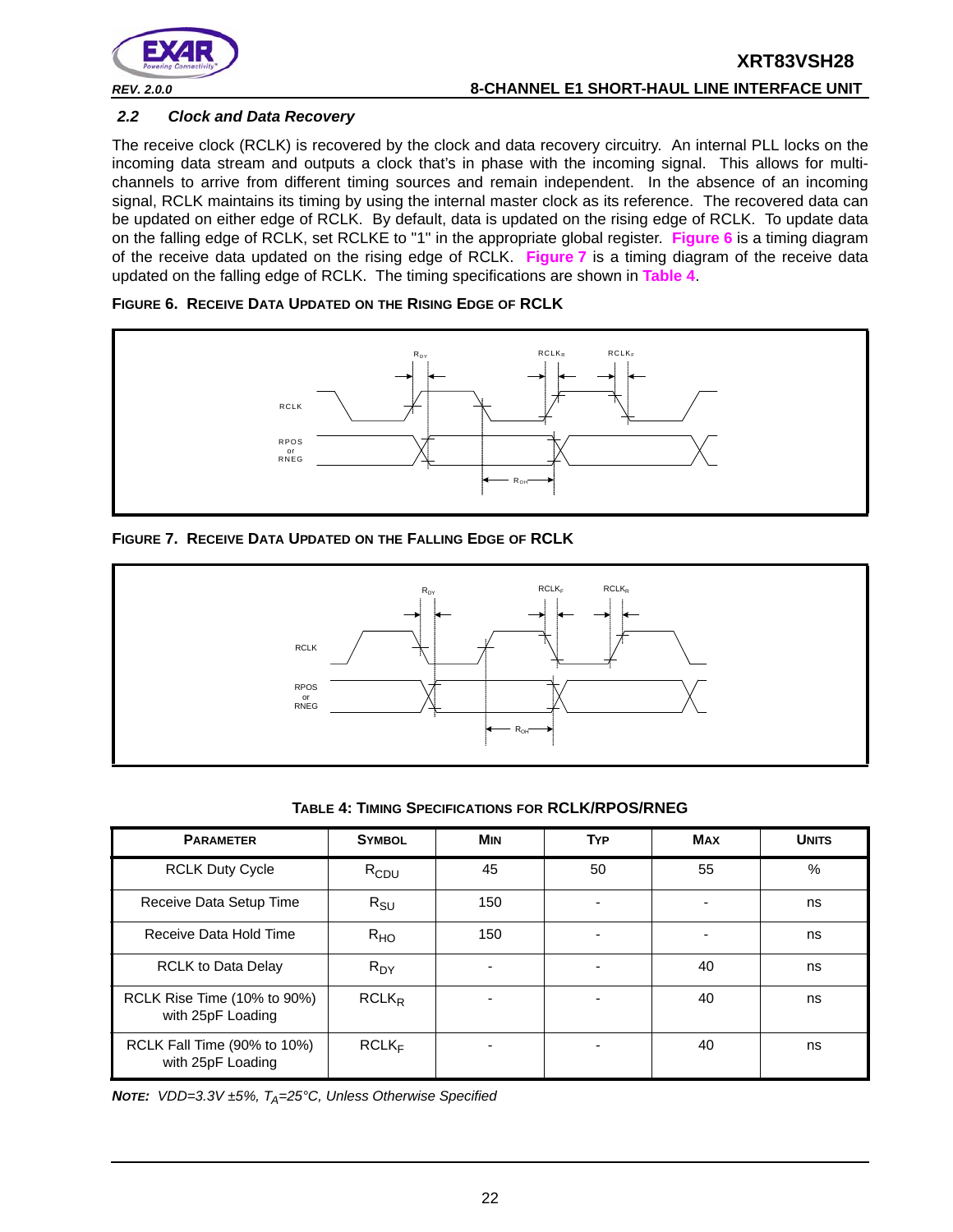### 2.2 Clock and Data Recovery

The receive clock (RCLK) is recovered by the clock and data recovery circuitry. An internal PLL locks on the incoming data stream and outputs a clock that's in phase with the incoming signal. This allows for multi-channels to arrive from different timing sources and remain independent. In the absence of an incoming signal, RCLK maintains its timing by using the internal master clock as its reference. The recovered data can be updated on either edge of RCLK. By default, data is updated on the rising edge of RCLK. To update data on the falling edge of RCLK, set RCLKE to "1" in the appropriate global register. **Figure 6** is a timing diagram of the receive data updated on the rising edge of RCLK. **Figure 7** is a timing diagram of the receive data updated on the falling edge of RCLK. The timing specifications are shown in **Table 4**.

**FIGURE 6. RECEIVE DATA UPDATED ON THE RISING EDGE OF RCLK**

**FIGURE 7. RECEIVE DATA UPDATED ON THE FALLING EDGE OF RCLK**

**TABLE 4: TIMING SPECIFICATIONS FOR RCLK/RPOS/RNEG**

| PARAMETER | SYMBOL | MIN | TYP | MAX | UNITS |
|---|---|---|---|---|---|
| RCLK Duty Cycle | $R_{CDU}$ | 45 | 50 | 55 | % |
| Receive Data Setup Time | $R_{SU}$ | 150 | - | - | ns |
| Receive Data Hold Time | $R_{HO}$ | 150 | - | - | ns |
| RCLK to Data Delay | $R_{DY}$ | - | - | 40 | ns |
| RCLK Rise Time (10% to 90%) with 25pF Loading | $RCLK_R$ | - | - | 40 | ns |
| RCLK Fall Time (90% to 10%) with 25pF Loading | $RCLK_F$ | - | - | 40 | ns |

***NOTE:** VDD=3.3V ±5%, $T_A$=25°C, Unless Otherwise Specified*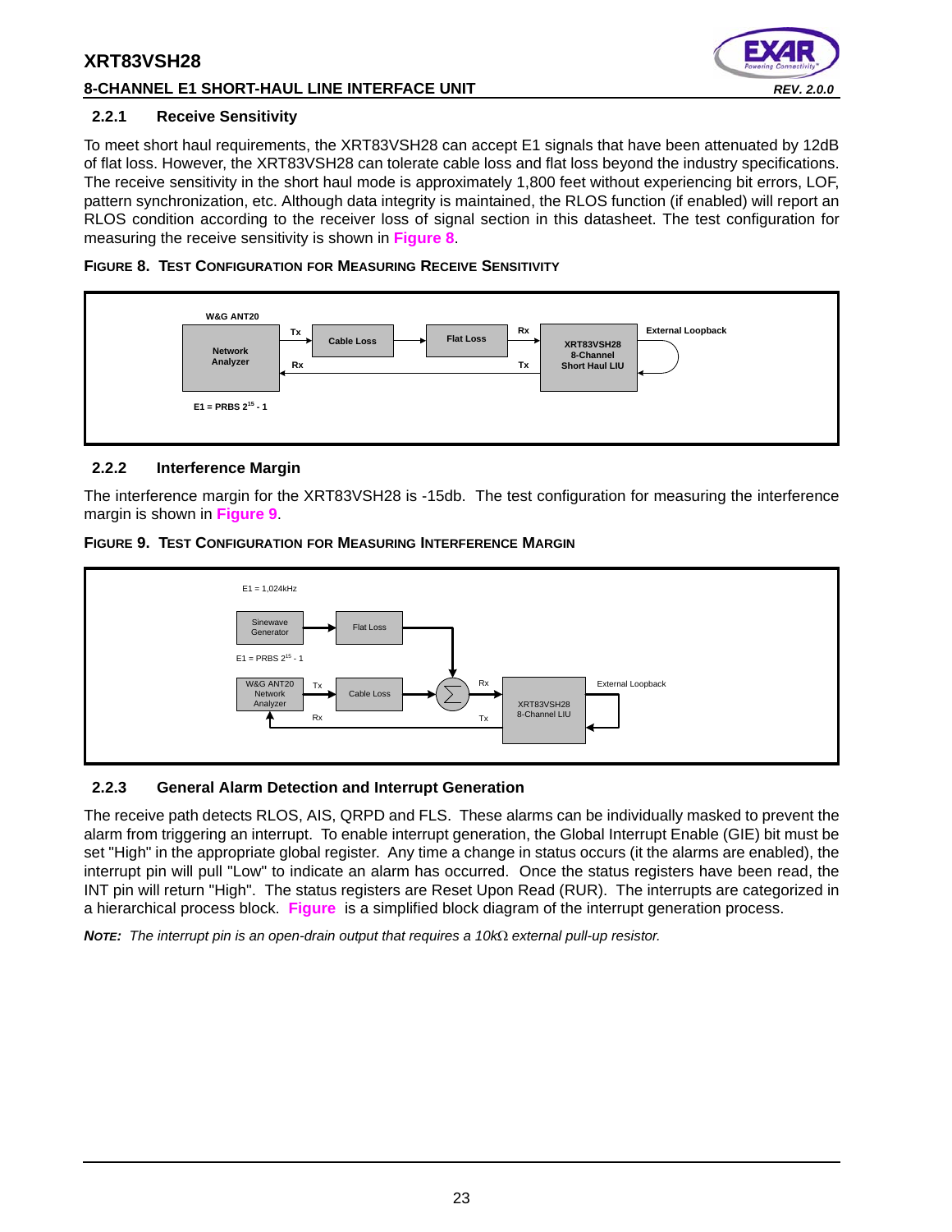### 2.2.1 Receive Sensitivity

To meet short haul requirements, the XRT83VSH28 can accept E1 signals that have been attenuated by 12dB of flat loss. However, the XRT83VSH28 can tolerate cable loss and flat loss beyond the industry specifications. The receive sensitivity in the short haul mode is approximately 1,800 feet without experiencing bit errors, LOF, pattern synchronization, etc. Although data integrity is maintained, the RLOS function (if enabled) will report an RLOS condition according to the receiver loss of signal section in this datasheet. The test configuration for measuring the receive sensitivity is shown in **Figure 8**.

**FIGURE 8. TEST CONFIGURATION FOR MEASURING RECEIVE SENSITIVITY**

W&G ANT20

Network Analyzer — Tx → Cable Loss → Flat Loss → Rx — XRT83VSH28 8-Channel Short Haul LIU — External Loopback

XRT83VSH28 Tx → Rx Network Analyzer

E1 = PRBS $2^{15}$ - 1

### 2.2.2 Interference Margin

The interference margin for the XRT83VSH28 is -15db. The test configuration for measuring the interference margin is shown in **Figure 9**.

**FIGURE 9. TEST CONFIGURATION FOR MEASURING INTERFERENCE MARGIN**

E1 = 1,024kHz

Sinewave Generator → Flat Loss → Σ

E1 = PRBS $2^{15}$ - 1

W&G ANT20 Network Analyzer — Tx → Cable Loss → Σ → Rx — XRT83VSH28 8-Channel LIU — External Loopback

XRT83VSH28 Tx → Rx W&G ANT20 Network Analyzer

### 2.2.3 General Alarm Detection and Interrupt Generation

The receive path detects RLOS, AIS, QRPD and FLS. These alarms can be individually masked to prevent the alarm from triggering an interrupt. To enable interrupt generation, the Global Interrupt Enable (GIE) bit must be set "High" in the appropriate global register. Any time a change in status occurs (it the alarms are enabled), the interrupt pin will pull "Low" to indicate an alarm has occurred. Once the status registers have been read, the INT pin will return "High". The status registers are Reset Upon Read (RUR). The interrupts are categorized in a hierarchical process block. **Figure** is a simplified block diagram of the interrupt generation process.

***NOTE:*** *The interrupt pin is an open-drain output that requires a 10kΩ external pull-up resistor.*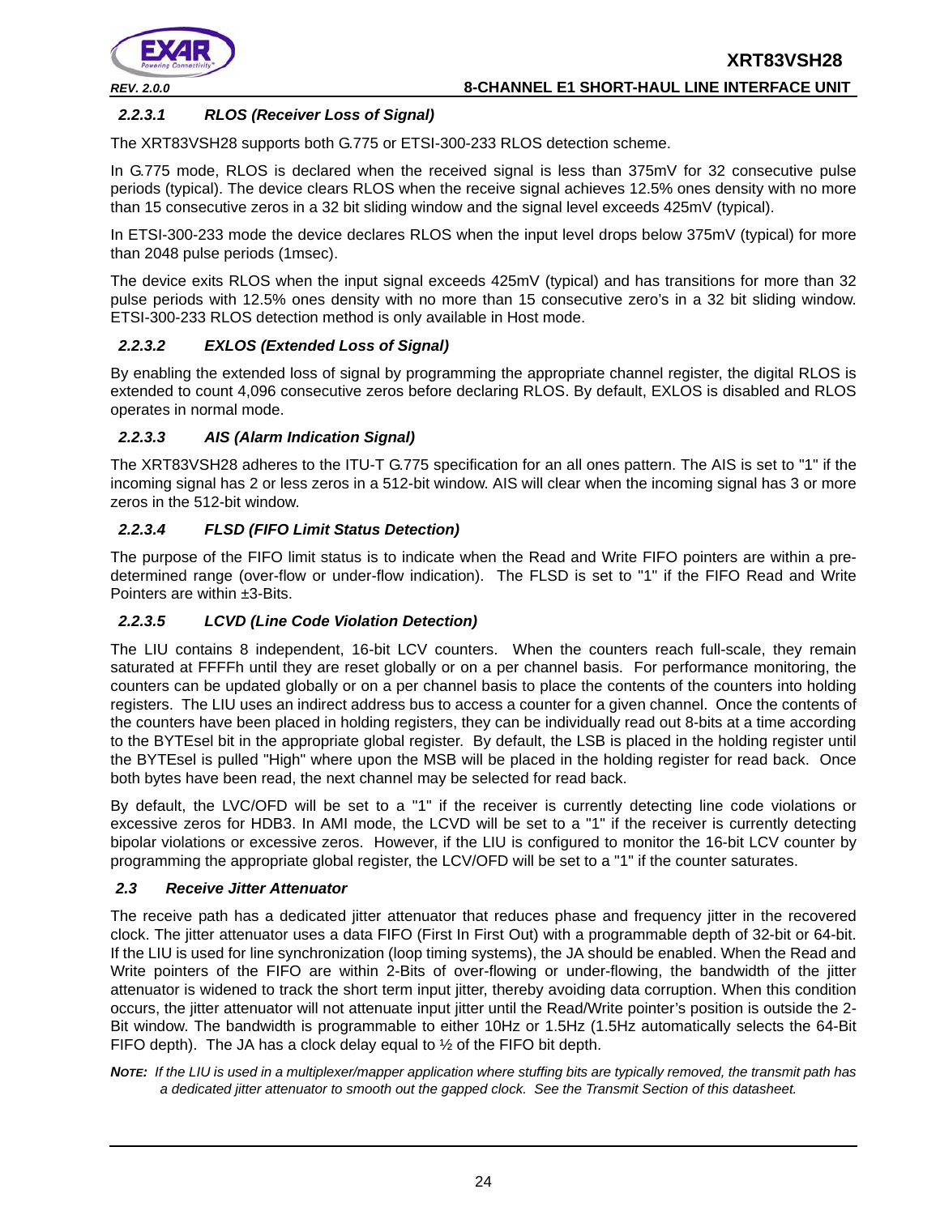#### 2.2.3.1 RLOS (Receiver Loss of Signal)

The XRT83VSH28 supports both G.775 or ETSI-300-233 RLOS detection scheme.

In G.775 mode, RLOS is declared when the received signal is less than 375mV for 32 consecutive pulse periods (typical). The device clears RLOS when the receive signal achieves 12.5% ones density with no more than 15 consecutive zeros in a 32 bit sliding window and the signal level exceeds 425mV (typical).

In ETSI-300-233 mode the device declares RLOS when the input level drops below 375mV (typical) for more than 2048 pulse periods (1msec).

The device exits RLOS when the input signal exceeds 425mV (typical) and has transitions for more than 32 pulse periods with 12.5% ones density with no more than 15 consecutive zero's in a 32 bit sliding window. ETSI-300-233 RLOS detection method is only available in Host mode.

#### 2.2.3.2 EXLOS (Extended Loss of Signal)

By enabling the extended loss of signal by programming the appropriate channel register, the digital RLOS is extended to count 4,096 consecutive zeros before declaring RLOS. By default, EXLOS is disabled and RLOS operates in normal mode.

#### 2.2.3.3 AIS (Alarm Indication Signal)

The XRT83VSH28 adheres to the ITU-T G.775 specification for an all ones pattern. The AIS is set to "1" if the incoming signal has 2 or less zeros in a 512-bit window. AIS will clear when the incoming signal has 3 or more zeros in the 512-bit window.

#### 2.2.3.4 FLSD (FIFO Limit Status Detection)

The purpose of the FIFO limit status is to indicate when the Read and Write FIFO pointers are within a pre-determined range (over-flow or under-flow indication). The FLSD is set to "1" if the FIFO Read and Write Pointers are within ±3-Bits.

#### 2.2.3.5 LCVD (Line Code Violation Detection)

The LIU contains 8 independent, 16-bit LCV counters. When the counters reach full-scale, they remain saturated at FFFFh until they are reset globally or on a per channel basis. For performance monitoring, the counters can be updated globally or on a per channel basis to place the contents of the counters into holding registers. The LIU uses an indirect address bus to access a counter for a given channel. Once the contents of the counters have been placed in holding registers, they can be individually read out 8-bits at a time according to the BYTEsel bit in the appropriate global register. By default, the LSB is placed in the holding register until the BYTEsel is pulled "High" where upon the MSB will be placed in the holding register for read back. Once both bytes have been read, the next channel may be selected for read back.

By default, the LVC/OFD will be set to a "1" if the receiver is currently detecting line code violations or excessive zeros for HDB3. In AMI mode, the LCVD will be set to a "1" if the receiver is currently detecting bipolar violations or excessive zeros. However, if the LIU is configured to monitor the 16-bit LCV counter by programming the appropriate global register, the LCV/OFD will be set to a "1" if the counter saturates.

### 2.3 Receive Jitter Attenuator

The receive path has a dedicated jitter attenuator that reduces phase and frequency jitter in the recovered clock. The jitter attenuator uses a data FIFO (First In First Out) with a programmable depth of 32-bit or 64-bit. If the LIU is used for line synchronization (loop timing systems), the JA should be enabled. When the Read and Write pointers of the FIFO are within 2-Bits of over-flowing or under-flowing, the bandwidth of the jitter attenuator is widened to track the short term input jitter, thereby avoiding data corruption. When this condition occurs, the jitter attenuator will not attenuate input jitter until the Read/Write pointer's position is outside the 2-Bit window. The bandwidth is programmable to either 10Hz or 1.5Hz (1.5Hz automatically selects the 64-Bit FIFO depth). The JA has a clock delay equal to ½ of the FIFO bit depth.

***NOTE:*** *If the LIU is used in a multiplexer/mapper application where stuffing bits are typically removed, the transmit path has a dedicated jitter attenuator to smooth out the gapped clock. See the Transmit Section of this datasheet.*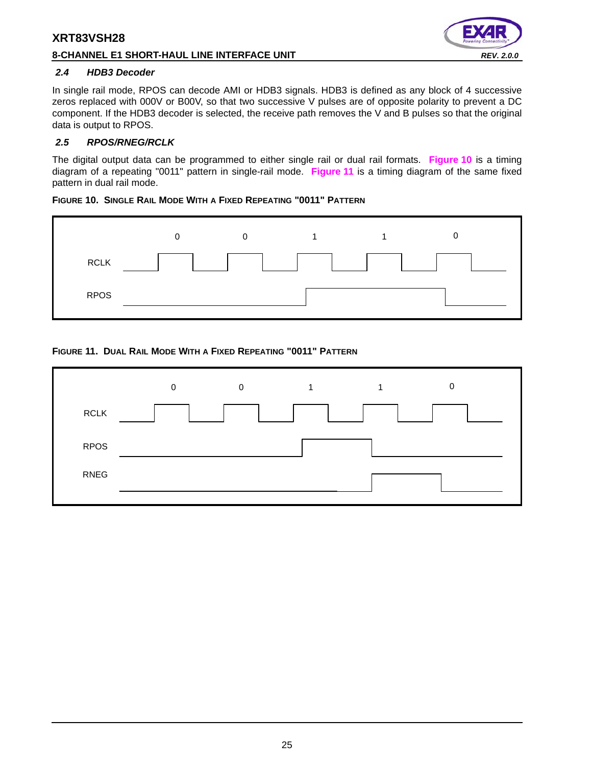### 2.4 HDB3 Decoder

In single rail mode, RPOS can decode AMI or HDB3 signals. HDB3 is defined as any block of 4 successive zeros replaced with 000V or B00V, so that two successive V pulses are of opposite polarity to prevent a DC component. If the HDB3 decoder is selected, the receive path removes the V and B pulses so that the original data is output to RPOS.

### 2.5 RPOS/RNEG/RCLK

The digital output data can be programmed to either single rail or dual rail formats. **Figure 10** is a timing diagram of a repeating "0011" pattern in single-rail mode. **Figure 11** is a timing diagram of the same fixed pattern in dual rail mode.

**FIGURE 10. SINGLE RAIL MODE WITH A FIXED REPEATING "0011" PATTERN**

**FIGURE 11. DUAL RAIL MODE WITH A FIXED REPEATING "0011" PATTERN**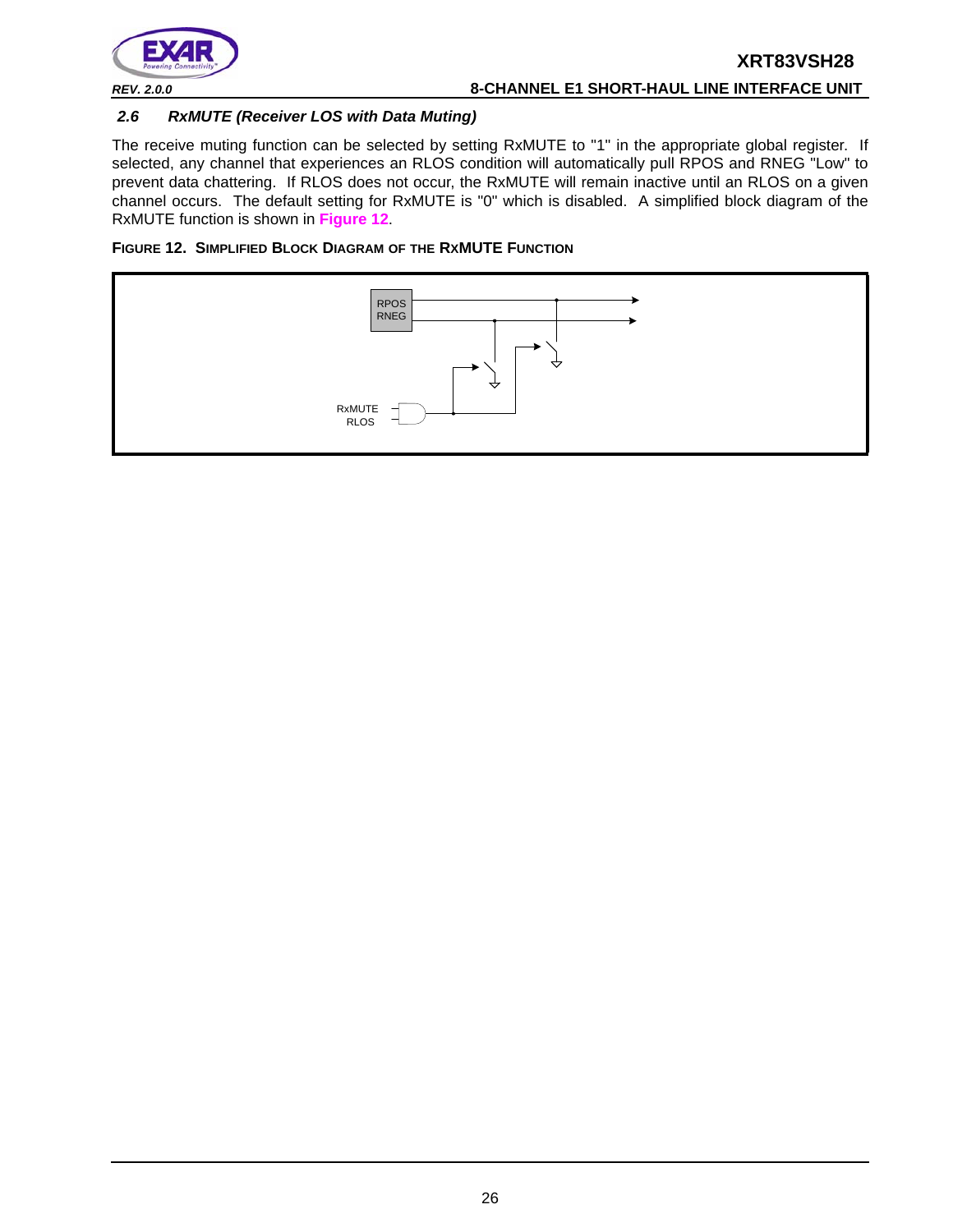### 2.6 RxMUTE (Receiver LOS with Data Muting)

The receive muting function can be selected by setting RxMUTE to "1" in the appropriate global register. If selected, any channel that experiences an RLOS condition will automatically pull RPOS and RNEG "Low" to prevent data chattering. If RLOS does not occur, the RxMUTE will remain inactive until an RLOS on a given channel occurs. The default setting for RxMUTE is "0" which is disabled. A simplified block diagram of the RxMUTE function is shown in **Figure 12**.

**FIGURE 12. SIMPLIFIED BLOCK DIAGRAM OF THE RXMUTE FUNCTION**

RPOS
RNEG

RxMUTE
RLOS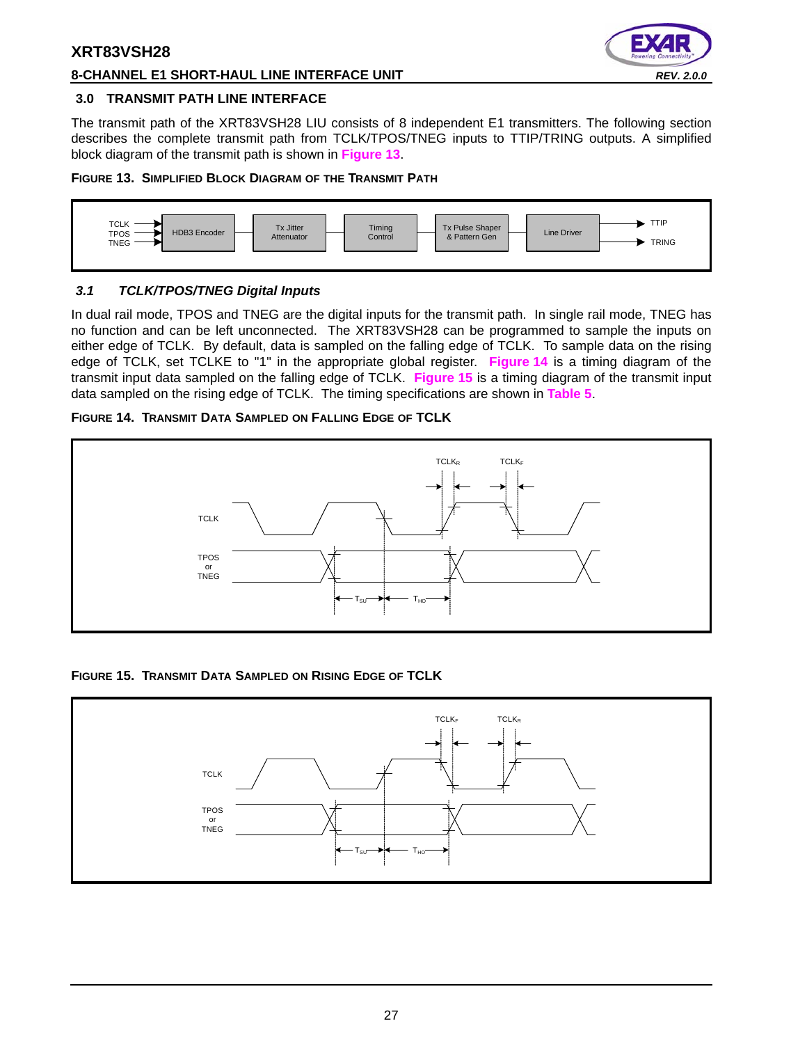## 3.0 TRANSMIT PATH LINE INTERFACE

The transmit path of the XRT83VSH28 LIU consists of 8 independent E1 transmitters. The following section describes the complete transmit path from TCLK/TPOS/TNEG inputs to TTIP/TRING outputs. A simplified block diagram of the transmit path is shown in **Figure 13**.

**FIGURE 13. SIMPLIFIED BLOCK DIAGRAM OF THE TRANSMIT PATH**

### 3.1 TCLK/TPOS/TNEG Digital Inputs

In dual rail mode, TPOS and TNEG are the digital inputs for the transmit path. In single rail mode, TNEG has no function and can be left unconnected. The XRT83VSH28 can be programmed to sample the inputs on either edge of TCLK. By default, data is sampled on the falling edge of TCLK. To sample data on the rising edge of TCLK, set TCLKE to "1" in the appropriate global register. **Figure 14** is a timing diagram of the transmit input data sampled on the falling edge of TCLK. **Figure 15** is a timing diagram of the transmit input data sampled on the rising edge of TCLK. The timing specifications are shown in **Table 5**.

**FIGURE 14. TRANSMIT DATA SAMPLED ON FALLING EDGE OF TCLK**

**FIGURE 15. TRANSMIT DATA SAMPLED ON RISING EDGE OF TCLK**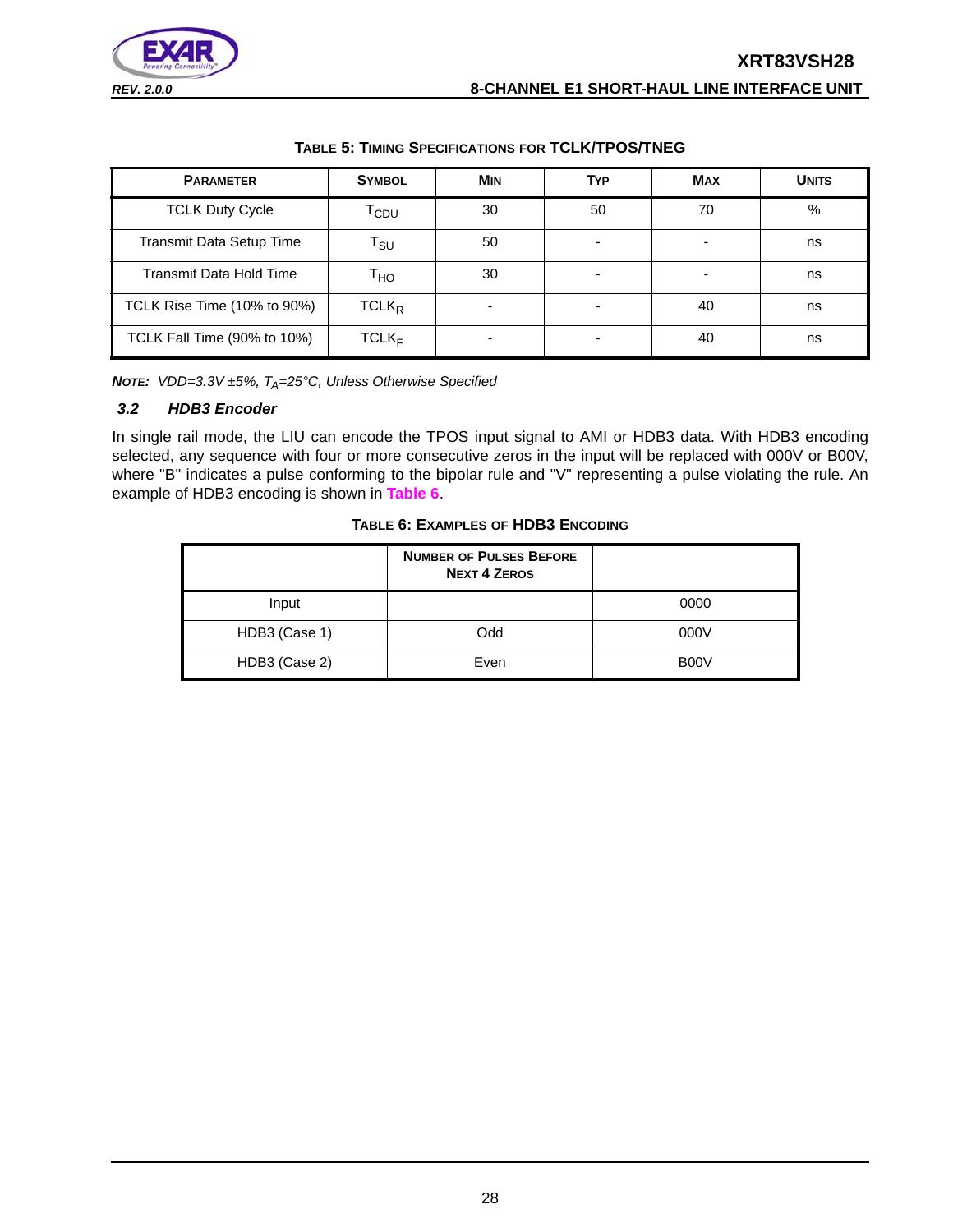**TABLE 5: TIMING SPECIFICATIONS FOR TCLK/TPOS/TNEG**

| PARAMETER | SYMBOL | MIN | TYP | MAX | UNITS |
|---|---|---|---|---|---|
| TCLK Duty Cycle | $T_{CDU}$ | 30 | 50 | 70 | % |
| Transmit Data Setup Time | $T_{SU}$ | 50 | - | - | ns |
| Transmit Data Hold Time | $T_{HO}$ | 30 | - | - | ns |
| TCLK Rise Time (10% to 90%) | $TCLK_R$ | - | - | 40 | ns |
| TCLK Fall Time (90% to 10%) | $TCLK_F$ | - | - | 40 | ns |

***NOTE:*** *VDD=3.3V ±5%, $T_A$=25°C, Unless Otherwise Specified*

### *3.2 HDB3 Encoder*

In single rail mode, the LIU can encode the TPOS input signal to AMI or HDB3 data. With HDB3 encoding selected, any sequence with four or more consecutive zeros in the input will be replaced with 000V or B00V, where "B" indicates a pulse conforming to the bipolar rule and "V" representing a pulse violating the rule. An example of HDB3 encoding is shown in **Table 6**.

**TABLE 6: EXAMPLES OF HDB3 ENCODING**

| | NUMBER OF PULSES BEFORE NEXT 4 ZEROS | |
|---|---|---|
| Input | | 0000 |
| HDB3 (Case 1) | Odd | 000V |
| HDB3 (Case 2) | Even | B00V |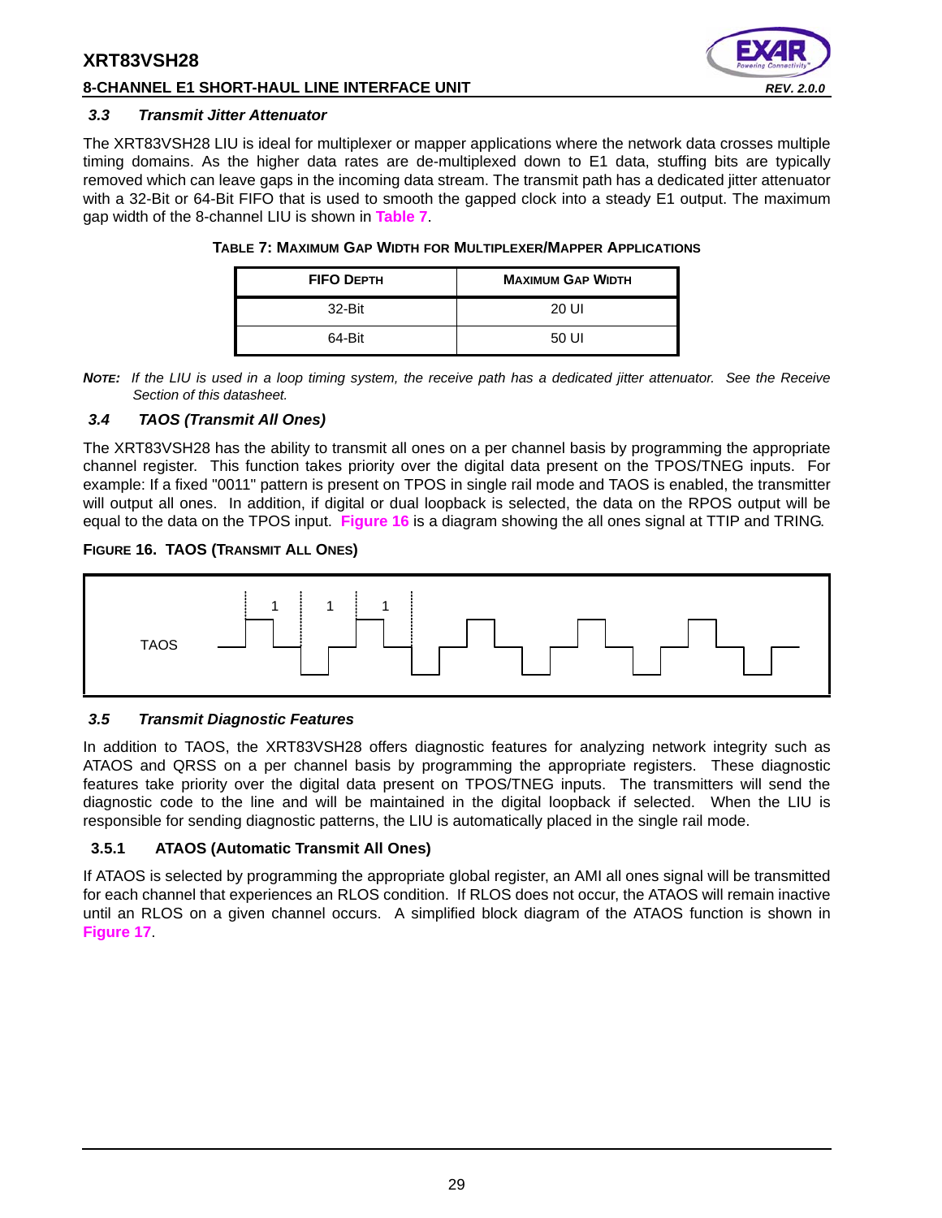### 3.3 Transmit Jitter Attenuator

The XRT83VSH28 LIU is ideal for multiplexer or mapper applications where the network data crosses multiple timing domains. As the higher data rates are de-multiplexed down to E1 data, stuffing bits are typically removed which can leave gaps in the incoming data stream. The transmit path has a dedicated jitter attenuator with a 32-Bit or 64-Bit FIFO that is used to smooth the gapped clock into a steady E1 output. The maximum gap width of the 8-channel LIU is shown in **Table 7**.

**TABLE 7: MAXIMUM GAP WIDTH FOR MULTIPLEXER/MAPPER APPLICATIONS**

| FIFO DEPTH | MAXIMUM GAP WIDTH |
|---|---|
| 32-Bit | 20 UI |
| 64-Bit | 50 UI |

***NOTE:** If the LIU is used in a loop timing system, the receive path has a dedicated jitter attenuator. See the Receive Section of this datasheet.*

### 3.4 TAOS (Transmit All Ones)

The XRT83VSH28 has the ability to transmit all ones on a per channel basis by programming the appropriate channel register. This function takes priority over the digital data present on the TPOS/TNEG inputs. For example: If a fixed "0011" pattern is present on TPOS in single rail mode and TAOS is enabled, the transmitter will output all ones. In addition, if digital or dual loopback is selected, the data on the RPOS output will be equal to the data on the TPOS input. **Figure 16** is a diagram showing the all ones signal at TTIP and TRING.

**FIGURE 16. TAOS (TRANSMIT ALL ONES)**

### 3.5 Transmit Diagnostic Features

In addition to TAOS, the XRT83VSH28 offers diagnostic features for analyzing network integrity such as ATAOS and QRSS on a per channel basis by programming the appropriate registers. These diagnostic features take priority over the digital data present on TPOS/TNEG inputs. The transmitters will send the diagnostic code to the line and will be maintained in the digital loopback if selected. When the LIU is responsible for sending diagnostic patterns, the LIU is automatically placed in the single rail mode.

#### 3.5.1 ATAOS (Automatic Transmit All Ones)

If ATAOS is selected by programming the appropriate global register, an AMI all ones signal will be transmitted for each channel that experiences an RLOS condition. If RLOS does not occur, the ATAOS will remain inactive until an RLOS on a given channel occurs. A simplified block diagram of the ATAOS function is shown in **Figure 17**.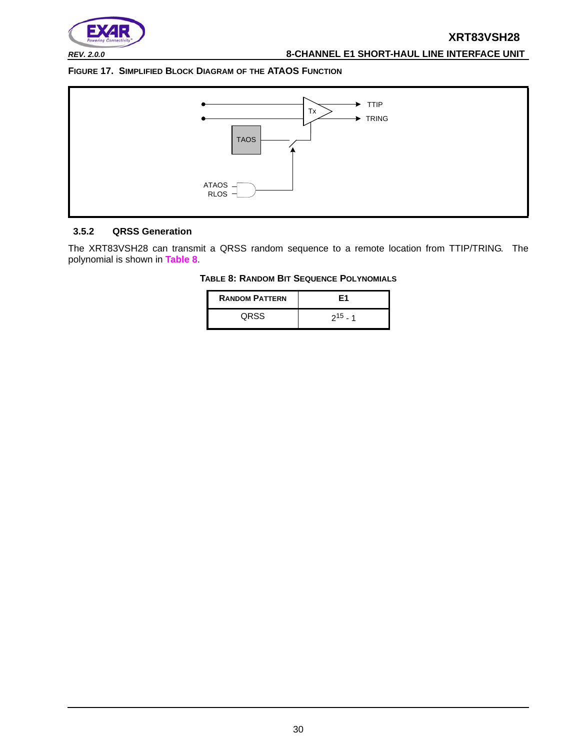**FIGURE 17. SIMPLIFIED BLOCK DIAGRAM OF THE ATAOS FUNCTION**

### 3.5.2 QRSS Generation

The XRT83VSH28 can transmit a QRSS random sequence to a remote location from TTIP/TRING. The polynomial is shown in **Table 8**.

**TABLE 8: RANDOM BIT SEQUENCE POLYNOMIALS**

| RANDOM PATTERN | E1 |
|---|---|
| QRSS | $2^{15}$ - 1 |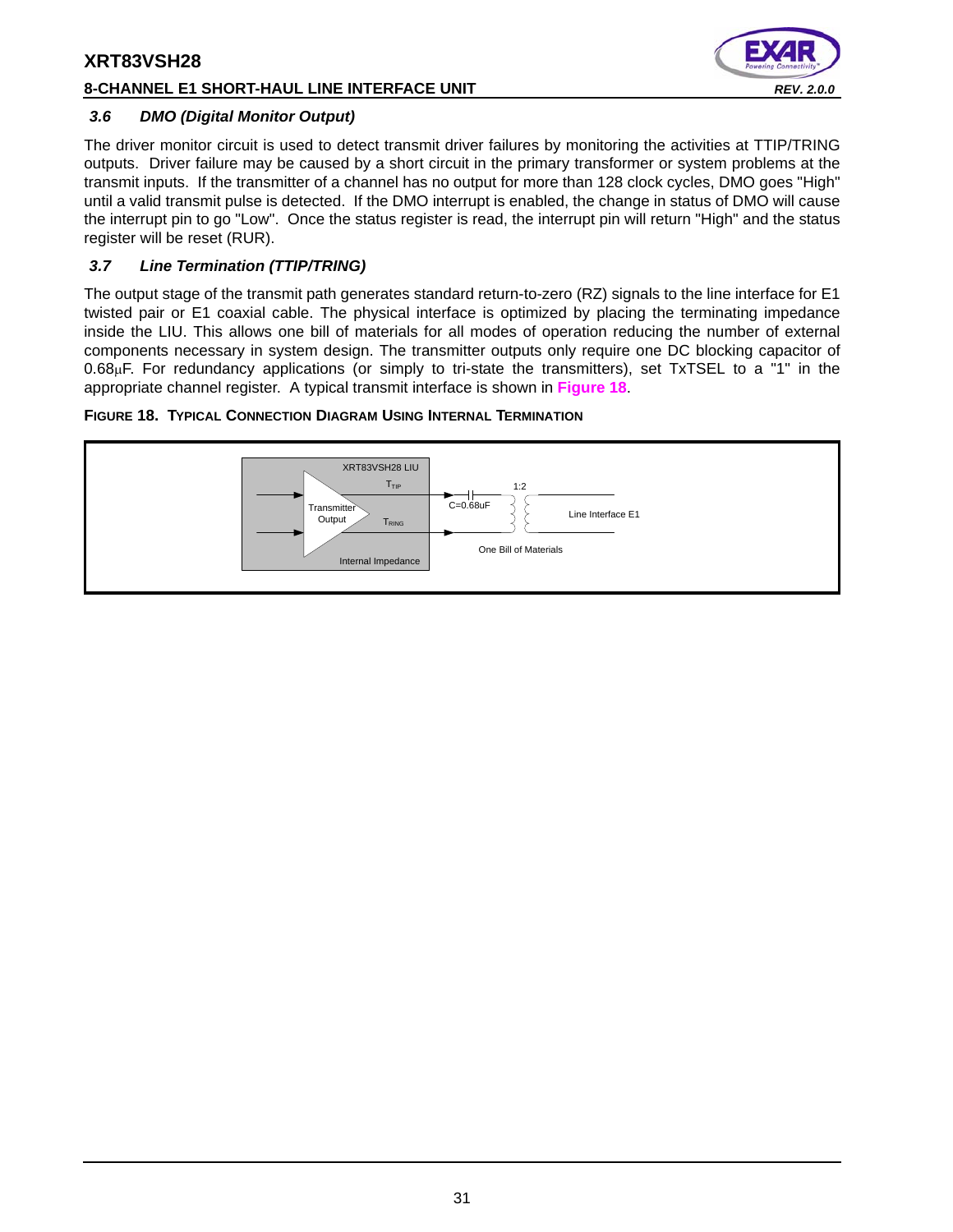### 3.6 DMO (Digital Monitor Output)

The driver monitor circuit is used to detect transmit driver failures by monitoring the activities at TTIP/TRING outputs. Driver failure may be caused by a short circuit in the primary transformer or system problems at the transmit inputs. If the transmitter of a channel has no output for more than 128 clock cycles, DMO goes "High" until a valid transmit pulse is detected. If the DMO interrupt is enabled, the change in status of DMO will cause the interrupt pin to go "Low". Once the status register is read, the interrupt pin will return "High" and the status register will be reset (RUR).

### 3.7 Line Termination (TTIP/TRING)

The output stage of the transmit path generates standard return-to-zero (RZ) signals to the line interface for E1 twisted pair or E1 coaxial cable. The physical interface is optimized by placing the terminating impedance inside the LIU. This allows one bill of materials for all modes of operation reducing the number of external components necessary in system design. The transmitter outputs only require one DC blocking capacitor of 0.68μF. For redundancy applications (or simply to tri-state the transmitters), set TxTSEL to a "1" in the appropriate channel register. A typical transmit interface is shown in **Figure 18**.

**FIGURE 18. TYPICAL CONNECTION DIAGRAM USING INTERNAL TERMINATION**

XRT83VSH28 LIU

Transmitter Output

$T_{TIP}$

$T_{RING}$

Internal Impedance

C=0.68uF

1:2

Line Interface E1

One Bill of Materials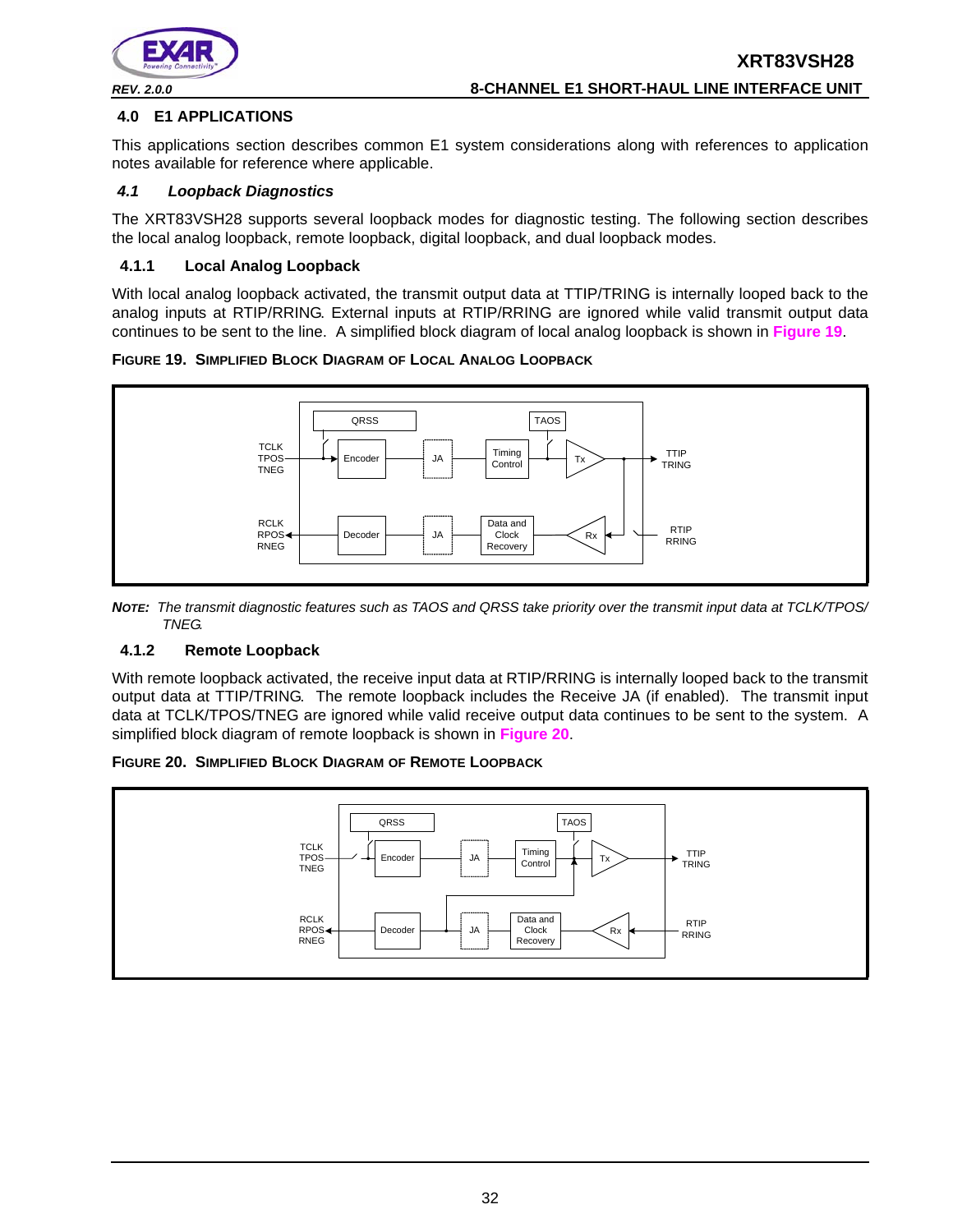## 4.0 E1 APPLICATIONS

This applications section describes common E1 system considerations along with references to application notes available for reference where applicable.

### *4.1 Loopback Diagnostics*

The XRT83VSH28 supports several loopback modes for diagnostic testing. The following section describes the local analog loopback, remote loopback, digital loopback, and dual loopback modes.

#### 4.1.1 Local Analog Loopback

With local analog loopback activated, the transmit output data at TTIP/TRING is internally looped back to the analog inputs at RTIP/RRING. External inputs at RTIP/RRING are ignored while valid transmit output data continues to be sent to the line. A simplified block diagram of local analog loopback is shown in **Figure 19**.

**FIGURE 19. SIMPLIFIED BLOCK DIAGRAM OF LOCAL ANALOG LOOPBACK**

**NOTE:** *The transmit diagnostic features such as TAOS and QRSS take priority over the transmit input data at TCLK/TPOS/TNEG.*

#### 4.1.2 Remote Loopback

With remote loopback activated, the receive input data at RTIP/RRING is internally looped back to the transmit output data at TTIP/TRING. The remote loopback includes the Receive JA (if enabled). The transmit input data at TCLK/TPOS/TNEG are ignored while valid receive output data continues to be sent to the system. A simplified block diagram of remote loopback is shown in **Figure 20**.

**FIGURE 20. SIMPLIFIED BLOCK DIAGRAM OF REMOTE LOOPBACK**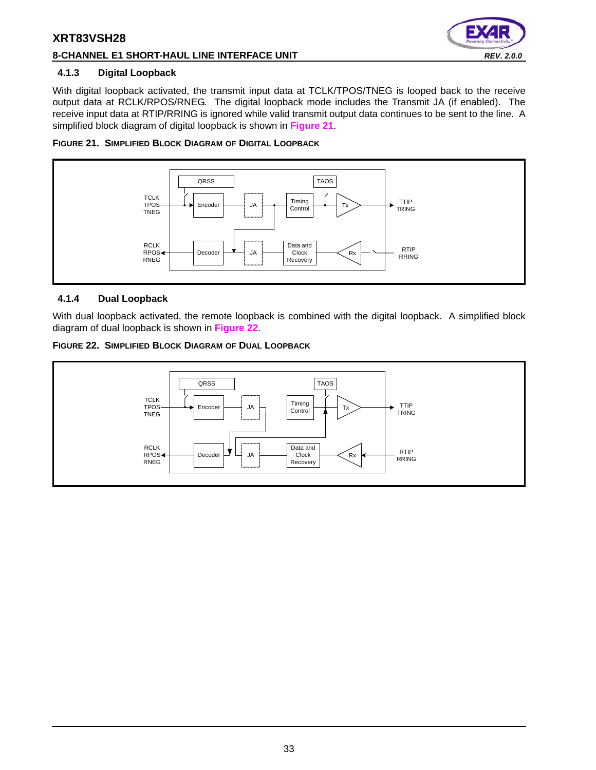### 4.1.3 Digital Loopback

With digital loopback activated, the transmit input data at TCLK/TPOS/TNEG is looped back to the receive output data at RCLK/RPOS/RNEG. The digital loopback mode includes the Transmit JA (if enabled). The receive input data at RTIP/RRING is ignored while valid transmit output data continues to be sent to the line. A simplified block diagram of digital loopback is shown in **Figure 21**.

**FIGURE 21. SIMPLIFIED BLOCK DIAGRAM OF DIGITAL LOOPBACK**

### 4.1.4 Dual Loopback

With dual loopback activated, the remote loopback is combined with the digital loopback. A simplified block diagram of dual loopback is shown in **Figure 22**.

**FIGURE 22. SIMPLIFIED BLOCK DIAGRAM OF DUAL LOOPBACK**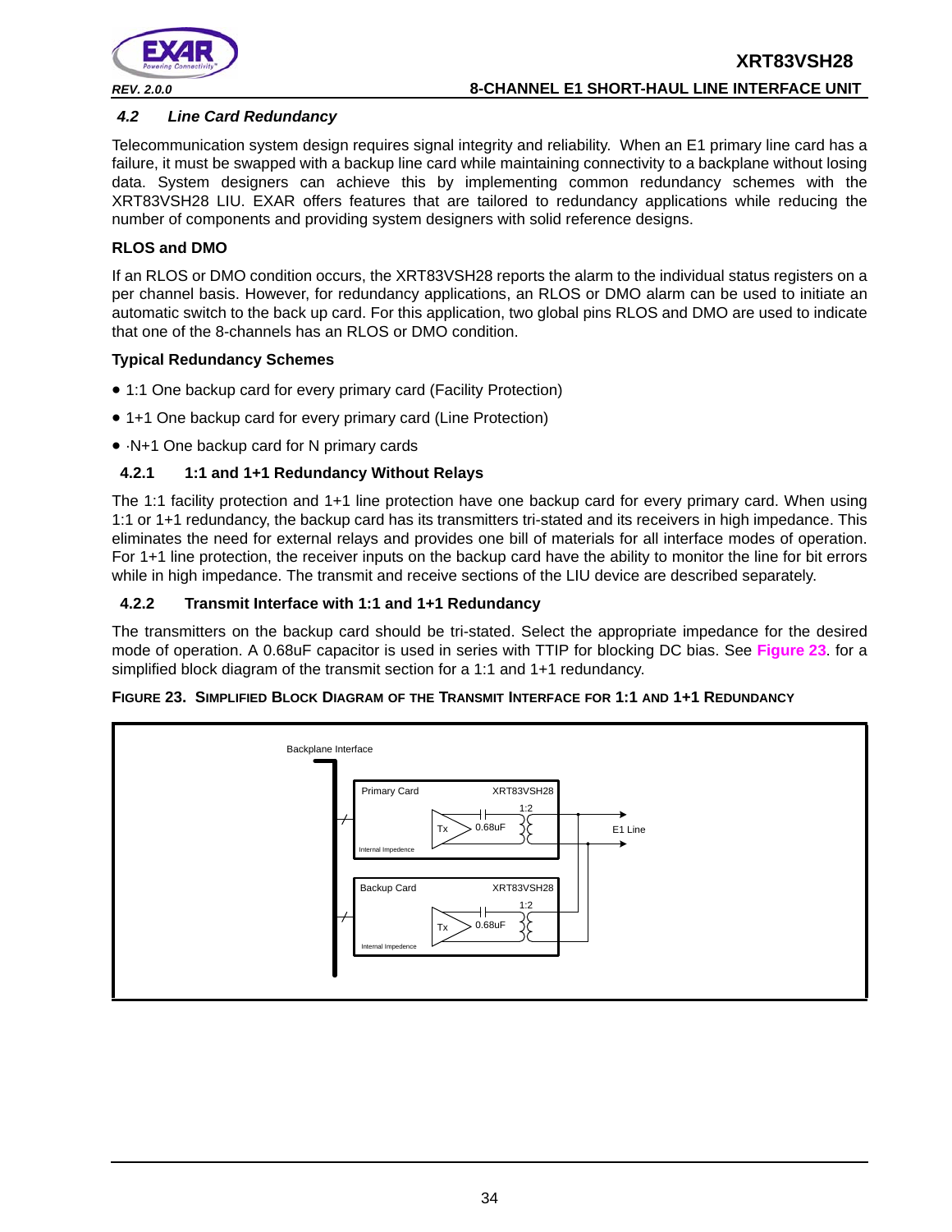### 4.2 Line Card Redundancy

Telecommunication system design requires signal integrity and reliability. When an E1 primary line card has a failure, it must be swapped with a backup line card while maintaining connectivity to a backplane without losing data. System designers can achieve this by implementing common redundancy schemes with the XRT83VSH28 LIU. EXAR offers features that are tailored to redundancy applications while reducing the number of components and providing system designers with solid reference designs.

**RLOS and DMO**

If an RLOS or DMO condition occurs, the XRT83VSH28 reports the alarm to the individual status registers on a per channel basis. However, for redundancy applications, an RLOS or DMO alarm can be used to initiate an automatic switch to the back up card. For this application, two global pins RLOS and DMO are used to indicate that one of the 8-channels has an RLOS or DMO condition.

**Typical Redundancy Schemes**

- 1:1 One backup card for every primary card (Facility Protection)
- 1+1 One backup card for every primary card (Line Protection)
- ·N+1 One backup card for N primary cards

#### 4.2.1 1:1 and 1+1 Redundancy Without Relays

The 1:1 facility protection and 1+1 line protection have one backup card for every primary card. When using 1:1 or 1+1 redundancy, the backup card has its transmitters tri-stated and its receivers in high impedance. This eliminates the need for external relays and provides one bill of materials for all interface modes of operation. For 1+1 line protection, the receiver inputs on the backup card have the ability to monitor the line for bit errors while in high impedance. The transmit and receive sections of the LIU device are described separately.

#### 4.2.2 Transmit Interface with 1:1 and 1+1 Redundancy

The transmitters on the backup card should be tri-stated. Select the appropriate impedance for the desired mode of operation. A 0.68uF capacitor is used in series with TTIP for blocking DC bias. See **Figure 23**. for a simplified block diagram of the transmit section for a 1:1 and 1+1 redundancy.

**FIGURE 23. SIMPLIFIED BLOCK DIAGRAM OF THE TRANSMIT INTERFACE FOR 1:1 AND 1+1 REDUNDANCY**

Backplane Interface

Primary Card — XRT83VSH28 — Tx — 0.68uF — 1:2 — Internal Impedence

Backup Card — XRT83VSH28 — Tx — 0.68uF — 1:2 — Internal Impedence

E1 Line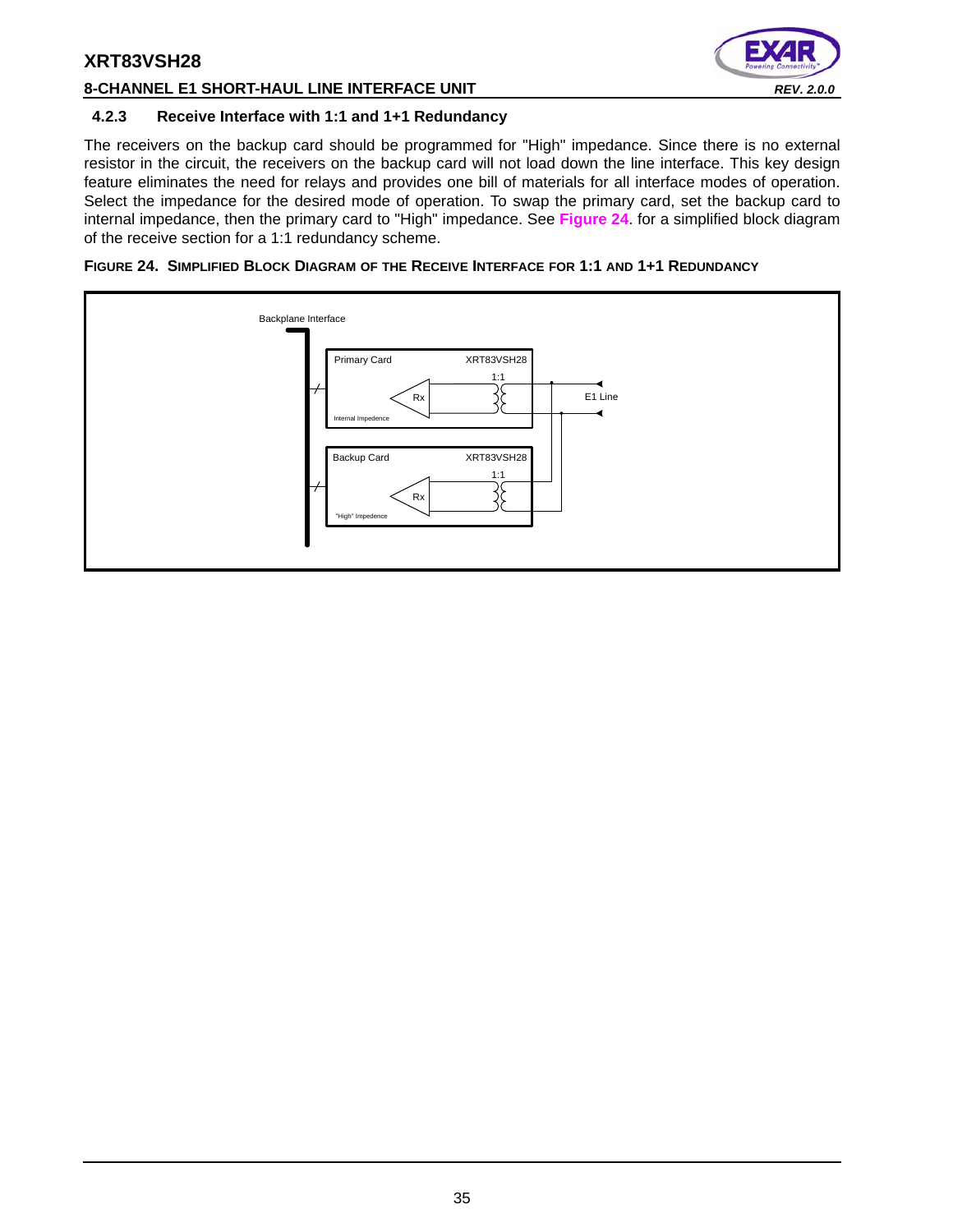### 4.2.3 Receive Interface with 1:1 and 1+1 Redundancy

The receivers on the backup card should be programmed for "High" impedance. Since there is no external resistor in the circuit, the receivers on the backup card will not load down the line interface. This key design feature eliminates the need for relays and provides one bill of materials for all interface modes of operation. Select the impedance for the desired mode of operation. To swap the primary card, set the backup card to internal impedance, then the primary card to "High" impedance. See **Figure 24**. for a simplified block diagram of the receive section for a 1:1 redundancy scheme.

**FIGURE 24. SIMPLIFIED BLOCK DIAGRAM OF THE RECEIVE INTERFACE FOR 1:1 AND 1+1 REDUNDANCY**

Backplane Interface

Primary Card — XRT83VSH28 — 1:1 — Rx — Internal Impedence

E1 Line

Backup Card — XRT83VSH28 — 1:1 — Rx — "High" Impedence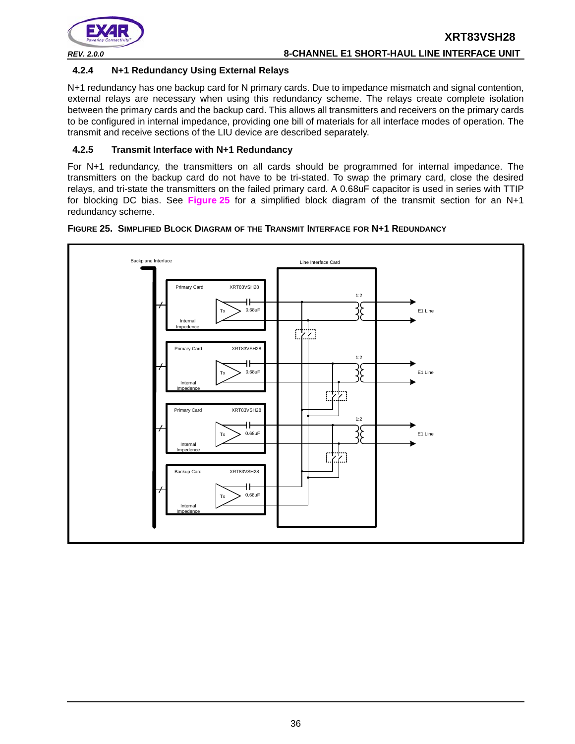### 4.2.4 N+1 Redundancy Using External Relays

N+1 redundancy has one backup card for N primary cards. Due to impedance mismatch and signal contention, external relays are necessary when using this redundancy scheme. The relays create complete isolation between the primary cards and the backup card. This allows all transmitters and receivers on the primary cards to be configured in internal impedance, providing one bill of materials for all interface modes of operation. The transmit and receive sections of the LIU device are described separately.

### 4.2.5 Transmit Interface with N+1 Redundancy

For N+1 redundancy, the transmitters on all cards should be programmed for internal impedance. The transmitters on the backup card do not have to be tri-stated. To swap the primary card, close the desired relays, and tri-state the transmitters on the failed primary card. A 0.68uF capacitor is used in series with TTIP for blocking DC bias. See **Figure 25** for a simplified block diagram of the transmit section for an N+1 redundancy scheme.

**FIGURE 25. SIMPLIFIED BLOCK DIAGRAM OF THE TRANSMIT INTERFACE FOR N+1 REDUNDANCY**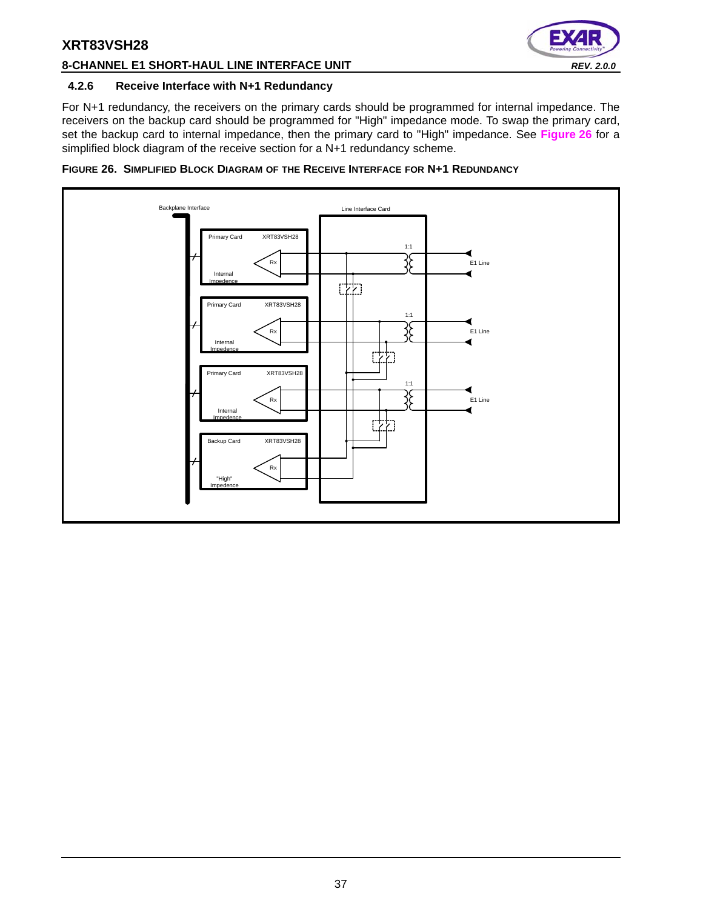### 4.2.6 Receive Interface with N+1 Redundancy

For N+1 redundancy, the receivers on the primary cards should be programmed for internal impedance. The receivers on the backup card should be programmed for "High" impedance mode. To swap the primary card, set the backup card to internal impedance, then the primary card to "High" impedance. See **Figure 26** for a simplified block diagram of the receive section for a N+1 redundancy scheme.

**FIGURE 26. SIMPLIFIED BLOCK DIAGRAM OF THE RECEIVE INTERFACE FOR N+1 REDUNDANCY**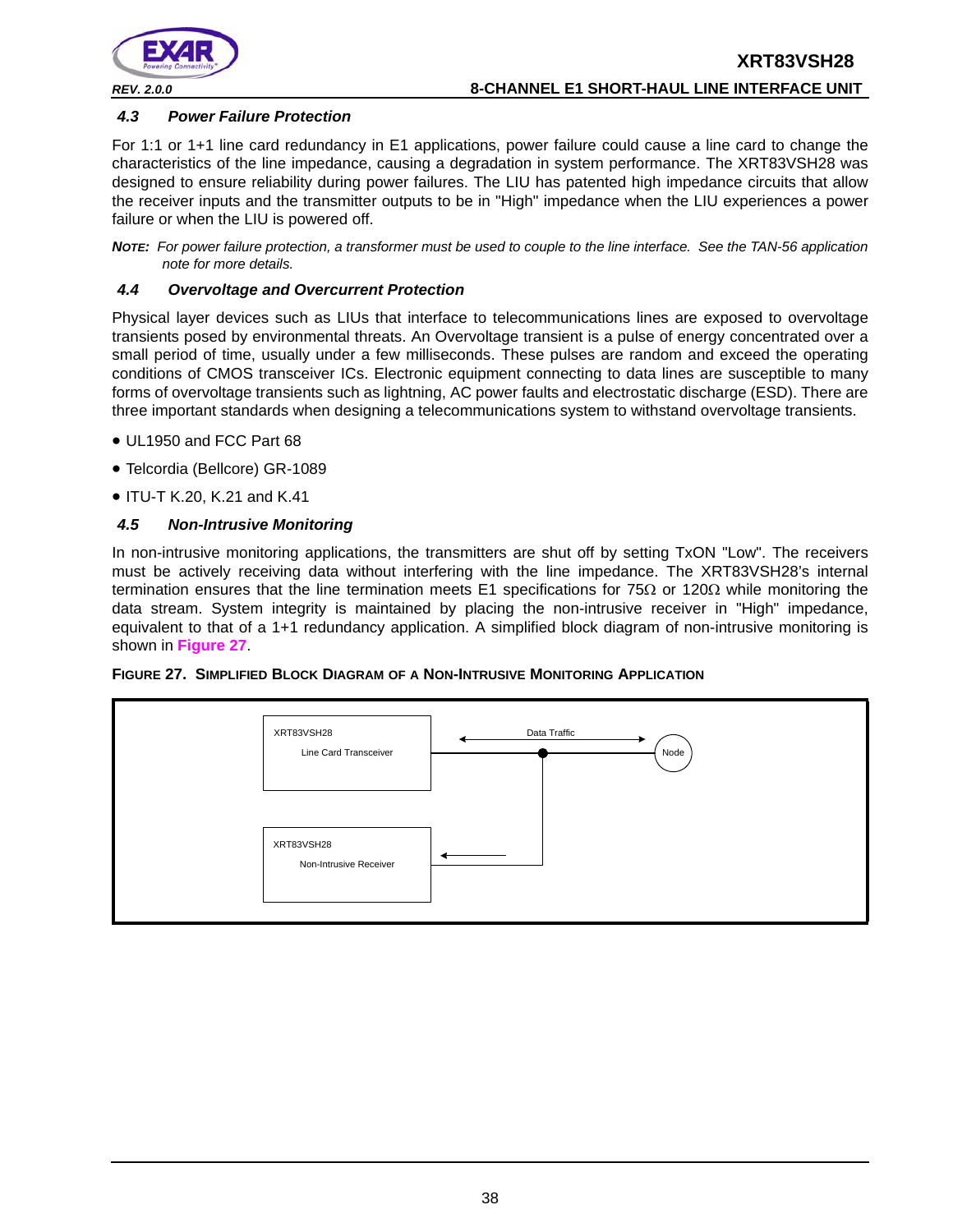### 4.3 Power Failure Protection

For 1:1 or 1+1 line card redundancy in E1 applications, power failure could cause a line card to change the characteristics of the line impedance, causing a degradation in system performance. The XRT83VSH28 was designed to ensure reliability during power failures. The LIU has patented high impedance circuits that allow the receiver inputs and the transmitter outputs to be in "High" impedance when the LIU experiences a power failure or when the LIU is powered off.

**NOTE:** *For power failure protection, a transformer must be used to couple to the line interface. See the TAN-56 application note for more details.*

### 4.4 Overvoltage and Overcurrent Protection

Physical layer devices such as LIUs that interface to telecommunications lines are exposed to overvoltage transients posed by environmental threats. An Overvoltage transient is a pulse of energy concentrated over a small period of time, usually under a few milliseconds. These pulses are random and exceed the operating conditions of CMOS transceiver ICs. Electronic equipment connecting to data lines are susceptible to many forms of overvoltage transients such as lightning, AC power faults and electrostatic discharge (ESD). There are three important standards when designing a telecommunications system to withstand overvoltage transients.

- UL1950 and FCC Part 68
- Telcordia (Bellcore) GR-1089
- ITU-T K.20, K.21 and K.41

### 4.5 Non-Intrusive Monitoring

In non-intrusive monitoring applications, the transmitters are shut off by setting TxON "Low". The receivers must be actively receiving data without interfering with the line impedance. The XRT83VSH28's internal termination ensures that the line termination meets E1 specifications for 75Ω or 120Ω while monitoring the data stream. System integrity is maintained by placing the non-intrusive receiver in "High" impedance, equivalent to that of a 1+1 redundancy application. A simplified block diagram of non-intrusive monitoring is shown in Figure 27.

**FIGURE 27. SIMPLIFIED BLOCK DIAGRAM OF A NON-INTRUSIVE MONITORING APPLICATION**

XRT83VSH28 Line Card Transceiver — Data Traffic — Node

XRT83VSH28 Non-Intrusive Receiver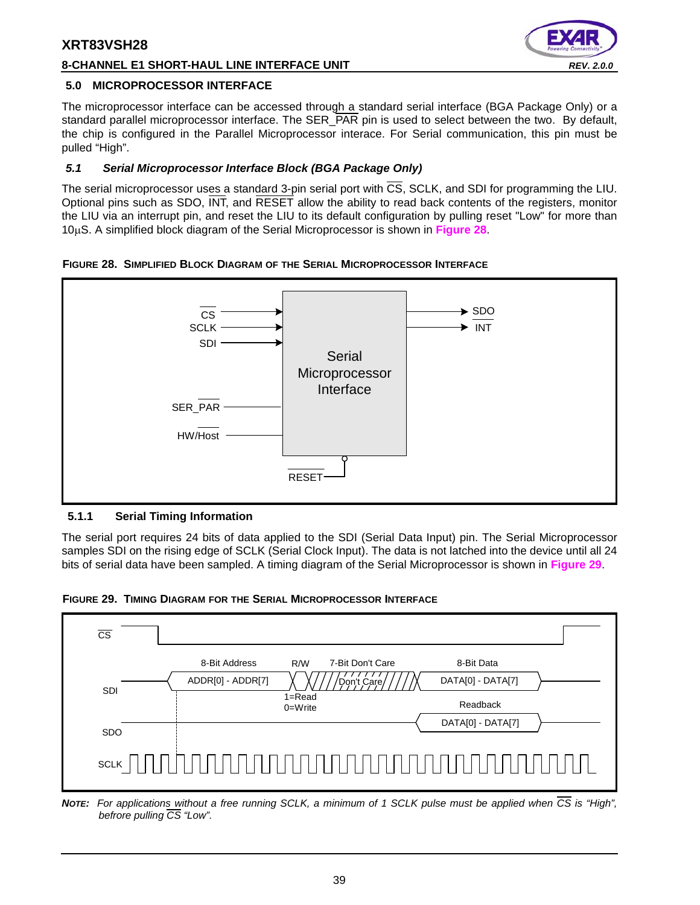## 5.0 MICROPROCESSOR INTERFACE

The microprocessor interface can be accessed through a standard serial interface (BGA Package Only) or a standard parallel microprocessor interface. The SER_PAR pin is used to select between the two. By default, the chip is configured in the Parallel Microprocessor interace. For Serial communication, this pin must be pulled "High".

### *5.1 Serial Microprocessor Interface Block (BGA Package Only)*

The serial microprocessor uses a standard 3-pin serial port with $\overline{CS}$, SCLK, and SDI for programming the LIU. Optional pins such as SDO, $\overline{INT}$, and $\overline{RESET}$ allow the ability to read back contents of the registers, monitor the LIU via an interrupt pin, and reset the LIU to its default configuration by pulling reset "Low" for more than 10µS. A simplified block diagram of the Serial Microprocessor is shown in **Figure 28**.

**FIGURE 28. SIMPLIFIED BLOCK DIAGRAM OF THE SERIAL MICROPROCESSOR INTERFACE**

#### 5.1.1 Serial Timing Information

The serial port requires 24 bits of data applied to the SDI (Serial Data Input) pin. The Serial Microprocessor samples SDI on the rising edge of SCLK (Serial Clock Input). The data is not latched into the device until all 24 bits of serial data have been sampled. A timing diagram of the Serial Microprocessor is shown in **Figure 29**.

**FIGURE 29. TIMING DIAGRAM FOR THE SERIAL MICROPROCESSOR INTERFACE**

***NOTE:*** *For applications without a free running SCLK, a minimum of 1 SCLK pulse must be applied when $\overline{CS}$ is "High", befrore pulling $\overline{CS}$ "Low".*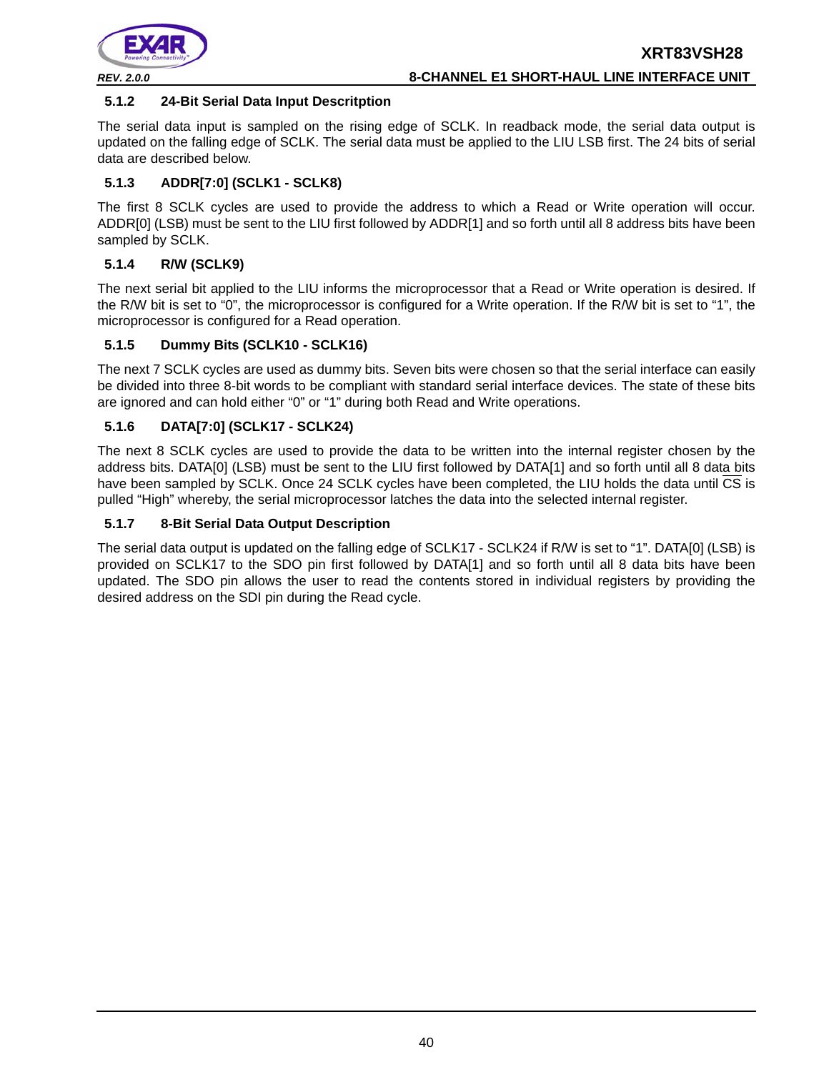### 5.1.2 24-Bit Serial Data Input Descritption

The serial data input is sampled on the rising edge of SCLK. In readback mode, the serial data output is updated on the falling edge of SCLK. The serial data must be applied to the LIU LSB first. The 24 bits of serial data are described below.

### 5.1.3 ADDR[7:0] (SCLK1 - SCLK8)

The first 8 SCLK cycles are used to provide the address to which a Read or Write operation will occur. ADDR[0] (LSB) must be sent to the LIU first followed by ADDR[1] and so forth until all 8 address bits have been sampled by SCLK.

### 5.1.4 R/W (SCLK9)

The next serial bit applied to the LIU informs the microprocessor that a Read or Write operation is desired. If the R/W bit is set to “0”, the microprocessor is configured for a Write operation. If the R/W bit is set to “1”, the microprocessor is configured for a Read operation.

### 5.1.5 Dummy Bits (SCLK10 - SCLK16)

The next 7 SCLK cycles are used as dummy bits. Seven bits were chosen so that the serial interface can easily be divided into three 8-bit words to be compliant with standard serial interface devices. The state of these bits are ignored and can hold either “0” or “1” during both Read and Write operations.

### 5.1.6 DATA[7:0] (SCLK17 - SCLK24)

The next 8 SCLK cycles are used to provide the data to be written into the internal register chosen by the address bits. DATA[0] (LSB) must be sent to the LIU first followed by DATA[1] and so forth until all 8 data bits have been sampled by SCLK. Once 24 SCLK cycles have been completed, the LIU holds the data until $\overline{CS}$ is pulled “High” whereby, the serial microprocessor latches the data into the selected internal register.

### 5.1.7 8-Bit Serial Data Output Description

The serial data output is updated on the falling edge of SCLK17 - SCLK24 if R/W is set to “1”. DATA[0] (LSB) is provided on SCLK17 to the SDO pin first followed by DATA[1] and so forth until all 8 data bits have been updated. The SDO pin allows the user to read the contents stored in individual registers by providing the desired address on the SDI pin during the Read cycle.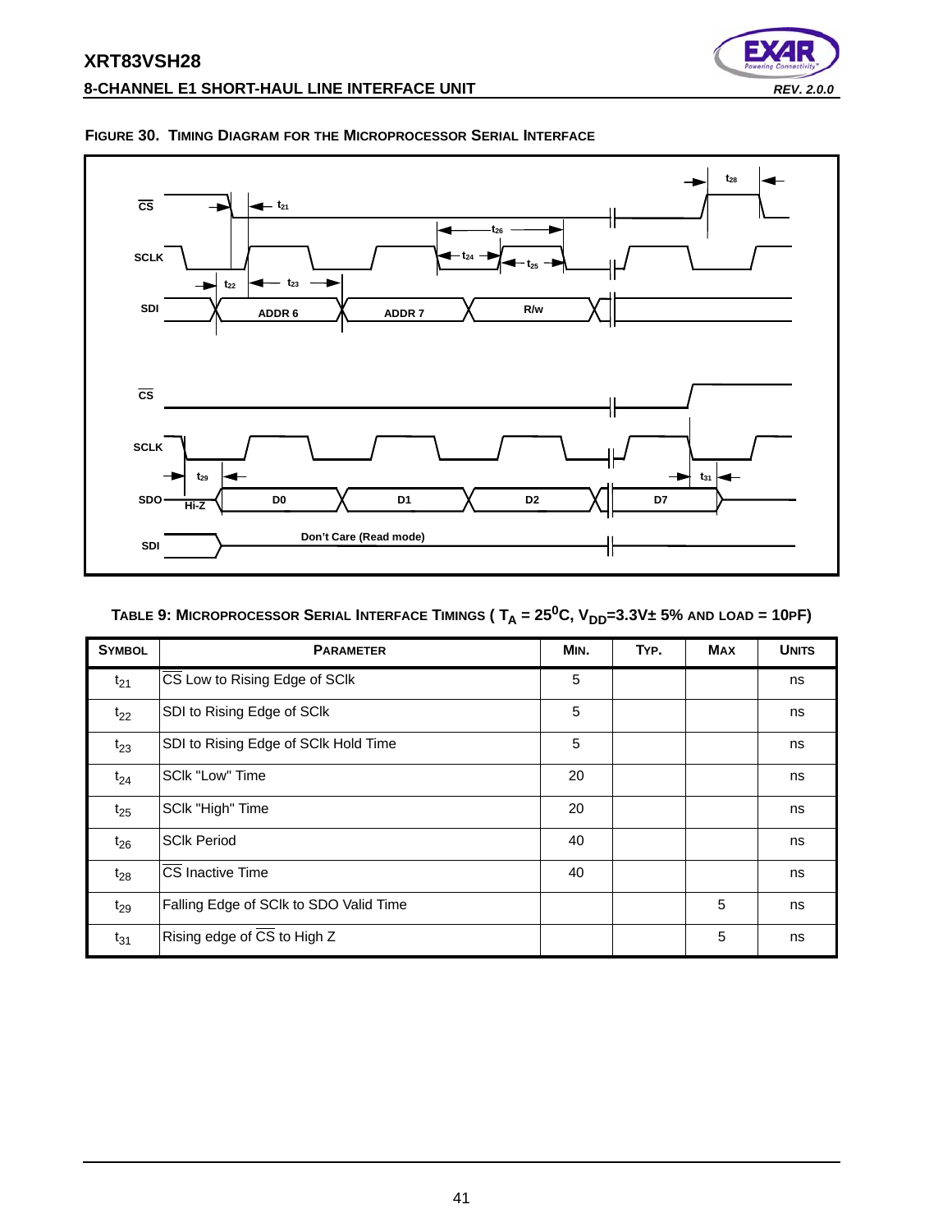**FIGURE 30. TIMING DIAGRAM FOR THE MICROPROCESSOR SERIAL INTERFACE**

**TABLE 9: MICROPROCESSOR SERIAL INTERFACE TIMINGS ( $T_A$ = $25^0$C, $V_{DD}$=3.3V± 5% AND LOAD = 10PF)**

| SYMBOL | PARAMETER | MIN. | TYP. | MAX | UNITS |
|---|---|---|---|---|---|
| $t_{21}$ | $\overline{CS}$ Low to Rising Edge of SClk | 5 | | | ns |
| $t_{22}$ | SDI to Rising Edge of SClk | 5 | | | ns |
| $t_{23}$ | SDI to Rising Edge of SClk Hold Time | 5 | | | ns |
| $t_{24}$ | SClk "Low" Time | 20 | | | ns |
| $t_{25}$ | SClk "High" Time | 20 | | | ns |
| $t_{26}$ | SClk Period | 40 | | | ns |
| $t_{28}$ | $\overline{CS}$ Inactive Time | 40 | | | ns |
| $t_{29}$ | Falling Edge of SClk to SDO Valid Time | | | 5 | ns |
| $t_{31}$ | Rising edge of $\overline{CS}$ to High Z | | | 5 | ns |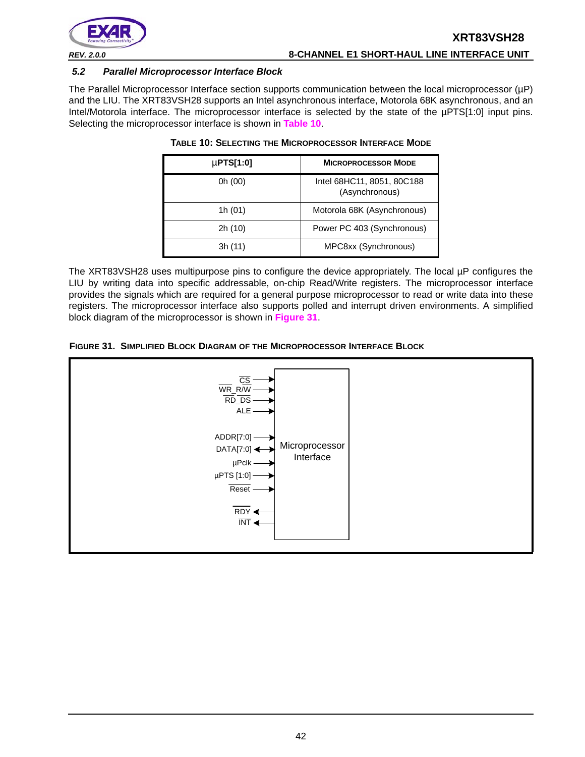### 5.2 Parallel Microprocessor Interface Block

The Parallel Microprocessor Interface section supports communication between the local microprocessor (µP) and the LIU. The XRT83VSH28 supports an Intel asynchronous interface, Motorola 68K asynchronous, and an Intel/Motorola interface. The microprocessor interface is selected by the state of the µPTS[1:0] input pins. Selecting the microprocessor interface is shown in **Table 10**.

**TABLE 10: SELECTING THE MICROPROCESSOR INTERFACE MODE**

| µPTS[1:0] | MICROPROCESSOR MODE |
|---|---|
| 0h (00) | Intel 68HC11, 8051, 80C188 (Asynchronous) |
| 1h (01) | Motorola 68K (Asynchronous) |
| 2h (10) | Power PC 403 (Synchronous) |
| 3h (11) | MPC8xx (Synchronous) |

The XRT83VSH28 uses multipurpose pins to configure the device appropriately. The local µP configures the LIU by writing data into specific addressable, on-chip Read/Write registers. The microprocessor interface provides the signals which are required for a general purpose microprocessor to read or write data into these registers. The microprocessor interface also supports polled and interrupt driven environments. A simplified block diagram of the microprocessor is shown in **Figure 31**.

**FIGURE 31. SIMPLIFIED BLOCK DIAGRAM OF THE MICROPROCESSOR INTERFACE BLOCK**

CS, WR_R/W, RD_DS, ALE, ADDR[7:0], DATA[7:0], µPclk, µPTS [1:0], Reset, RDY, INT — Microprocessor Interface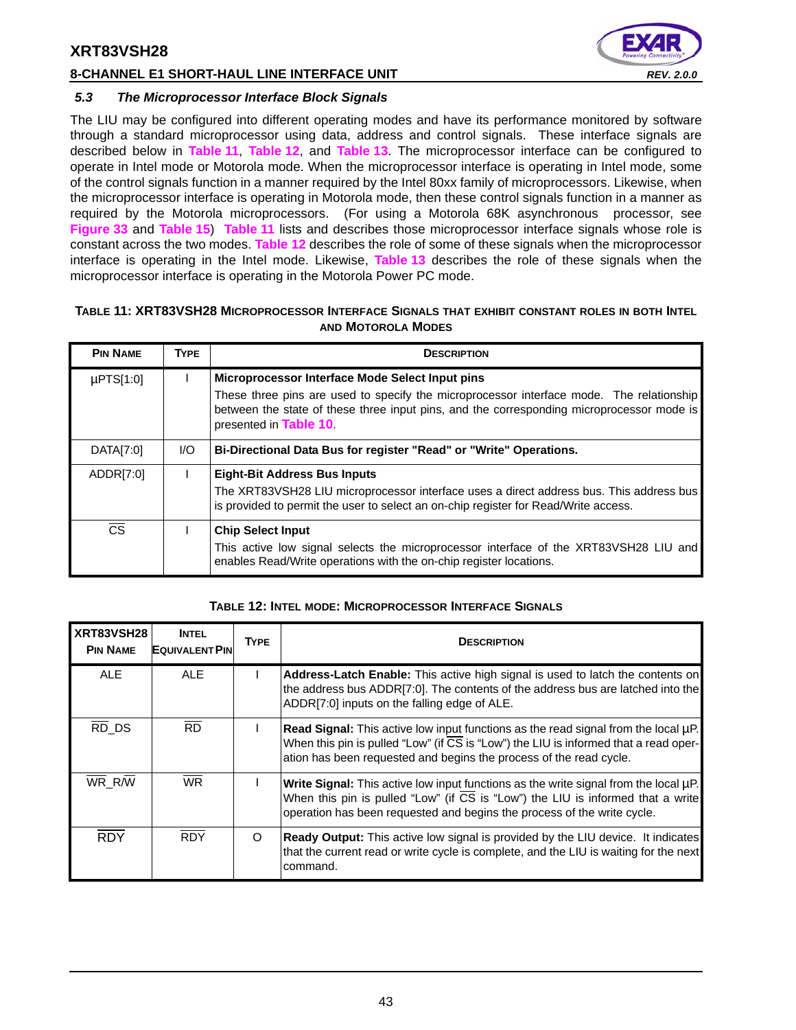### 5.3 The Microprocessor Interface Block Signals

The LIU may be configured into different operating modes and have its performance monitored by software through a standard microprocessor using data, address and control signals. These interface signals are described below in **Table 11**, **Table 12**, and **Table 13**. The microprocessor interface can be configured to operate in Intel mode or Motorola mode. When the microprocessor interface is operating in Intel mode, some of the control signals function in a manner required by the Intel 80xx family of microprocessors. Likewise, when the microprocessor interface is operating in Motorola mode, then these control signals function in a manner as required by the Motorola microprocessors. (For using a Motorola 68K asynchronous processor, see **Figure 33** and **Table 15**) **Table 11** lists and describes those microprocessor interface signals whose role is constant across the two modes. **Table 12** describes the role of some of these signals when the microprocessor interface is operating in the Intel mode. Likewise, **Table 13** describes the role of these signals when the microprocessor interface is operating in the Motorola Power PC mode.

**TABLE 11: XRT83VSH28 MICROPROCESSOR INTERFACE SIGNALS THAT EXHIBIT CONSTANT ROLES IN BOTH INTEL AND MOTOROLA MODES**

| PIN NAME | TYPE | DESCRIPTION |
|---|---|---|
| µPTS[1:0] | I | **Microprocessor Interface Mode Select Input pins**<br>These three pins are used to specify the microprocessor interface mode. The relationship between the state of these three input pins, and the corresponding microprocessor mode is presented in **Table 10**. |
| DATA[7:0] | I/O | **Bi-Directional Data Bus for register "Read" or "Write" Operations.** |
| ADDR[7:0] | I | **Eight-Bit Address Bus Inputs**<br>The XRT83VSH28 LIU microprocessor interface uses a direct address bus. This address bus is provided to permit the user to select an on-chip register for Read/Write access. |
| $\overline{CS}$ | I | **Chip Select Input**<br>This active low signal selects the microprocessor interface of the XRT83VSH28 LIU and enables Read/Write operations with the on-chip register locations. |

**TABLE 12: INTEL MODE: MICROPROCESSOR INTERFACE SIGNALS**

| XRT83VSH28 PIN NAME | INTEL EQUIVALENT PIN | TYPE | DESCRIPTION |
|---|---|---|---|
| ALE | ALE | I | **Address-Latch Enable:** This active high signal is used to latch the contents on the address bus ADDR[7:0]. The contents of the address bus are latched into the ADDR[7:0] inputs on the falling edge of ALE. |
| $\overline{RD}$_DS | $\overline{RD}$ | I | **Read Signal:** This active low input functions as the read signal from the local µP. When this pin is pulled "Low" (if $\overline{CS}$ is "Low") the LIU is informed that a read operation has been requested and begins the process of the read cycle. |
| $\overline{WR}$_R/$\overline{W}$ | $\overline{WR}$ | I | **Write Signal:** This active low input functions as the write signal from the local µP. When this pin is pulled "Low" (if $\overline{CS}$ is "Low") the LIU is informed that a write operation has been requested and begins the process of the write cycle. |
| $\overline{RDY}$ | $\overline{RDY}$ | O | **Ready Output:** This active low signal is provided by the LIU device. It indicates that the current read or write cycle is complete, and the LIU is waiting for the next command. |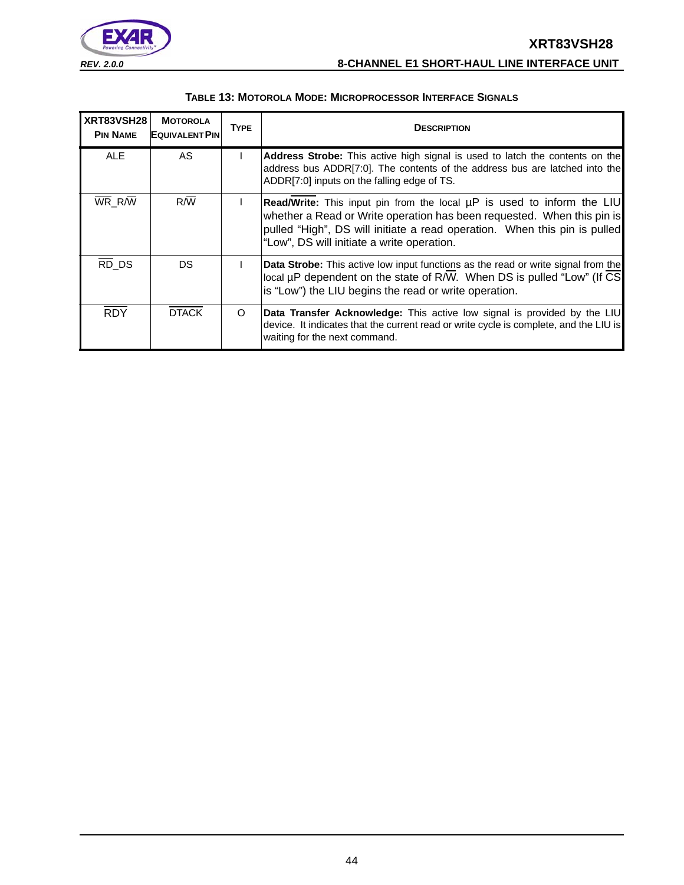**TABLE 13: MOTOROLA MODE: MICROPROCESSOR INTERFACE SIGNALS**

| XRT83VSH28 PIN NAME | MOTOROLA EQUIVALENT PIN | TYPE | DESCRIPTION |
|---|---|---|---|
| ALE | AS | I | **Address Strobe:** This active high signal is used to latch the contents on the address bus ADDR[7:0]. The contents of the address bus are latched into the ADDR[7:0] inputs on the falling edge of TS. |
| $\overline{WR}$_R/$\overline{W}$ | R/$\overline{W}$ | I | **Read/$\overline{Write}$:** This input pin from the local µP is used to inform the LIU whether a Read or Write operation has been requested. When this pin is pulled "High", DS will initiate a read operation. When this pin is pulled "Low", DS will initiate a write operation. |
| $\overline{RD}$_DS | DS | I | **Data Strobe:** This active low input functions as the read or write signal from the local µP dependent on the state of R/$\overline{W}$. When DS is pulled "Low" (If $\overline{CS}$ is "Low") the LIU begins the read or write operation. |
| $\overline{RDY}$ | $\overline{DTACK}$ | O | **Data Transfer Acknowledge:** This active low signal is provided by the LIU device. It indicates that the current read or write cycle is complete, and the LIU is waiting for the next command. |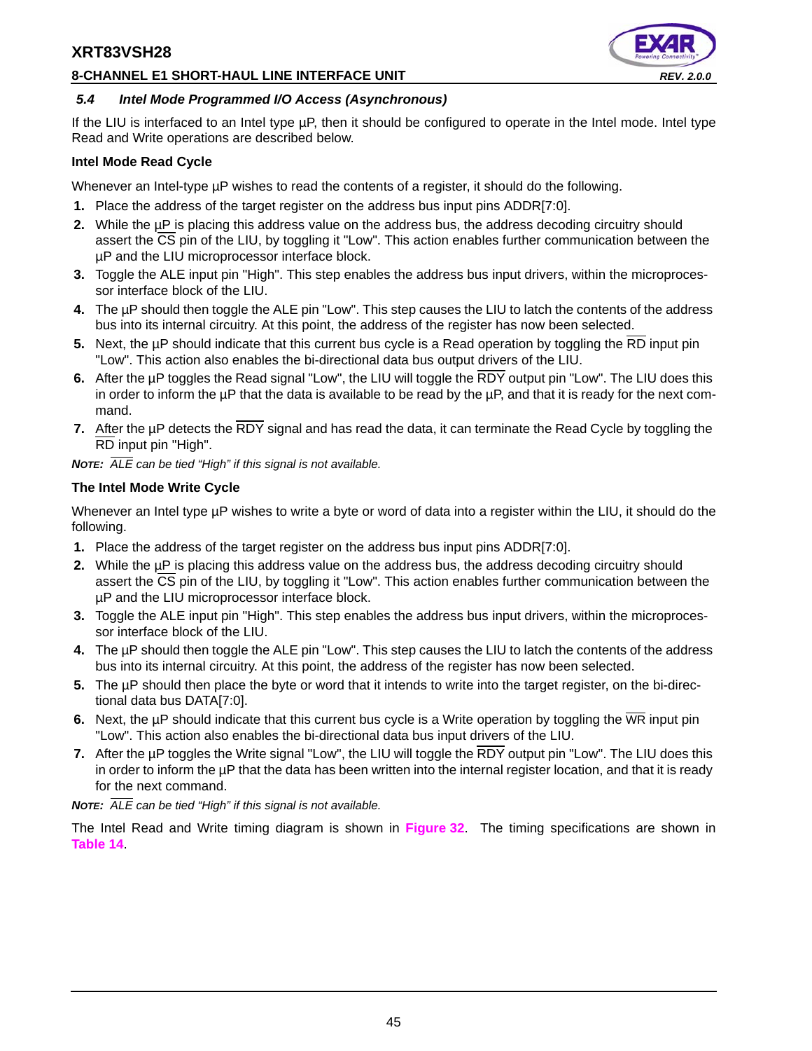### 5.4 Intel Mode Programmed I/O Access (Asynchronous)

If the LIU is interfaced to an Intel type µP, then it should be configured to operate in the Intel mode. Intel type Read and Write operations are described below.

**Intel Mode Read Cycle**

Whenever an Intel-type µP wishes to read the contents of a register, it should do the following.

1. Place the address of the target register on the address bus input pins ADDR[7:0].
2. While the µP is placing this address value on the address bus, the address decoding circuitry should assert the $\overline{CS}$ pin of the LIU, by toggling it "Low". This action enables further communication between the µP and the LIU microprocessor interface block.
3. Toggle the ALE input pin "High". This step enables the address bus input drivers, within the microprocessor interface block of the LIU.
4. The µP should then toggle the ALE pin "Low". This step causes the LIU to latch the contents of the address bus into its internal circuitry. At this point, the address of the register has now been selected.
5. Next, the µP should indicate that this current bus cycle is a Read operation by toggling the $\overline{RD}$ input pin "Low". This action also enables the bi-directional data bus output drivers of the LIU.
6. After the µP toggles the Read signal "Low", the LIU will toggle the $\overline{RDY}$ output pin "Low". The LIU does this in order to inform the µP that the data is available to be read by the µP, and that it is ready for the next command.
7. After the µP detects the $\overline{RDY}$ signal and has read the data, it can terminate the Read Cycle by toggling the $\overline{RD}$ input pin "High".

***NOTE:** $\overline{ALE}$ can be tied "High" if this signal is not available.*

**The Intel Mode Write Cycle**

Whenever an Intel type µP wishes to write a byte or word of data into a register within the LIU, it should do the following.

1. Place the address of the target register on the address bus input pins ADDR[7:0].
2. While the µP is placing this address value on the address bus, the address decoding circuitry should assert the $\overline{CS}$ pin of the LIU, by toggling it "Low". This action enables further communication between the µP and the LIU microprocessor interface block.
3. Toggle the ALE input pin "High". This step enables the address bus input drivers, within the microprocessor interface block of the LIU.
4. The µP should then toggle the ALE pin "Low". This step causes the LIU to latch the contents of the address bus into its internal circuitry. At this point, the address of the register has now been selected.
5. The µP should then place the byte or word that it intends to write into the target register, on the bi-directional data bus DATA[7:0].
6. Next, the µP should indicate that this current bus cycle is a Write operation by toggling the $\overline{WR}$ input pin "Low". This action also enables the bi-directional data bus input drivers of the LIU.
7. After the µP toggles the Write signal "Low", the LIU will toggle the $\overline{RDY}$ output pin "Low". The LIU does this in order to inform the µP that the data has been written into the internal register location, and that it is ready for the next command.

***NOTE:** $\overline{ALE}$ can be tied "High" if this signal is not available.*

The Intel Read and Write timing diagram is shown in **Figure 32**. The timing specifications are shown in **Table 14**.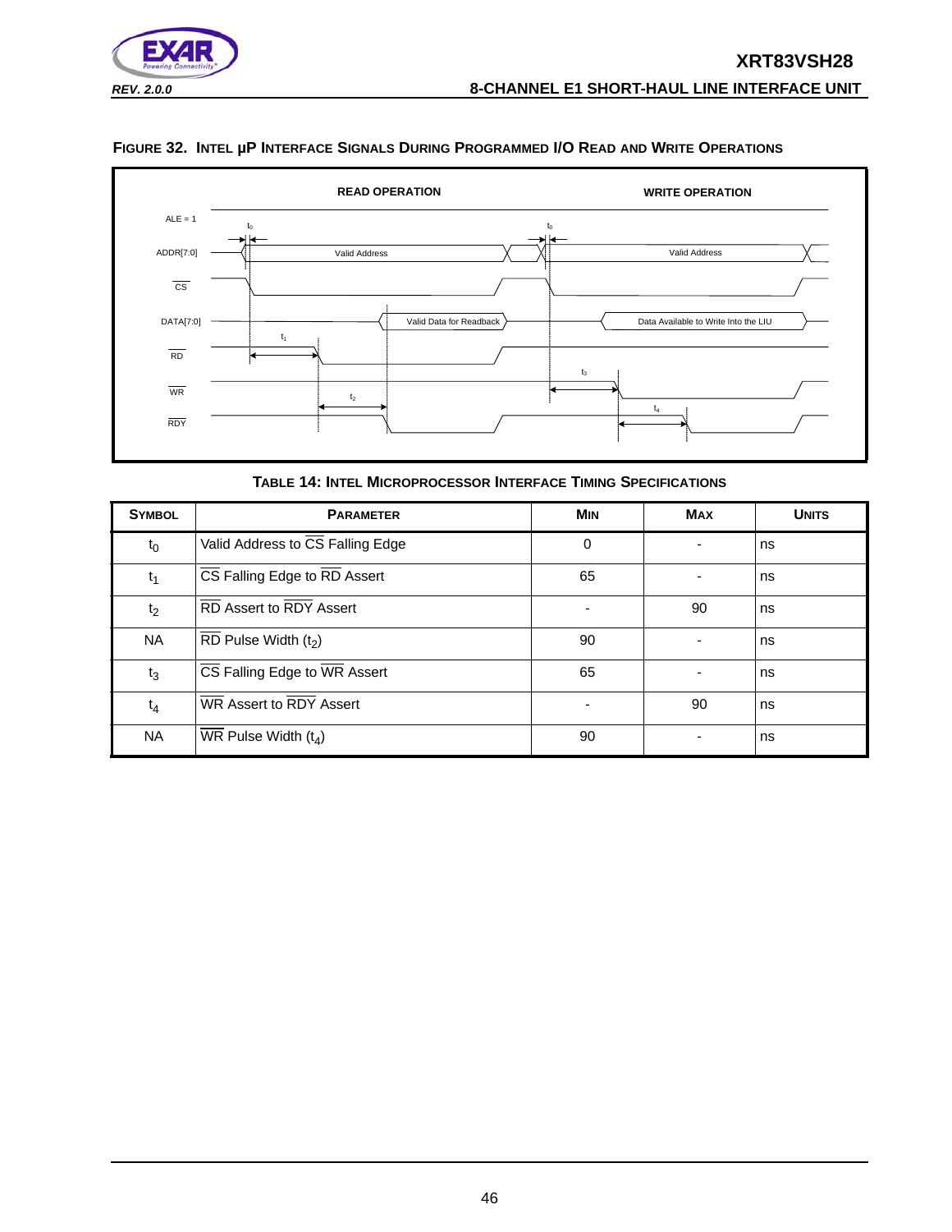**FIGURE 32. INTEL µP INTERFACE SIGNALS DURING PROGRAMMED I/O READ AND WRITE OPERATIONS**

**TABLE 14: INTEL MICROPROCESSOR INTERFACE TIMING SPECIFICATIONS**

| SYMBOL | PARAMETER | MIN | MAX | UNITS |
|---|---|---|---|---|
| $t_0$ | Valid Address to $\overline{CS}$ Falling Edge | 0 | - | ns |
| $t_1$ | $\overline{CS}$ Falling Edge to $\overline{RD}$ Assert | 65 | - | ns |
| $t_2$ | $\overline{RD}$ Assert to $\overline{RDY}$ Assert | - | 90 | ns |
| NA | $\overline{RD}$ Pulse Width ($t_2$) | 90 | - | ns |
| $t_3$ | $\overline{CS}$ Falling Edge to $\overline{WR}$ Assert | 65 | - | ns |
| $t_4$ | $\overline{WR}$ Assert to $\overline{RDY}$ Assert | - | 90 | ns |
| NA | $\overline{WR}$ Pulse Width ($t_4$) | 90 | - | ns |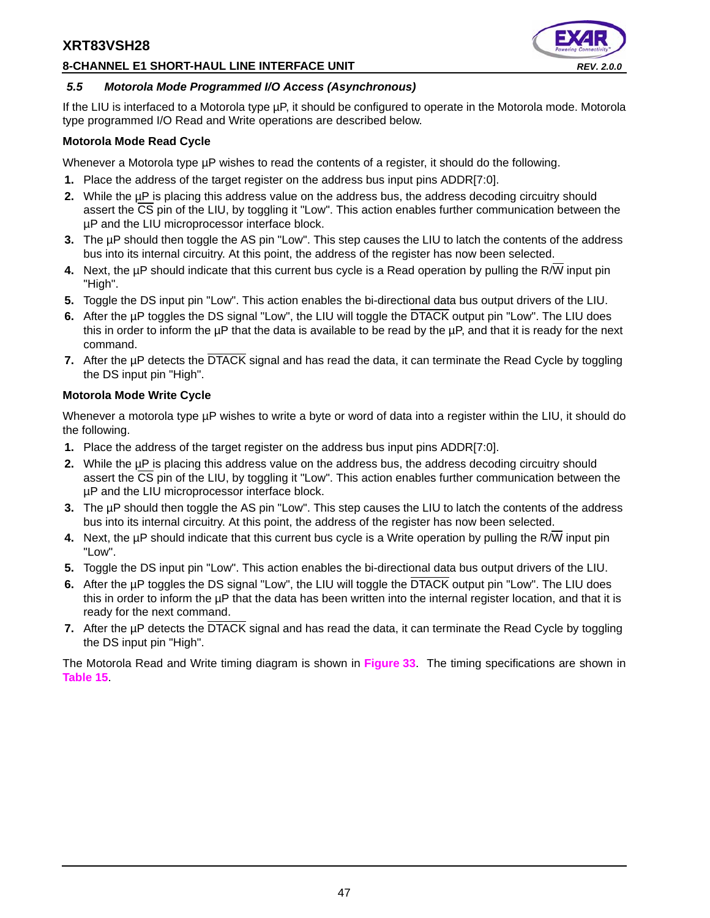### *5.5 Motorola Mode Programmed I/O Access (Asynchronous)*

If the LIU is interfaced to a Motorola type µP, it should be configured to operate in the Motorola mode. Motorola type programmed I/O Read and Write operations are described below.

**Motorola Mode Read Cycle**

Whenever a Motorola type µP wishes to read the contents of a register, it should do the following.

1. Place the address of the target register on the address bus input pins ADDR[7:0].
2. While the µP is placing this address value on the address bus, the address decoding circuitry should assert the CS pin of the LIU, by toggling it "Low". This action enables further communication between the µP and the LIU microprocessor interface block.
3. The µP should then toggle the AS pin "Low". This step causes the LIU to latch the contents of the address bus into its internal circuitry. At this point, the address of the register has now been selected.
4. Next, the µP should indicate that this current bus cycle is a Read operation by pulling the R/W input pin "High".
5. Toggle the DS input pin "Low". This action enables the bi-directional data bus output drivers of the LIU.
6. After the µP toggles the DS signal "Low", the LIU will toggle the DTACK output pin "Low". The LIU does this in order to inform the µP that the data is available to be read by the µP, and that it is ready for the next command.
7. After the µP detects the DTACK signal and has read the data, it can terminate the Read Cycle by toggling the DS input pin "High".

**Motorola Mode Write Cycle**

Whenever a motorola type µP wishes to write a byte or word of data into a register within the LIU, it should do the following.

1. Place the address of the target register on the address bus input pins ADDR[7:0].
2. While the µP is placing this address value on the address bus, the address decoding circuitry should assert the CS pin of the LIU, by toggling it "Low". This action enables further communication between the µP and the LIU microprocessor interface block.
3. The µP should then toggle the AS pin "Low". This step causes the LIU to latch the contents of the address bus into its internal circuitry. At this point, the address of the register has now been selected.
4. Next, the µP should indicate that this current bus cycle is a Write operation by pulling the R/W input pin "Low".
5. Toggle the DS input pin "Low". This action enables the bi-directional data bus output drivers of the LIU.
6. After the µP toggles the DS signal "Low", the LIU will toggle the DTACK output pin "Low". The LIU does this in order to inform the µP that the data has been written into the internal register location, and that it is ready for the next command.
7. After the µP detects the DTACK signal and has read the data, it can terminate the Read Cycle by toggling the DS input pin "High".

The Motorola Read and Write timing diagram is shown in **Figure 33**. The timing specifications are shown in **Table 15**.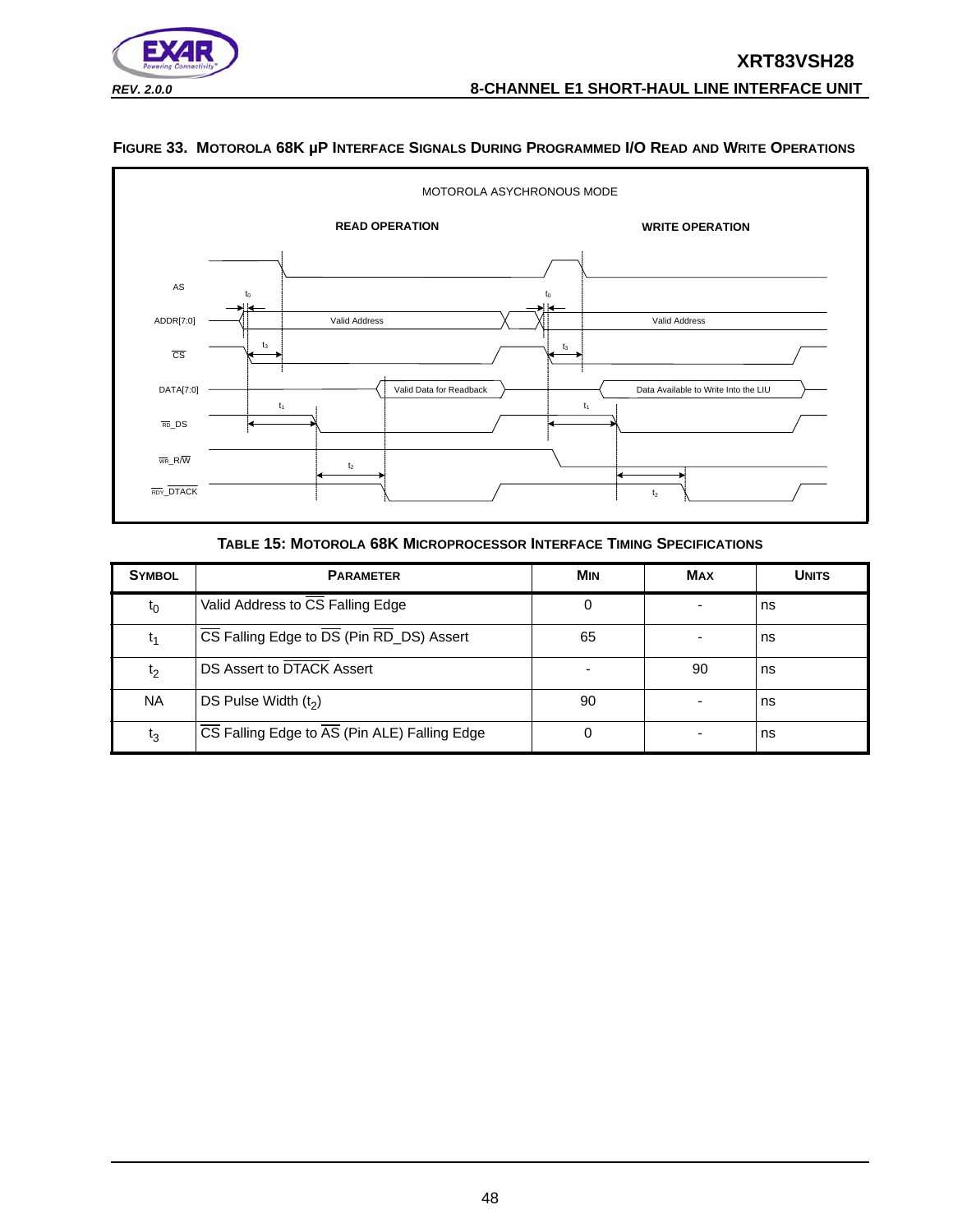**FIGURE 33. MOTOROLA 68K µP INTERFACE SIGNALS DURING PROGRAMMED I/O READ AND WRITE OPERATIONS**

MOTOROLA ASYCHRONOUS MODE

READ OPERATION

WRITE OPERATION

AS

ADDR[7:0]

CS

DATA[7:0]

RD_DS

WR_R/W

RDY_DTACK

Valid Address

Valid Data for Readback

Data Available to Write Into the LIU

**TABLE 15: MOTOROLA 68K MICROPROCESSOR INTERFACE TIMING SPECIFICATIONS**

| SYMBOL | PARAMETER | MIN | MAX | UNITS |
|---|---|---|---|---|
| $t_0$ | Valid Address to $\overline{CS}$ Falling Edge | 0 | - | ns |
| $t_1$ | $\overline{CS}$ Falling Edge to $\overline{DS}$ (Pin $\overline{RD}$_DS) Assert | 65 | - | ns |
| $t_2$ | DS Assert to $\overline{DTACK}$ Assert | - | 90 | ns |
| NA | DS Pulse Width ($t_2$) | 90 | - | ns |
| $t_3$ | $\overline{CS}$ Falling Edge to $\overline{AS}$ (Pin ALE) Falling Edge | 0 | - | ns |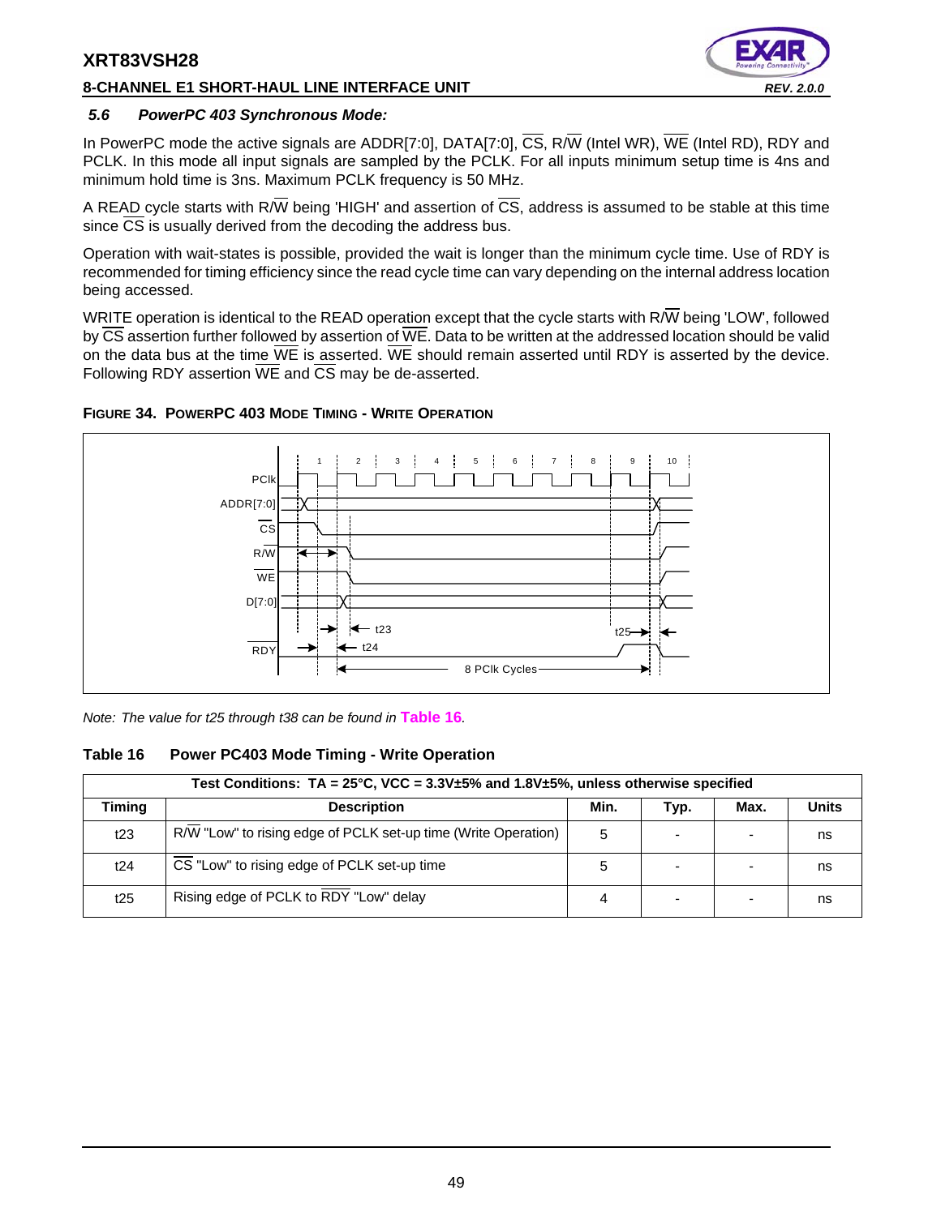### 5.6 PowerPC 403 Synchronous Mode:

In PowerPC mode the active signals are ADDR[7:0], DATA[7:0], $\overline{CS}$, R/$\overline{W}$ (Intel WR), $\overline{WE}$ (Intel RD), RDY and PCLK. In this mode all input signals are sampled by the PCLK. For all inputs minimum setup time is 4ns and minimum hold time is 3ns. Maximum PCLK frequency is 50 MHz.

A READ cycle starts with R/$\overline{W}$ being 'HIGH' and assertion of $\overline{CS}$, address is assumed to be stable at this time since $\overline{CS}$ is usually derived from the decoding the address bus.

Operation with wait-states is possible, provided the wait is longer than the minimum cycle time. Use of RDY is recommended for timing efficiency since the read cycle time can vary depending on the internal address location being accessed.

WRITE operation is identical to the READ operation except that the cycle starts with R/$\overline{W}$ being 'LOW', followed by $\overline{CS}$ assertion further followed by assertion of $\overline{WE}$. Data to be written at the addressed location should be valid on the data bus at the time $\overline{WE}$ is asserted. $\overline{WE}$ should remain asserted until RDY is asserted by the device. Following RDY assertion $\overline{WE}$ and $\overline{CS}$ may be de-asserted.

**FIGURE 34. POWERPC 403 MODE TIMING - WRITE OPERATION**

*Note: The value for t25 through t38 can be found in* **Table 16**.

**Table 16 Power PC403 Mode Timing - Write Operation**

| Test Conditions: TA = 25°C, VCC = 3.3V±5% and 1.8V±5%, unless otherwise specified | | | | | |
|---|---|---|---|---|---|
| **Timing** | **Description** | **Min.** | **Typ.** | **Max.** | **Units** |
| t23 | R/$\overline{W}$ "Low" to rising edge of PCLK set-up time (Write Operation) | 5 | - | - | ns |
| t24 | $\overline{CS}$ "Low" to rising edge of PCLK set-up time | 5 | - | - | ns |
| t25 | Rising edge of PCLK to $\overline{RDY}$ "Low" delay | 4 | - | - | ns |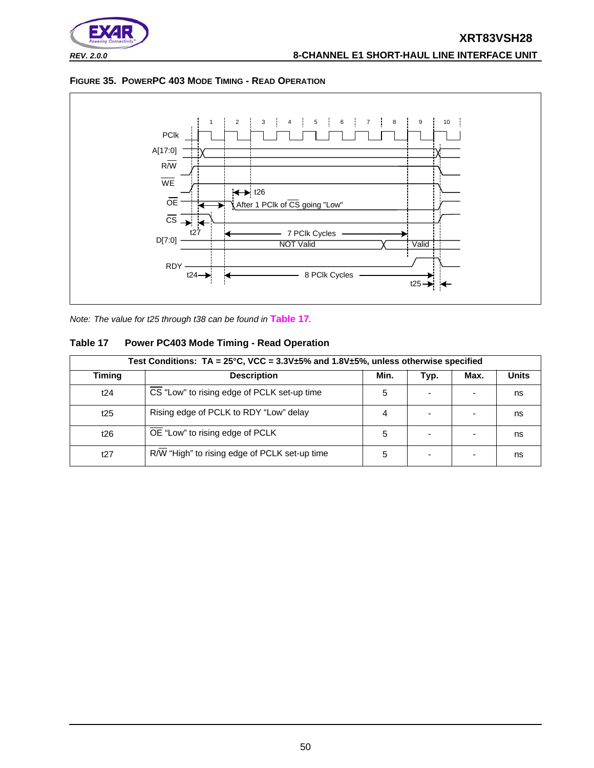**FIGURE 35. POWERPC 403 MODE TIMING - READ OPERATION**

*Note: The value for t25 through t38 can be found in **Table 17**.*

### Table 17 Power PC403 Mode Timing - Read Operation

| Test Conditions: TA = 25°C, VCC = 3.3V±5% and 1.8V±5%, unless otherwise specified | | | | | |
|---|---|---|---|---|---|
| **Timing** | **Description** | **Min.** | **Typ.** | **Max.** | **Units** |
| t24 | $\overline{CS}$ "Low" to rising edge of PCLK set-up time | 5 | - | - | ns |
| t25 | Rising edge of PCLK to RDY "Low" delay | 4 | - | - | ns |
| t26 | $\overline{OE}$ "Low" to rising edge of PCLK | 5 | - | - | ns |
| t27 | R/$\overline{W}$ "High" to rising edge of PCLK set-up time | 5 | - | - | ns |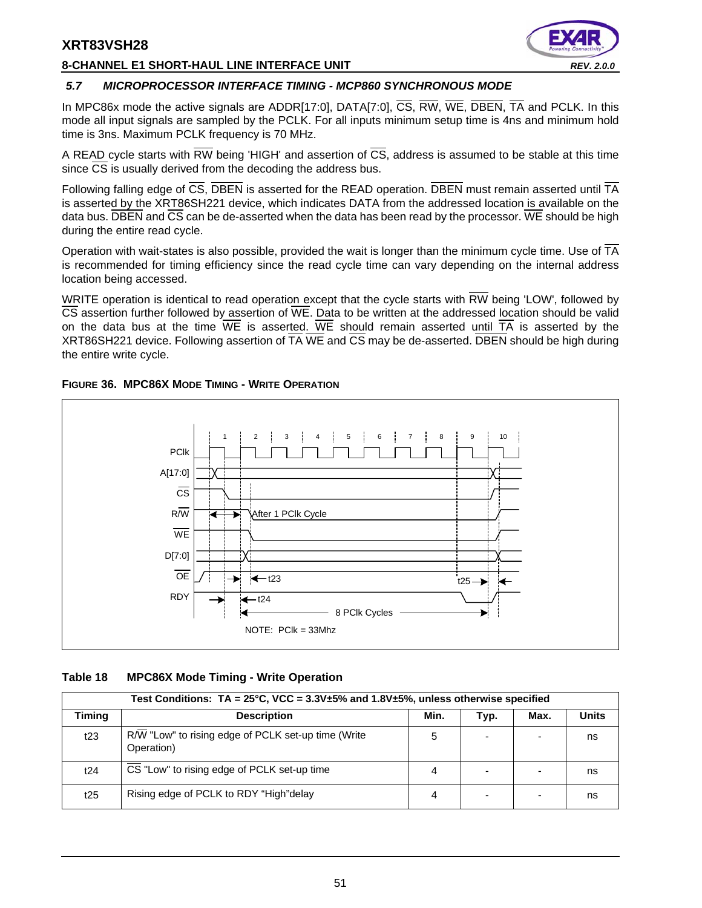### 5.7 MICROPROCESSOR INTERFACE TIMING - MCP860 SYNCHRONOUS MODE

In MPC86x mode the active signals are ADDR[17:0], DATA[7:0], CS, RW, WE, DBEN, TA and PCLK. In this mode all input signals are sampled by the PCLK. For all inputs minimum setup time is 4ns and minimum hold time is 3ns. Maximum PCLK frequency is 70 MHz.

A READ cycle starts with RW being 'HIGH' and assertion of CS, address is assumed to be stable at this time since CS is usually derived from the decoding the address bus.

Following falling edge of CS, DBEN is asserted for the READ operation. DBEN must remain asserted until TA is asserted by the XRT86SH221 device, which indicates DATA from the addressed location is available on the data bus. DBEN and CS can be de-asserted when the data has been read by the processor. WE should be high during the entire read cycle.

Operation with wait-states is also possible, provided the wait is longer than the minimum cycle time. Use of TA is recommended for timing efficiency since the read cycle time can vary depending on the internal address location being accessed.

WRITE operation is identical to read operation except that the cycle starts with RW being 'LOW', followed by CS assertion further followed by assertion of WE. Data to be written at the addressed location should be valid on the data bus at the time WE is asserted. WE should remain asserted until TA is asserted by the XRT86SH221 device. Following assertion of TA WE and CS may be de-asserted. DBEN should be high during the entire write cycle.

**FIGURE 36. MPC86X MODE TIMING - WRITE OPERATION**

**Table 18 MPC86X Mode Timing - Write Operation**

| Test Conditions: TA = 25°C, VCC = 3.3V±5% and 1.8V±5%, unless otherwise specified | | | | | |
|---|---|---|---|---|---|
| **Timing** | **Description** | **Min.** | **Typ.** | **Max.** | **Units** |
| t23 | R/W "Low" to rising edge of PCLK set-up time (Write Operation) | 5 | - | - | ns |
| t24 | CS "Low" to rising edge of PCLK set-up time | 4 | - | - | ns |
| t25 | Rising edge of PCLK to RDY "High"delay | 4 | - | - | ns |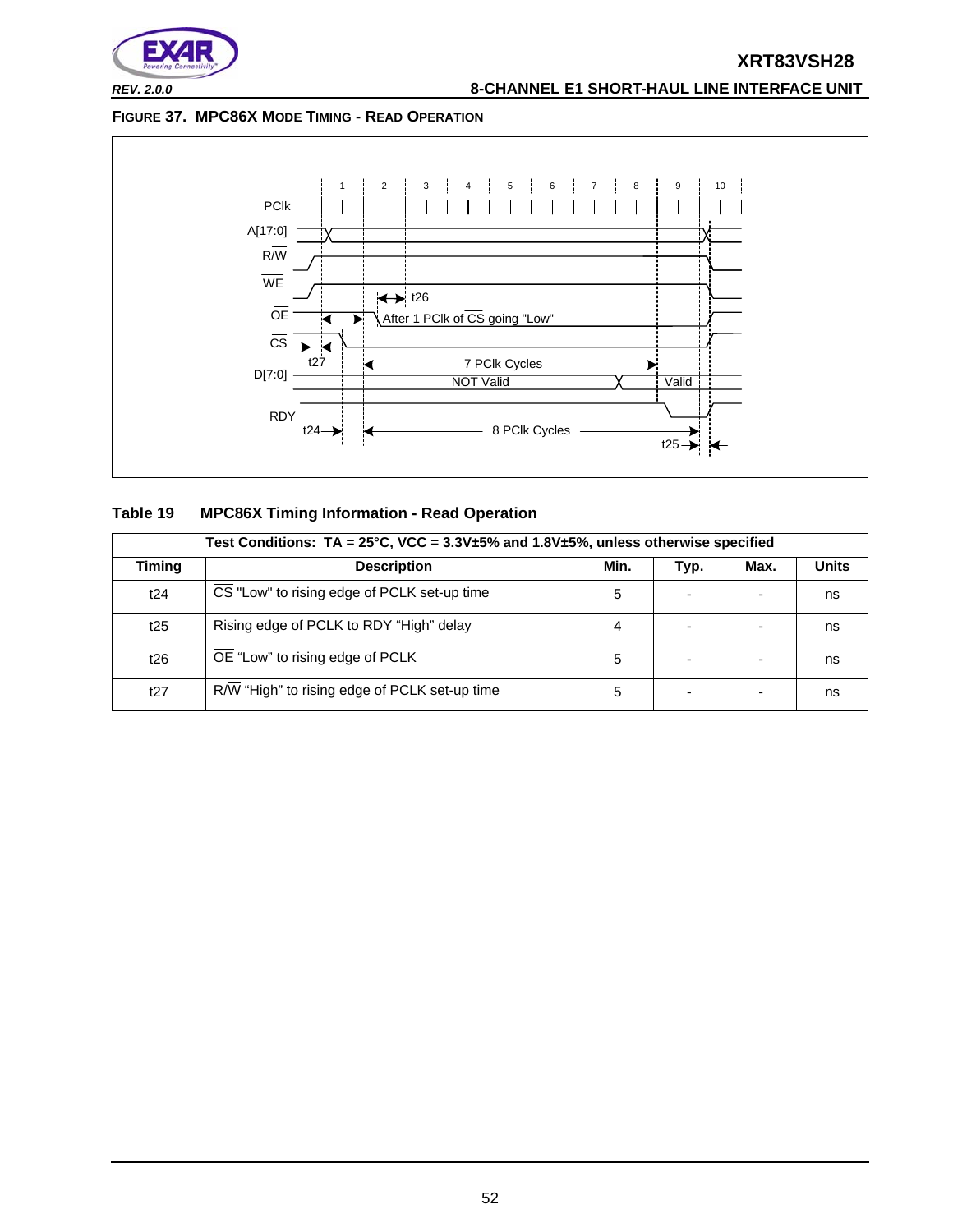**FIGURE 37. MPC86X MODE TIMING - READ OPERATION**

PClk

A[17:0]

R/W

WE

OE

CS

D[7:0]

RDY

1 2 3 4 5 6 7 8 9 10

t26

After 1 PClk of CS going "Low"

t27

7 PClk Cycles

NOT Valid

Valid

t24

8 PClk Cycles

t25

**Table 19 MPC86X Timing Information - Read Operation**

| Test Conditions: TA = 25°C, VCC = 3.3V±5% and 1.8V±5%, unless otherwise specified | | | | | |
|---|---|---|---|---|---|
| **Timing** | **Description** | **Min.** | **Typ.** | **Max.** | **Units** |
| t24 | CS "Low" to rising edge of PCLK set-up time | 5 | - | - | ns |
| t25 | Rising edge of PCLK to RDY "High" delay | 4 | - | - | ns |
| t26 | OE "Low" to rising edge of PCLK | 5 | - | - | ns |
| t27 | R/W "High" to rising edge of PCLK set-up time | 5 | - | - | ns |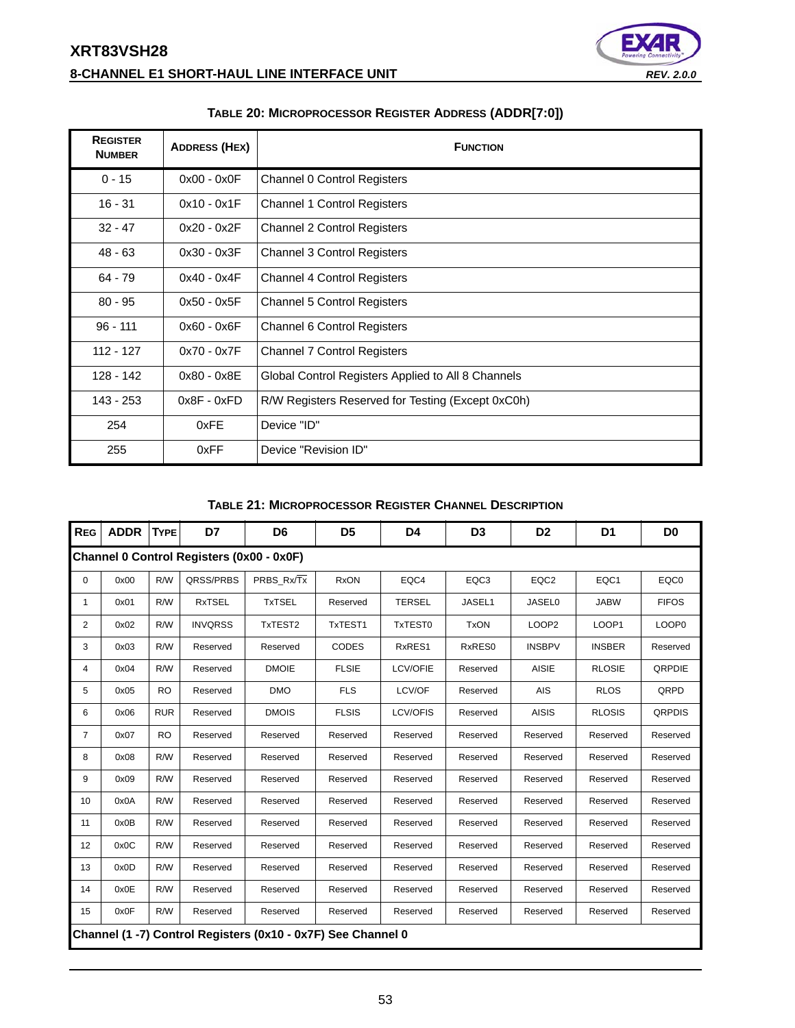**TABLE 20: MICROPROCESSOR REGISTER ADDRESS (ADDR[7:0])**

| REGISTER NUMBER | ADDRESS (HEX) | FUNCTION |
|---|---|---|
| 0 - 15 | 0x00 - 0x0F | Channel 0 Control Registers |
| 16 - 31 | 0x10 - 0x1F | Channel 1 Control Registers |
| 32 - 47 | 0x20 - 0x2F | Channel 2 Control Registers |
| 48 - 63 | 0x30 - 0x3F | Channel 3 Control Registers |
| 64 - 79 | 0x40 - 0x4F | Channel 4 Control Registers |
| 80 - 95 | 0x50 - 0x5F | Channel 5 Control Registers |
| 96 - 111 | 0x60 - 0x6F | Channel 6 Control Registers |
| 112 - 127 | 0x70 - 0x7F | Channel 7 Control Registers |
| 128 - 142 | 0x80 - 0x8E | Global Control Registers Applied to All 8 Channels |
| 143 - 253 | 0x8F - 0xFD | R/W Registers Reserved for Testing (Except 0xC0h) |
| 254 | 0xFE | Device "ID" |
| 255 | 0xFF | Device "Revision ID" |

**TABLE 21: MICROPROCESSOR REGISTER CHANNEL DESCRIPTION**

| REG | ADDR | TYPE | D7 | D6 | D5 | D4 | D3 | D2 | D1 | D0 |
|---|---|---|---|---|---|---|---|---|---|---|
| **Channel 0 Control Registers (0x00 - 0x0F)** | | | | | | | | | | |
| 0 | 0x00 | R/W | QRSS/PRBS | PRBS_Rx/$\overline{Tx}$ | RxON | EQC4 | EQC3 | EQC2 | EQC1 | EQC0 |
| 1 | 0x01 | R/W | RxTSEL | TxTSEL | Reserved | TERSEL | JASEL1 | JASEL0 | JABW | FIFOS |
| 2 | 0x02 | R/W | INVQRSS | TxTEST2 | TxTEST1 | TxTEST0 | TxON | LOOP2 | LOOP1 | LOOP0 |
| 3 | 0x03 | R/W | Reserved | Reserved | CODES | RxRES1 | RxRES0 | INSBPV | INSBER | Reserved |
| 4 | 0x04 | R/W | Reserved | DMOIE | FLSIE | LCV/OFIE | Reserved | AISIE | RLOSIE | QRPDIE |
| 5 | 0x05 | RO | Reserved | DMO | FLS | LCV/OF | Reserved | AIS | RLOS | QRPD |
| 6 | 0x06 | RUR | Reserved | DMOIS | FLSIS | LCV/OFIS | Reserved | AISIS | RLOSIS | QRPDIS |
| 7 | 0x07 | RO | Reserved | Reserved | Reserved | Reserved | Reserved | Reserved | Reserved | Reserved |
| 8 | 0x08 | R/W | Reserved | Reserved | Reserved | Reserved | Reserved | Reserved | Reserved | Reserved |
| 9 | 0x09 | R/W | Reserved | Reserved | Reserved | Reserved | Reserved | Reserved | Reserved | Reserved |
| 10 | 0x0A | R/W | Reserved | Reserved | Reserved | Reserved | Reserved | Reserved | Reserved | Reserved |
| 11 | 0x0B | R/W | Reserved | Reserved | Reserved | Reserved | Reserved | Reserved | Reserved | Reserved |
| 12 | 0x0C | R/W | Reserved | Reserved | Reserved | Reserved | Reserved | Reserved | Reserved | Reserved |
| 13 | 0x0D | R/W | Reserved | Reserved | Reserved | Reserved | Reserved | Reserved | Reserved | Reserved |
| 14 | 0x0E | R/W | Reserved | Reserved | Reserved | Reserved | Reserved | Reserved | Reserved | Reserved |
| 15 | 0x0F | R/W | Reserved | Reserved | Reserved | Reserved | Reserved | Reserved | Reserved | Reserved |
| **Channel (1 -7) Control Registers (0x10 - 0x7F) See Channel 0** | | | | | | | | | | |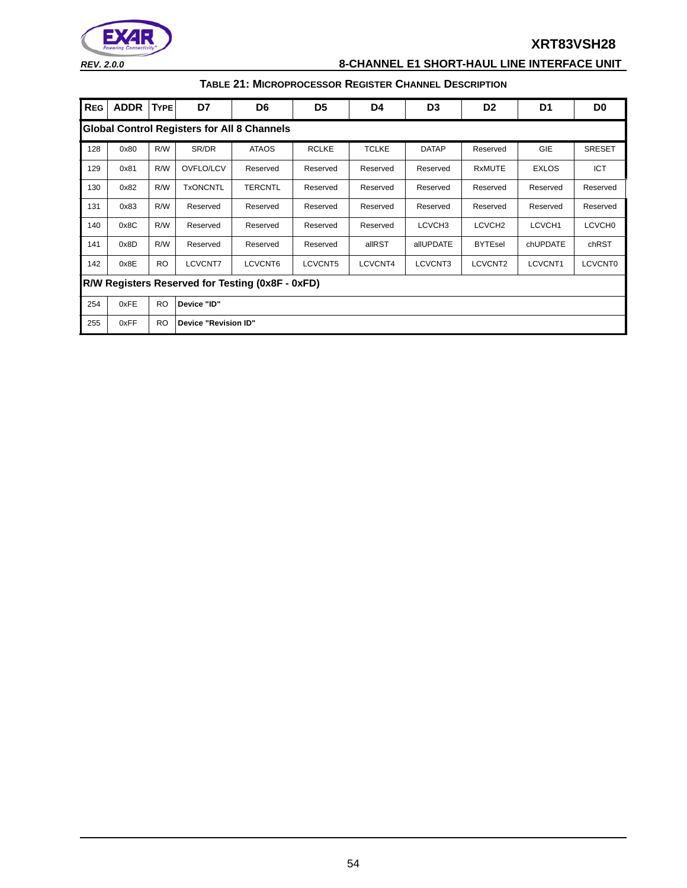**TABLE 21: MICROPROCESSOR REGISTER CHANNEL DESCRIPTION**

| REG | ADDR | TYPE | D7 | D6 | D5 | D4 | D3 | D2 | D1 | D0 |
|---|---|---|---|---|---|---|---|---|---|---|
| **Global Control Registers for All 8 Channels** | | | | | | | | | | |
| 128 | 0x80 | R/W | SR/DR | ATAOS | RCLKE | TCLKE | DATAP | Reserved | GIE | SRESET |
| 129 | 0x81 | R/W | OVFLO/LCV | Reserved | Reserved | Reserved | Reserved | RxMUTE | EXLOS | ICT |
| 130 | 0x82 | R/W | TxONCNTL | TERCNTL | Reserved | Reserved | Reserved | Reserved | Reserved | Reserved |
| 131 | 0x83 | R/W | Reserved | Reserved | Reserved | Reserved | Reserved | Reserved | Reserved | Reserved |
| 140 | 0x8C | R/W | Reserved | Reserved | Reserved | Reserved | LCVCH3 | LCVCH2 | LCVCH1 | LCVCH0 |
| 141 | 0x8D | R/W | Reserved | Reserved | Reserved | allRST | allUPDATE | BYTEsel | chUPDATE | chRST |
| 142 | 0x8E | RO | LCVCNT7 | LCVCNT6 | LCVCNT5 | LCVCNT4 | LCVCNT3 | LCVCNT2 | LCVCNT1 | LCVCNT0 |
| **R/W Registers Reserved for Testing (0x8F - 0xFD)** | | | | | | | | | | |
| 254 | 0xFE | RO | **Device "ID"** | | | | | | | |
| 255 | 0xFF | RO | **Device "Revision ID"** | | | | | | | |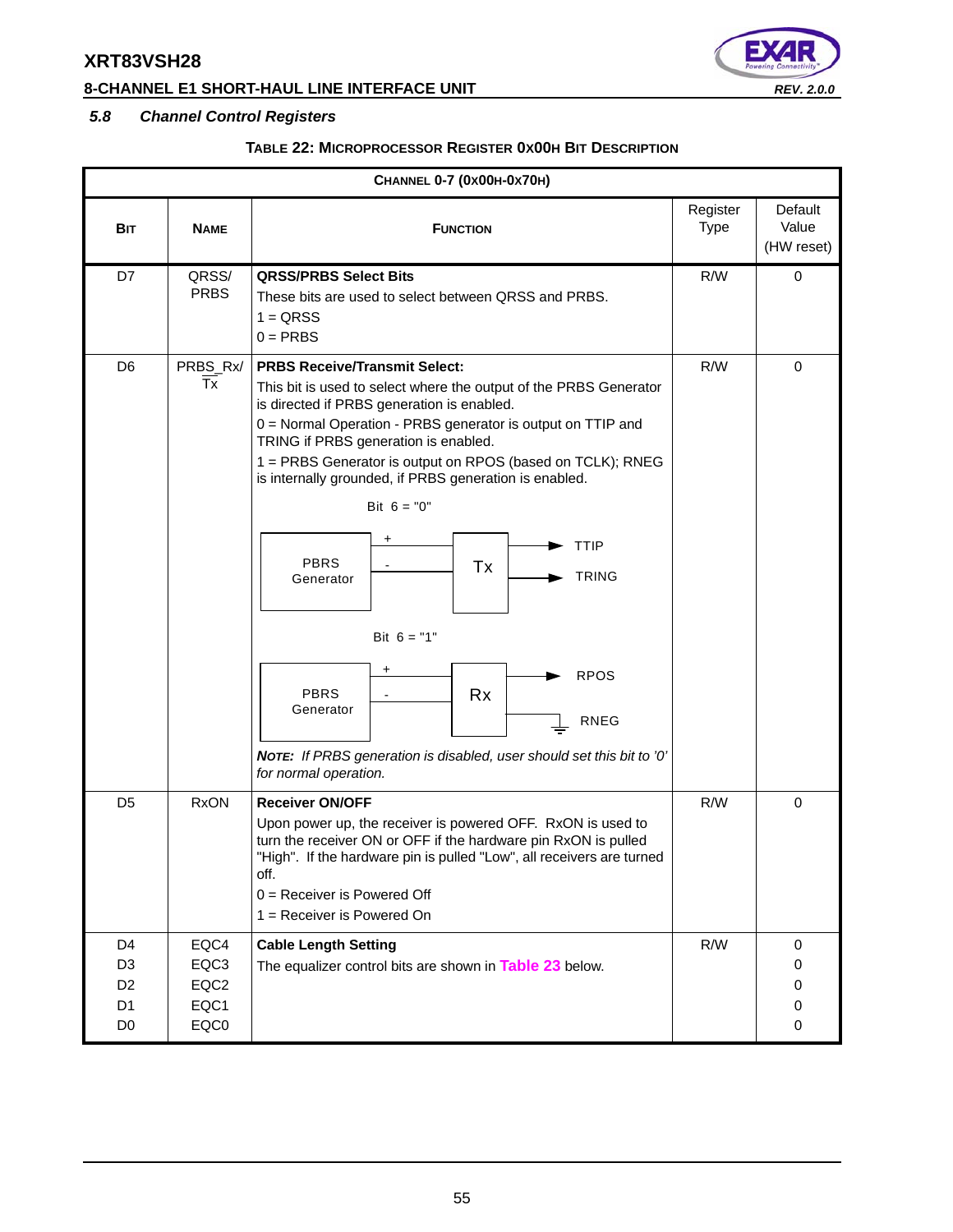### 5.8 Channel Control Registers

**TABLE 22: MICROPROCESSOR REGISTER 0X00H BIT DESCRIPTION**

| CHANNEL 0-7 (0X00H-0X70H) | | | | |
|---|---|---|---|---|
| **BIT** | **NAME** | **FUNCTION** | Register Type | Default Value (HW reset) |
| D7 | QRSS/ PRBS | **QRSS/PRBS Select Bits**<br>These bits are used to select between QRSS and PRBS.<br>1 = QRSS<br>0 = PRBS | R/W | 0 |
| D6 | PRBS_Rx/ $\overline{Tx}$ | **PRBS Receive/Transmit Select:**<br>This bit is used to select where the output of the PRBS Generator is directed if PRBS generation is enabled.<br>0 = Normal Operation - PRBS generator is output on TTIP and TRING if PRBS generation is enabled.<br>1 = PRBS Generator is output on RPOS (based on TCLK); RNEG is internally grounded, if PRBS generation is enabled.<br>Bit 6 = "0": PBRS Generator (+, -) → Tx → TTIP, TRING<br>Bit 6 = "1": PBRS Generator (+, -) → Rx → RPOS, RNEG (grounded)<br>***NOTE:** If PRBS generation is disabled, user should set this bit to '0' for normal operation.* | R/W | 0 |
| D5 | RxON | **Receiver ON/OFF**<br>Upon power up, the receiver is powered OFF. RxON is used to turn the receiver ON or OFF if the hardware pin RxON is pulled "High". If the hardware pin is pulled "Low", all receivers are turned off.<br>0 = Receiver is Powered Off<br>1 = Receiver is Powered On | R/W | 0 |
| D4<br>D3<br>D2<br>D1<br>D0 | EQC4<br>EQC3<br>EQC2<br>EQC1<br>EQC0 | **Cable Length Setting**<br>The equalizer control bits are shown in Table 23 below. | R/W | 0<br>0<br>0<br>0<br>0 |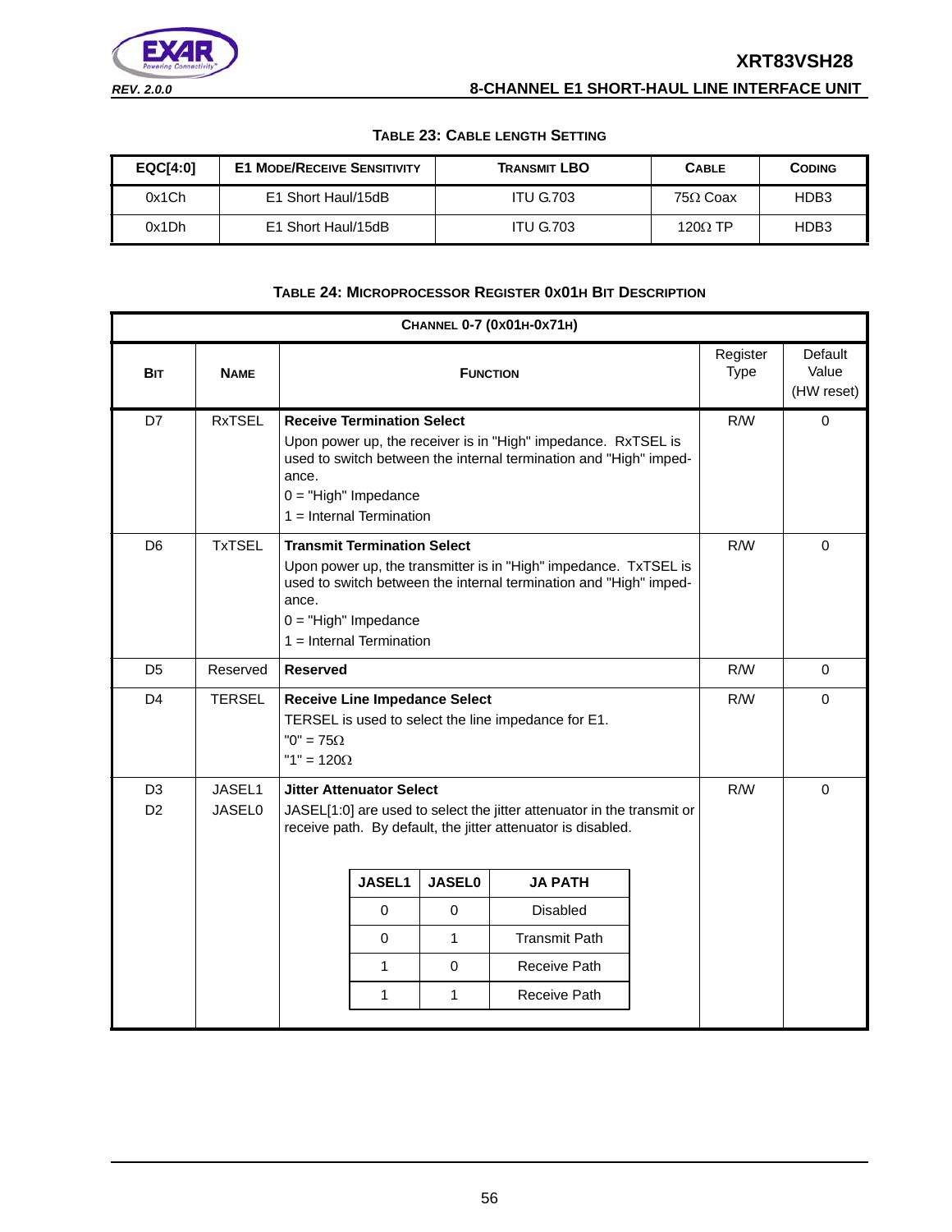**Table 23: Cable Length Setting**

| EQC[4:0] | E1 Mode/Receive Sensitivity | Transmit LBO | Cable | Coding |
|---|---|---|---|---|
| 0x1Ch | E1 Short Haul/15dB | ITU G.703 | 75Ω Coax | HDB3 |
| 0x1Dh | E1 Short Haul/15dB | ITU G.703 | 120Ω TP | HDB3 |

**Table 24: Microprocessor Register 0x01h Bit Description**

| Channel 0-7 (0x01h-0x71h) | | | | |
|---|---|---|---|---|
| **Bit** | **Name** | **Function** | Register Type | Default Value (HW reset) |
| D7 | RxTSEL | **Receive Termination Select**<br>Upon power up, the receiver is in "High" impedance. RxTSEL is used to switch between the internal termination and "High" impedance.<br>0 = "High" Impedance<br>1 = Internal Termination | R/W | 0 |
| D6 | TxTSEL | **Transmit Termination Select**<br>Upon power up, the transmitter is in "High" impedance. TxTSEL is used to switch between the internal termination and "High" impedance.<br>0 = "High" Impedance<br>1 = Internal Termination | R/W | 0 |
| D5 | Reserved | **Reserved** | R/W | 0 |
| D4 | TERSEL | **Receive Line Impedance Select**<br>TERSEL is used to select the line impedance for E1.<br>"0" = 75Ω<br>"1" = 120Ω | R/W | 0 |
| D3<br>D2 | JASEL1<br>JASEL0 | **Jitter Attenuator Select**<br>JASEL[1:0] are used to select the jitter attenuator in the transmit or receive path. By default, the jitter attenuator is disabled.<br><br>JASEL1 / JASEL0 / JA PATH:<br>0 / 0 / Disabled<br>0 / 1 / Transmit Path<br>1 / 0 / Receive Path<br>1 / 1 / Receive Path | R/W | 0 |

| JASEL1 | JASEL0 | JA PATH |
|---|---|---|
| 0 | 0 | Disabled |
| 0 | 1 | Transmit Path |
| 1 | 0 | Receive Path |
| 1 | 1 | Receive Path |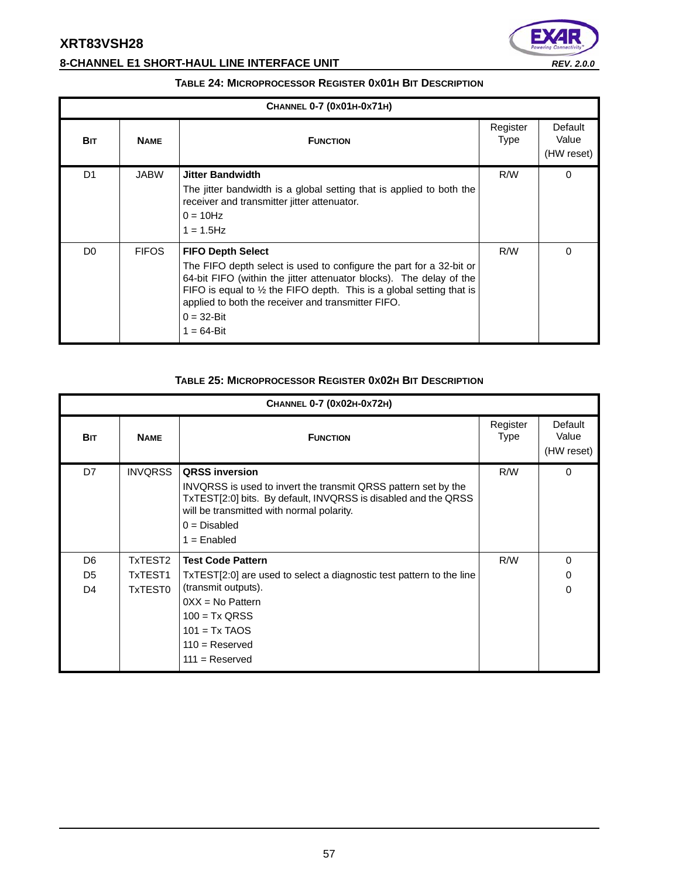**TABLE 24: MICROPROCESSOR REGISTER 0X01H BIT DESCRIPTION**

| CHANNEL 0-7 (0X01H-0X71H) | | | | |
|---|---|---|---|---|
| **BIT** | **NAME** | **FUNCTION** | Register Type | Default Value (HW reset) |
| D1 | JABW | **Jitter Bandwidth**<br>The jitter bandwidth is a global setting that is applied to both the receiver and transmitter jitter attenuator.<br>0 = 10Hz<br>1 = 1.5Hz | R/W | 0 |
| D0 | FIFOS | **FIFO Depth Select**<br>The FIFO depth select is used to configure the part for a 32-bit or 64-bit FIFO (within the jitter attenuator blocks). The delay of the FIFO is equal to ½ the FIFO depth. This is a global setting that is applied to both the receiver and transmitter FIFO.<br>0 = 32-Bit<br>1 = 64-Bit | R/W | 0 |

**TABLE 25: MICROPROCESSOR REGISTER 0X02H BIT DESCRIPTION**

| CHANNEL 0-7 (0X02H-0X72H) | | | | |
|---|---|---|---|---|
| **BIT** | **NAME** | **FUNCTION** | Register Type | Default Value (HW reset) |
| D7 | INVQRSS | **QRSS inversion**<br>INVQRSS is used to invert the transmit QRSS pattern set by the TxTEST[2:0] bits. By default, INVQRSS is disabled and the QRSS will be transmitted with normal polarity.<br>0 = Disabled<br>1 = Enabled | R/W | 0 |
| D6<br>D5<br>D4 | TxTEST2<br>TxTEST1<br>TxTEST0 | **Test Code Pattern**<br>TxTEST[2:0] are used to select a diagnostic test pattern to the line (transmit outputs).<br>0XX = No Pattern<br>100 = Tx QRSS<br>101 = Tx TAOS<br>110 = Reserved<br>111 = Reserved | R/W | 0<br>0<br>0 |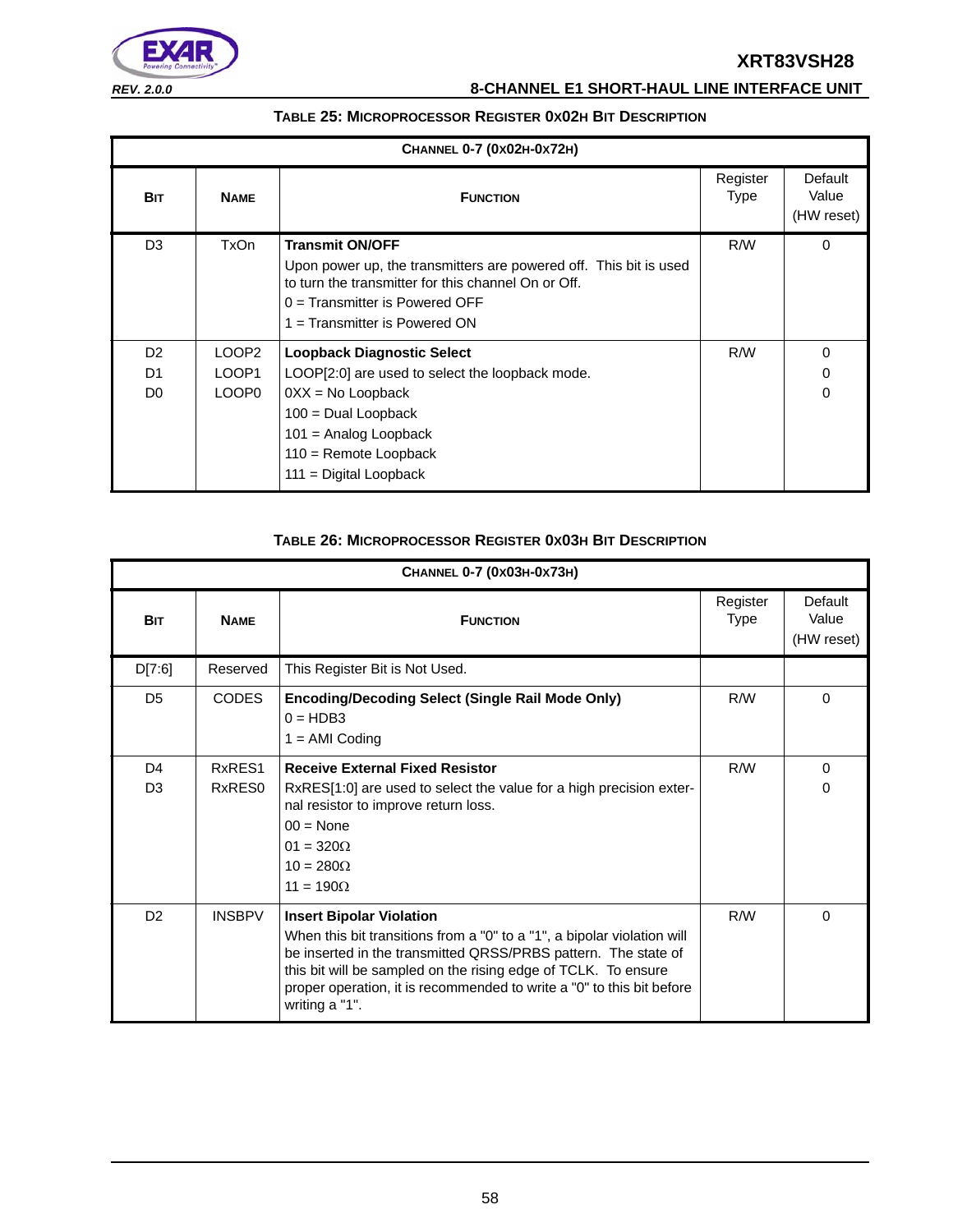**TABLE 25: MICROPROCESSOR REGISTER 0X02H BIT DESCRIPTION**

| CHANNEL 0-7 (0X02H-0X72H) | | | | |
|---|---|---|---|---|
| **BIT** | **NAME** | **FUNCTION** | Register Type | Default Value (HW reset) |
| D3 | TxOn | **Transmit ON/OFF**<br>Upon power up, the transmitters are powered off. This bit is used to turn the transmitter for this channel On or Off.<br>0 = Transmitter is Powered OFF<br>1 = Transmitter is Powered ON | R/W | 0 |
| D2<br>D1<br>D0 | LOOP2<br>LOOP1<br>LOOP0 | **Loopback Diagnostic Select**<br>LOOP[2:0] are used to select the loopback mode.<br>0XX = No Loopback<br>100 = Dual Loopback<br>101 = Analog Loopback<br>110 = Remote Loopback<br>111 = Digital Loopback | R/W | 0<br>0<br>0 |

**TABLE 26: MICROPROCESSOR REGISTER 0X03H BIT DESCRIPTION**

| CHANNEL 0-7 (0X03H-0X73H) | | | | |
|---|---|---|---|---|
| **BIT** | **NAME** | **FUNCTION** | Register Type | Default Value (HW reset) |
| D[7:6] | Reserved | This Register Bit is Not Used. | | |
| D5 | CODES | **Encoding/Decoding Select (Single Rail Mode Only)**<br>0 = HDB3<br>1 = AMI Coding | R/W | 0 |
| D4<br>D3 | RxRES1<br>RxRES0 | **Receive External Fixed Resistor**<br>RxRES[1:0] are used to select the value for a high precision external resistor to improve return loss.<br>00 = None<br>01 = 320Ω<br>10 = 280Ω<br>11 = 190Ω | R/W | 0<br>0 |
| D2 | INSBPV | **Insert Bipolar Violation**<br>When this bit transitions from a "0" to a "1", a bipolar violation will be inserted in the transmitted QRSS/PRBS pattern. The state of this bit will be sampled on the rising edge of TCLK. To ensure proper operation, it is recommended to write a "0" to this bit before writing a "1". | R/W | 0 |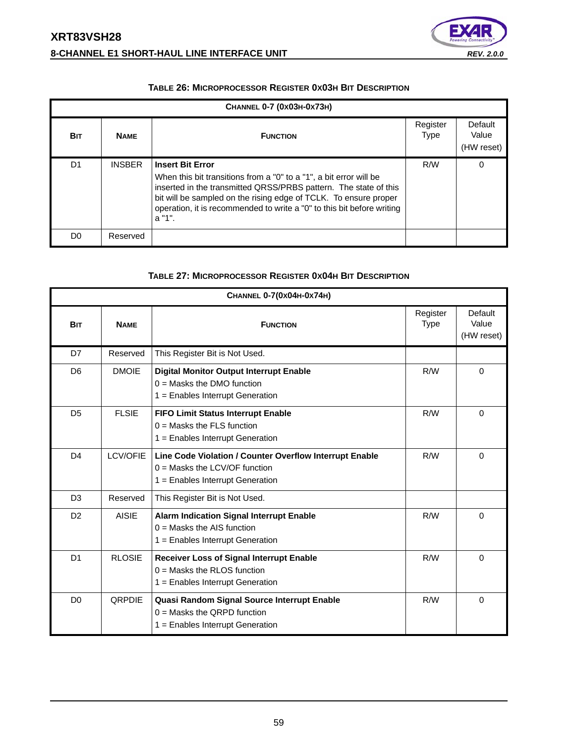**TABLE 26: MICROPROCESSOR REGISTER 0X03H BIT DESCRIPTION**

| CHANNEL 0-7 (0X03H-0X73H) | | | | |
|---|---|---|---|---|
| **BIT** | **NAME** | **FUNCTION** | Register Type | Default Value (HW reset) |
| D1 | INSBER | **Insert Bit Error**<br>When this bit transitions from a "0" to a "1", a bit error will be inserted in the transmitted QRSS/PRBS pattern. The state of this bit will be sampled on the rising edge of TCLK. To ensure proper operation, it is recommended to write a "0" to this bit before writing a "1". | R/W | 0 |
| D0 | Reserved | | | |

**TABLE 27: MICROPROCESSOR REGISTER 0X04H BIT DESCRIPTION**

| CHANNEL 0-7(0X04H-0X74H) | | | | |
|---|---|---|---|---|
| **BIT** | **NAME** | **FUNCTION** | Register Type | Default Value (HW reset) |
| D7 | Reserved | This Register Bit is Not Used. | | |
| D6 | DMOIE | **Digital Monitor Output Interrupt Enable**<br>0 = Masks the DMO function<br>1 = Enables Interrupt Generation | R/W | 0 |
| D5 | FLSIE | **FIFO Limit Status Interrupt Enable**<br>0 = Masks the FLS function<br>1 = Enables Interrupt Generation | R/W | 0 |
| D4 | LCV/OFIE | **Line Code Violation / Counter Overflow Interrupt Enable**<br>0 = Masks the LCV/OF function<br>1 = Enables Interrupt Generation | R/W | 0 |
| D3 | Reserved | This Register Bit is Not Used. | | |
| D2 | AISIE | **Alarm Indication Signal Interrupt Enable**<br>0 = Masks the AIS function<br>1 = Enables Interrupt Generation | R/W | 0 |
| D1 | RLOSIE | **Receiver Loss of Signal Interrupt Enable**<br>0 = Masks the RLOS function<br>1 = Enables Interrupt Generation | R/W | 0 |
| D0 | QRPDIE | **Quasi Random Signal Source Interrupt Enable**<br>0 = Masks the QRPD function<br>1 = Enables Interrupt Generation | R/W | 0 |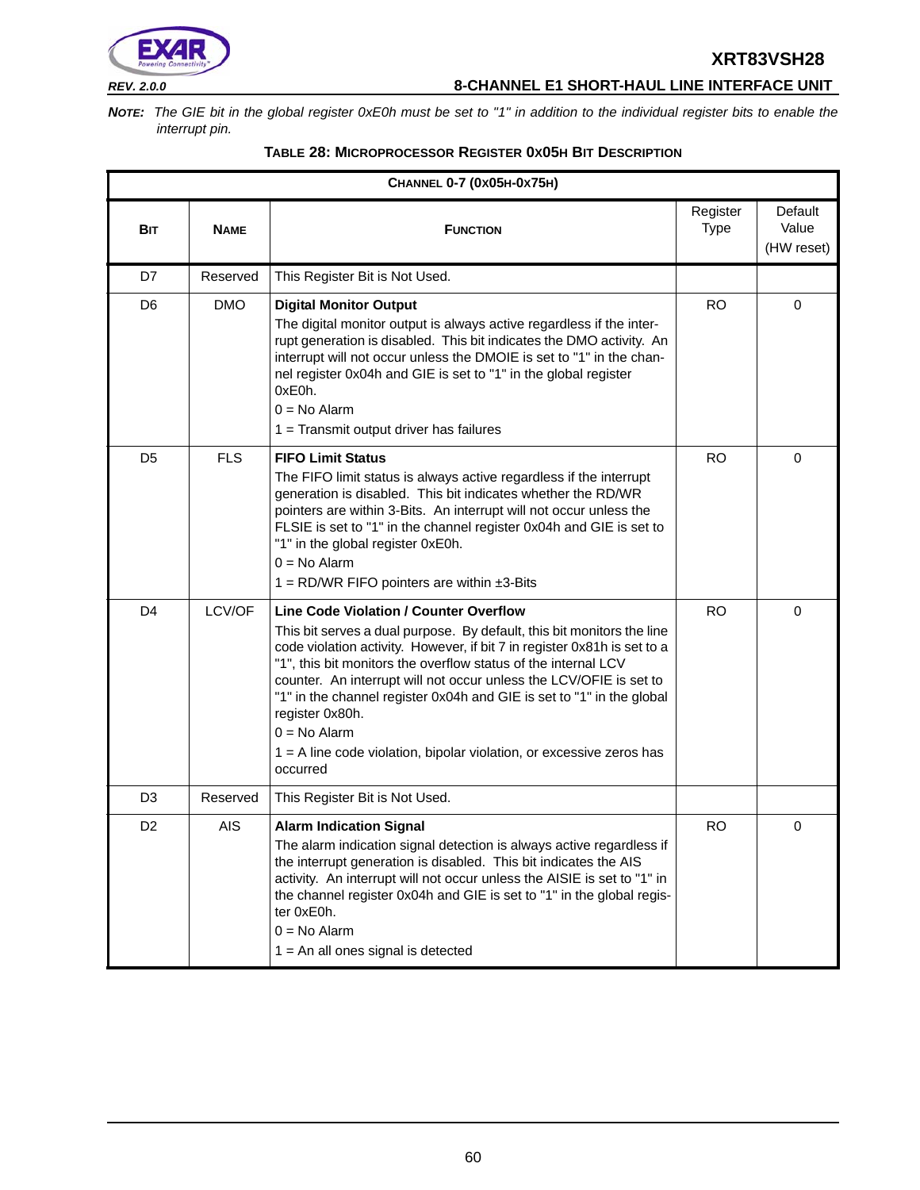**NOTE:** *The GIE bit in the global register 0xE0h must be set to "1" in addition to the individual register bits to enable the interrupt pin.*

**TABLE 28: MICROPROCESSOR REGISTER 0X05H BIT DESCRIPTION**

| CHANNEL 0-7 (0X05H-0X75H) | | | | |
|---|---|---|---|---|
| **BIT** | **NAME** | **FUNCTION** | Register Type | Default Value (HW reset) |
| D7 | Reserved | This Register Bit is Not Used. | | |
| D6 | DMO | **Digital Monitor Output**<br>The digital monitor output is always active regardless if the interrupt generation is disabled. This bit indicates the DMO activity. An interrupt will not occur unless the DMOIE is set to "1" in the channel register 0x04h and GIE is set to "1" in the global register 0xE0h.<br>0 = No Alarm<br>1 = Transmit output driver has failures | RO | 0 |
| D5 | FLS | **FIFO Limit Status**<br>The FIFO limit status is always active regardless if the interrupt generation is disabled. This bit indicates whether the RD/WR pointers are within 3-Bits. An interrupt will not occur unless the FLSIE is set to "1" in the channel register 0x04h and GIE is set to "1" in the global register 0xE0h.<br>0 = No Alarm<br>1 = RD/WR FIFO pointers are within ±3-Bits | RO | 0 |
| D4 | LCV/OF | **Line Code Violation / Counter Overflow**<br>This bit serves a dual purpose. By default, this bit monitors the line code violation activity. However, if bit 7 in register 0x81h is set to a "1", this bit monitors the overflow status of the internal LCV counter. An interrupt will not occur unless the LCV/OFIE is set to "1" in the channel register 0x04h and GIE is set to "1" in the global register 0x80h.<br>0 = No Alarm<br>1 = A line code violation, bipolar violation, or excessive zeros has occurred | RO | 0 |
| D3 | Reserved | This Register Bit is Not Used. | | |
| D2 | AIS | **Alarm Indication Signal**<br>The alarm indication signal detection is always active regardless if the interrupt generation is disabled. This bit indicates the AIS activity. An interrupt will not occur unless the AISIE is set to "1" in the channel register 0x04h and GIE is set to "1" in the global register 0xE0h.<br>0 = No Alarm<br>1 = An all ones signal is detected | RO | 0 |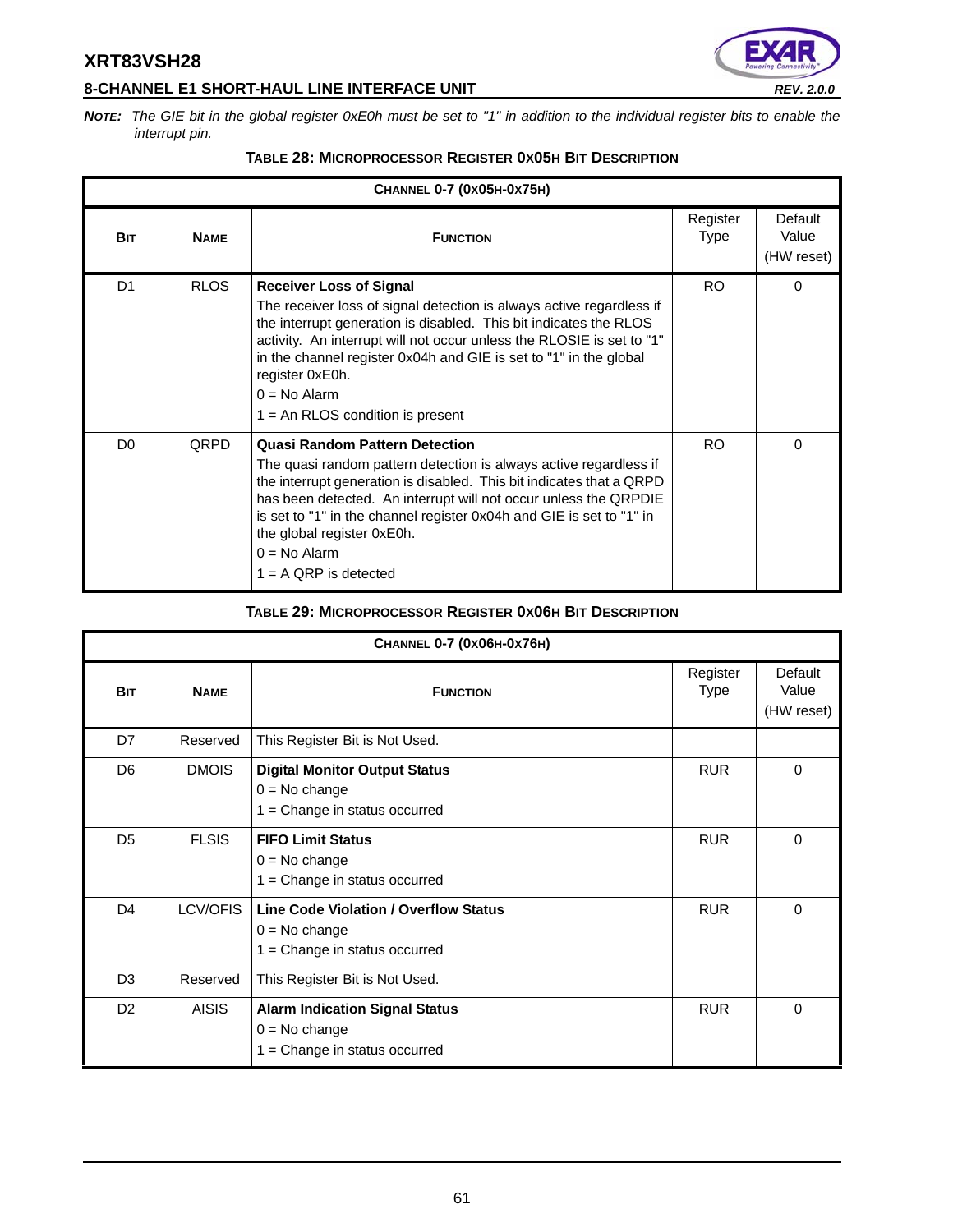***NOTE:** The GIE bit in the global register 0xE0h must be set to "1" in addition to the individual register bits to enable the interrupt pin.*

**TABLE 28: MICROPROCESSOR REGISTER 0X05H BIT DESCRIPTION**

| CHANNEL 0-7 (0X05H-0X75H) | | | | |
|---|---|---|---|---|
| **BIT** | **NAME** | **FUNCTION** | Register Type | Default Value (HW reset) |
| D1 | RLOS | **Receiver Loss of Signal**<br>The receiver loss of signal detection is always active regardless if the interrupt generation is disabled. This bit indicates the RLOS activity. An interrupt will not occur unless the RLOSIE is set to "1" in the channel register 0x04h and GIE is set to "1" in the global register 0xE0h.<br>0 = No Alarm<br>1 = An RLOS condition is present | RO | 0 |
| D0 | QRPD | **Quasi Random Pattern Detection**<br>The quasi random pattern detection is always active regardless if the interrupt generation is disabled. This bit indicates that a QRPD has been detected. An interrupt will not occur unless the QRPDIE is set to "1" in the channel register 0x04h and GIE is set to "1" in the global register 0xE0h.<br>0 = No Alarm<br>1 = A QRP is detected | RO | 0 |

**TABLE 29: MICROPROCESSOR REGISTER 0X06H BIT DESCRIPTION**

| CHANNEL 0-7 (0X06H-0X76H) | | | | |
|---|---|---|---|---|
| **BIT** | **NAME** | **FUNCTION** | Register Type | Default Value (HW reset) |
| D7 | Reserved | This Register Bit is Not Used. | | |
| D6 | DMOIS | **Digital Monitor Output Status**<br>0 = No change<br>1 = Change in status occurred | RUR | 0 |
| D5 | FLSIS | **FIFO Limit Status**<br>0 = No change<br>1 = Change in status occurred | RUR | 0 |
| D4 | LCV/OFIS | **Line Code Violation / Overflow Status**<br>0 = No change<br>1 = Change in status occurred | RUR | 0 |
| D3 | Reserved | This Register Bit is Not Used. | | |
| D2 | AISIS | **Alarm Indication Signal Status**<br>0 = No change<br>1 = Change in status occurred | RUR | 0 |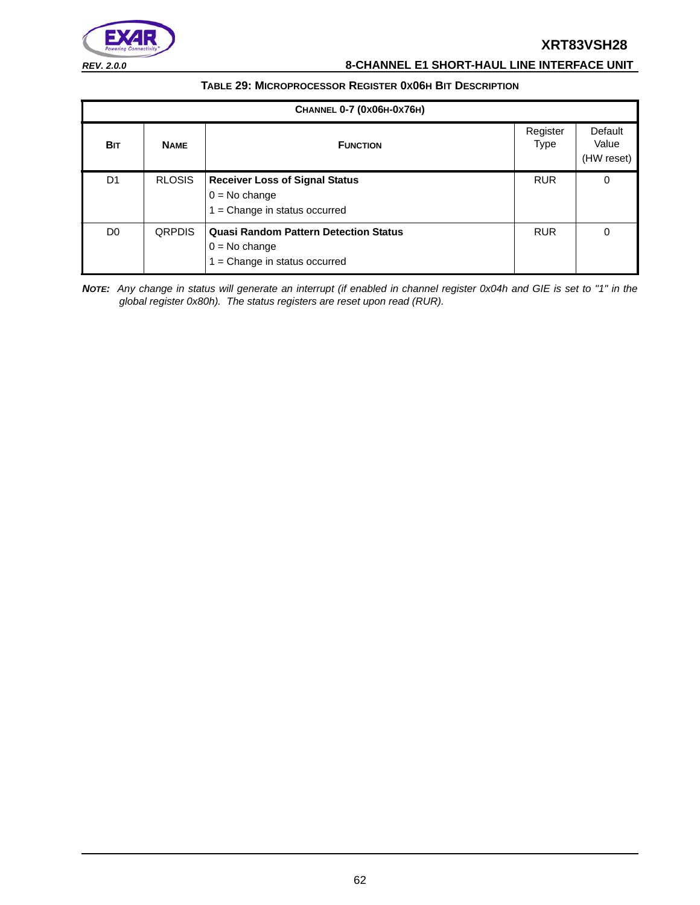**TABLE 29: MICROPROCESSOR REGISTER 0X06H BIT DESCRIPTION**

| CHANNEL 0-7 (0X06H-0X76H) | | | | |
|---|---|---|---|---|
| **BIT** | **NAME** | **FUNCTION** | Register Type | Default Value (HW reset) |
| D1 | RLOSIS | **Receiver Loss of Signal Status**<br>0 = No change<br>1 = Change in status occurred | RUR | 0 |
| D0 | QRPDIS | **Quasi Random Pattern Detection Status**<br>0 = No change<br>1 = Change in status occurred | RUR | 0 |

***NOTE:*** *Any change in status will generate an interrupt (if enabled in channel register 0x04h and GIE is set to "1" in the global register 0x80h). The status registers are reset upon read (RUR).*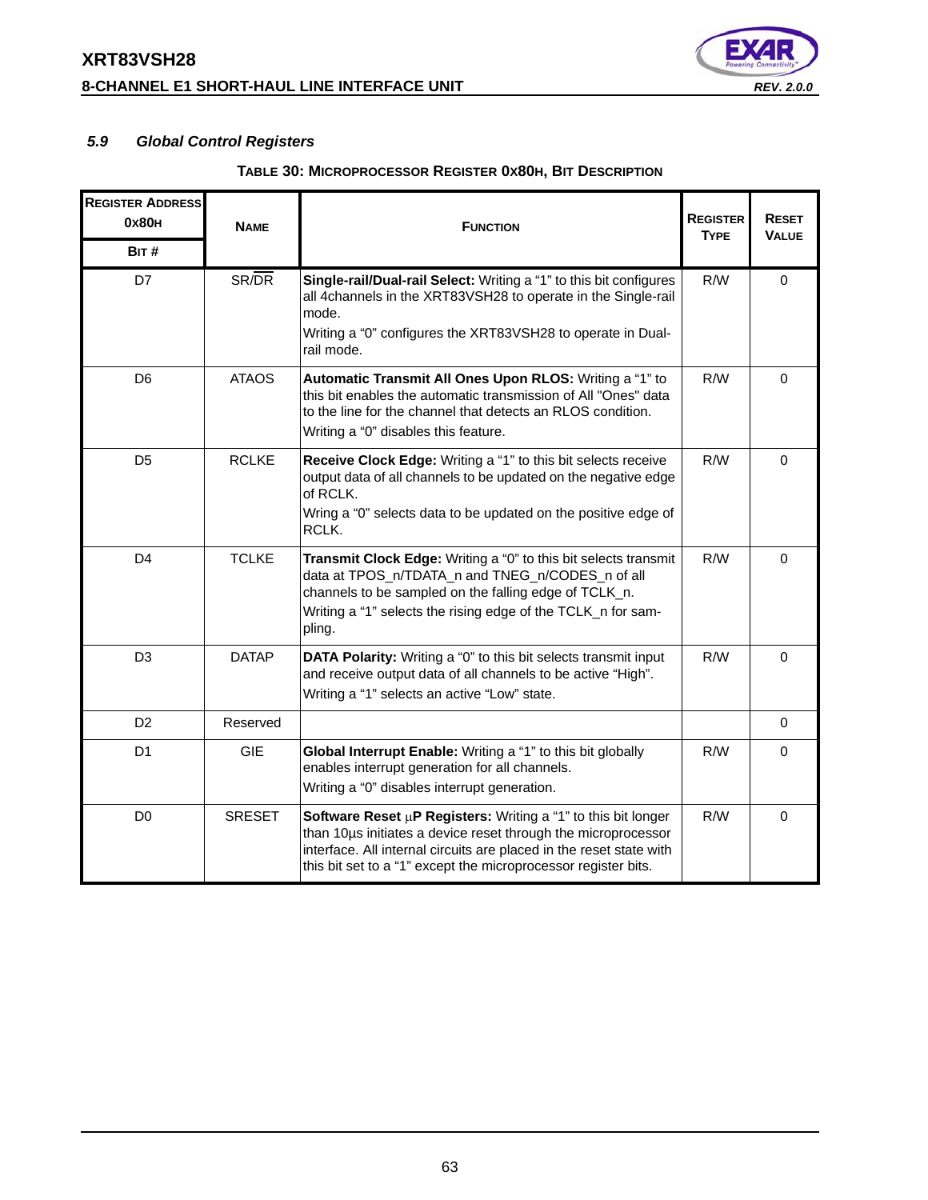### 5.9 Global Control Registers

**TABLE 30: MICROPROCESSOR REGISTER 0X80H, BIT DESCRIPTION**

| REGISTER ADDRESS 0X80H BIT # | NAME | FUNCTION | REGISTER TYPE | RESET VALUE |
|---|---|---|---|---|
| D7 | SR/$\overline{DR}$ | **Single-rail/Dual-rail Select:** Writing a "1" to this bit configures all 4channels in the XRT83VSH28 to operate in the Single-rail mode.<br>Writing a "0" configures the XRT83VSH28 to operate in Dual-rail mode. | R/W | 0 |
| D6 | ATAOS | **Automatic Transmit All Ones Upon RLOS:** Writing a "1" to this bit enables the automatic transmission of All "Ones" data to the line for the channel that detects an RLOS condition.<br>Writing a "0" disables this feature. | R/W | 0 |
| D5 | RCLKE | **Receive Clock Edge:** Writing a "1" to this bit selects receive output data of all channels to be updated on the negative edge of RCLK.<br>Wring a "0" selects data to be updated on the positive edge of RCLK. | R/W | 0 |
| D4 | TCLKE | **Transmit Clock Edge:** Writing a "0" to this bit selects transmit data at TPOS_n/TDATA_n and TNEG_n/CODES_n of all channels to be sampled on the falling edge of TCLK_n.<br>Writing a "1" selects the rising edge of the TCLK_n for sampling. | R/W | 0 |
| D3 | DATAP | **DATA Polarity:** Writing a "0" to this bit selects transmit input and receive output data of all channels to be active "High".<br>Writing a "1" selects an active "Low" state. | R/W | 0 |
| D2 | Reserved | | | 0 |
| D1 | GIE | **Global Interrupt Enable:** Writing a "1" to this bit globally enables interrupt generation for all channels.<br>Writing a "0" disables interrupt generation. | R/W | 0 |
| D0 | SRESET | **Software Reset μP Registers:** Writing a "1" to this bit longer than 10μs initiates a device reset through the microprocessor interface. All internal circuits are placed in the reset state with this bit set to a "1" except the microprocessor register bits. | R/W | 0 |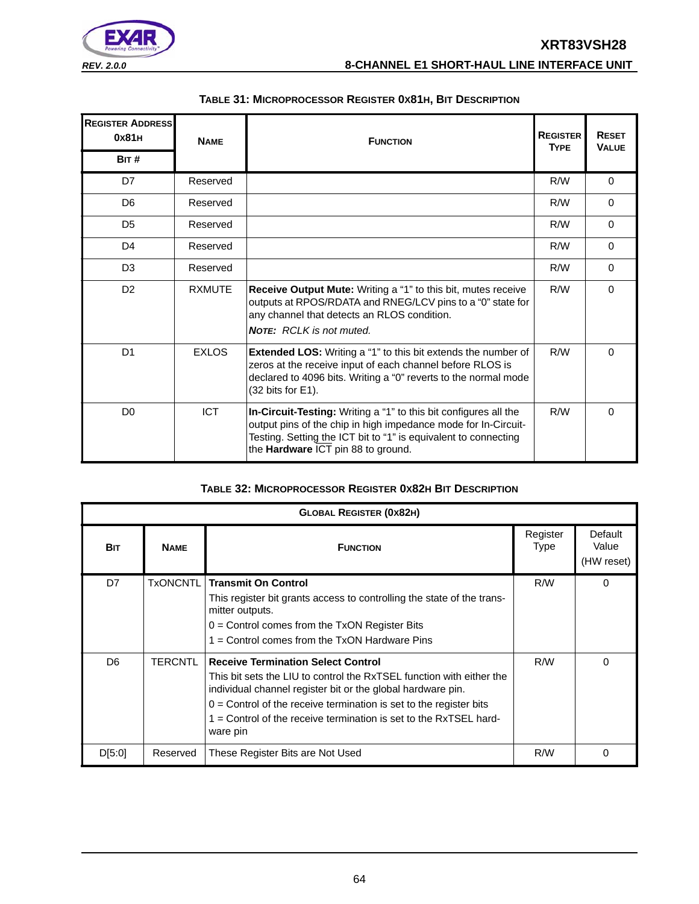**TABLE 31: MICROPROCESSOR REGISTER 0X81H, BIT DESCRIPTION**

| REGISTER ADDRESS 0X81H BIT # | NAME | FUNCTION | REGISTER TYPE | RESET VALUE |
|---|---|---|---|---|
| D7 | Reserved | | R/W | 0 |
| D6 | Reserved | | R/W | 0 |
| D5 | Reserved | | R/W | 0 |
| D4 | Reserved | | R/W | 0 |
| D3 | Reserved | | R/W | 0 |
| D2 | RXMUTE | **Receive Output Mute:** Writing a "1" to this bit, mutes receive outputs at RPOS/RDATA and RNEG/LCV pins to a "0" state for any channel that detects an RLOS condition. ***NOTE:*** *RCLK is not muted.* | R/W | 0 |
| D1 | EXLOS | **Extended LOS:** Writing a "1" to this bit extends the number of zeros at the receive input of each channel before RLOS is declared to 4096 bits. Writing a "0" reverts to the normal mode (32 bits for E1). | R/W | 0 |
| D0 | ICT | **In-Circuit-Testing:** Writing a "1" to this bit configures all the output pins of the chip in high impedance mode for In-Circuit-Testing. Setting the ICT bit to "1" is equivalent to connecting the **Hardware** ICT pin 88 to ground. | R/W | 0 |

**TABLE 32: MICROPROCESSOR REGISTER 0X82H BIT DESCRIPTION**

| GLOBAL REGISTER (0X82H) | | | | |
|---|---|---|---|---|
| **BIT** | **NAME** | **FUNCTION** | Register Type | Default Value (HW reset) |
| D7 | TxONCNTL | **Transmit On Control**<br>This register bit grants access to controlling the state of the transmitter outputs.<br>0 = Control comes from the TxON Register Bits<br>1 = Control comes from the TxON Hardware Pins | R/W | 0 |
| D6 | TERCNTL | **Receive Termination Select Control**<br>This bit sets the LIU to control the RxTSEL function with either the individual channel register bit or the global hardware pin.<br>0 = Control of the receive termination is set to the register bits<br>1 = Control of the receive termination is set to the RxTSEL hardware pin | R/W | 0 |
| D[5:0] | Reserved | These Register Bits are Not Used | R/W | 0 |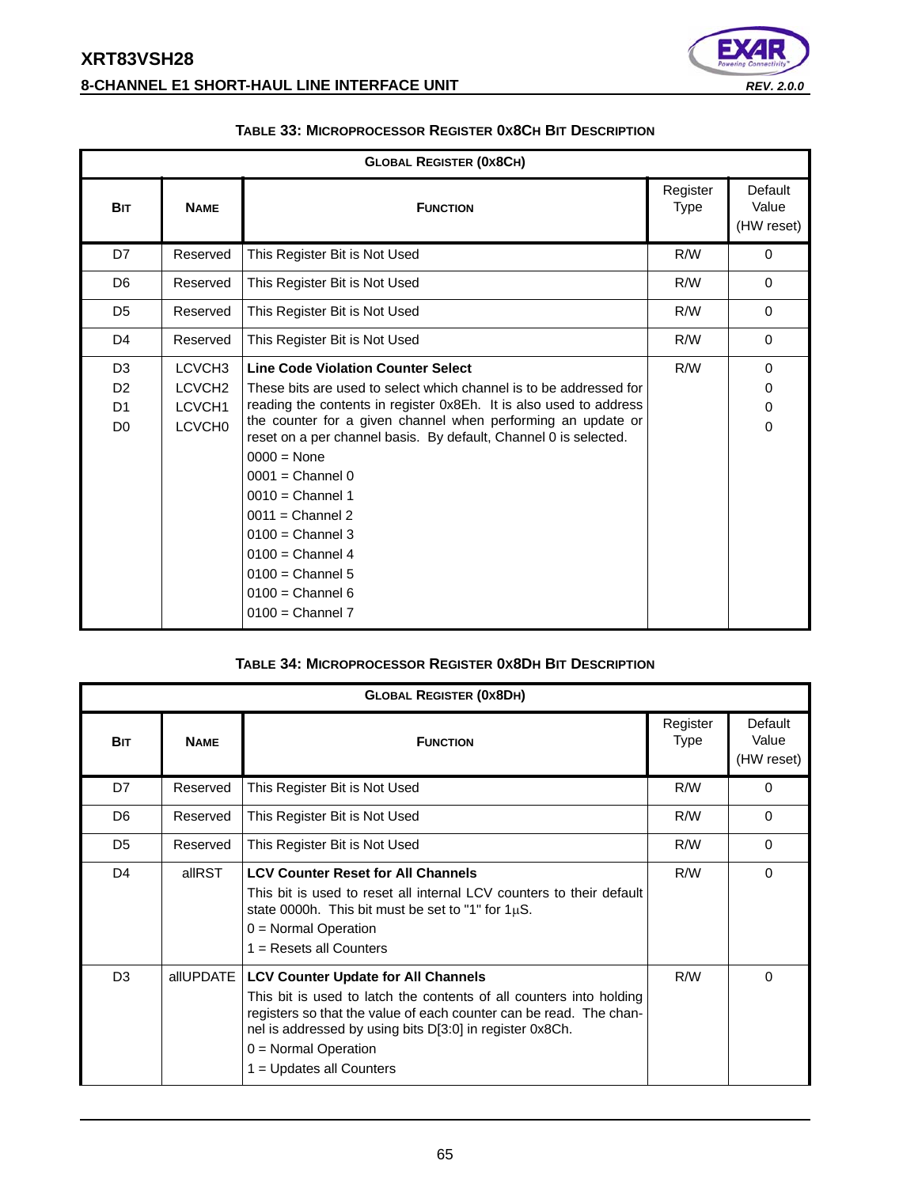**TABLE 33: MICROPROCESSOR REGISTER 0X8CH BIT DESCRIPTION**

| GLOBAL REGISTER (0X8CH) | | | | |
|---|---|---|---|---|
| **BIT** | **NAME** | **FUNCTION** | Register Type | Default Value (HW reset) |
| D7 | Reserved | This Register Bit is Not Used | R/W | 0 |
| D6 | Reserved | This Register Bit is Not Used | R/W | 0 |
| D5 | Reserved | This Register Bit is Not Used | R/W | 0 |
| D4 | Reserved | This Register Bit is Not Used | R/W | 0 |
| D3<br>D2<br>D1<br>D0 | LCVCH3<br>LCVCH2<br>LCVCH1<br>LCVCH0 | **Line Code Violation Counter Select**<br>These bits are used to select which channel is to be addressed for reading the contents in register 0x8Eh. It is also used to address the counter for a given channel when performing an update or reset on a per channel basis. By default, Channel 0 is selected.<br>0000 = None<br>0001 = Channel 0<br>0010 = Channel 1<br>0011 = Channel 2<br>0100 = Channel 3<br>0100 = Channel 4<br>0100 = Channel 5<br>0100 = Channel 6<br>0100 = Channel 7 | R/W | 0<br>0<br>0<br>0 |

**TABLE 34: MICROPROCESSOR REGISTER 0X8DH BIT DESCRIPTION**

| GLOBAL REGISTER (0X8DH) | | | | |
|---|---|---|---|---|
| **BIT** | **NAME** | **FUNCTION** | Register Type | Default Value (HW reset) |
| D7 | Reserved | This Register Bit is Not Used | R/W | 0 |
| D6 | Reserved | This Register Bit is Not Used | R/W | 0 |
| D5 | Reserved | This Register Bit is Not Used | R/W | 0 |
| D4 | allRST | **LCV Counter Reset for All Channels**<br>This bit is used to reset all internal LCV counters to their default state 0000h. This bit must be set to "1" for 1μS.<br>0 = Normal Operation<br>1 = Resets all Counters | R/W | 0 |
| D3 | allUPDATE | **LCV Counter Update for All Channels**<br>This bit is used to latch the contents of all counters into holding registers so that the value of each counter can be read. The channel is addressed by using bits D[3:0] in register 0x8Ch.<br>0 = Normal Operation<br>1 = Updates all Counters | R/W | 0 |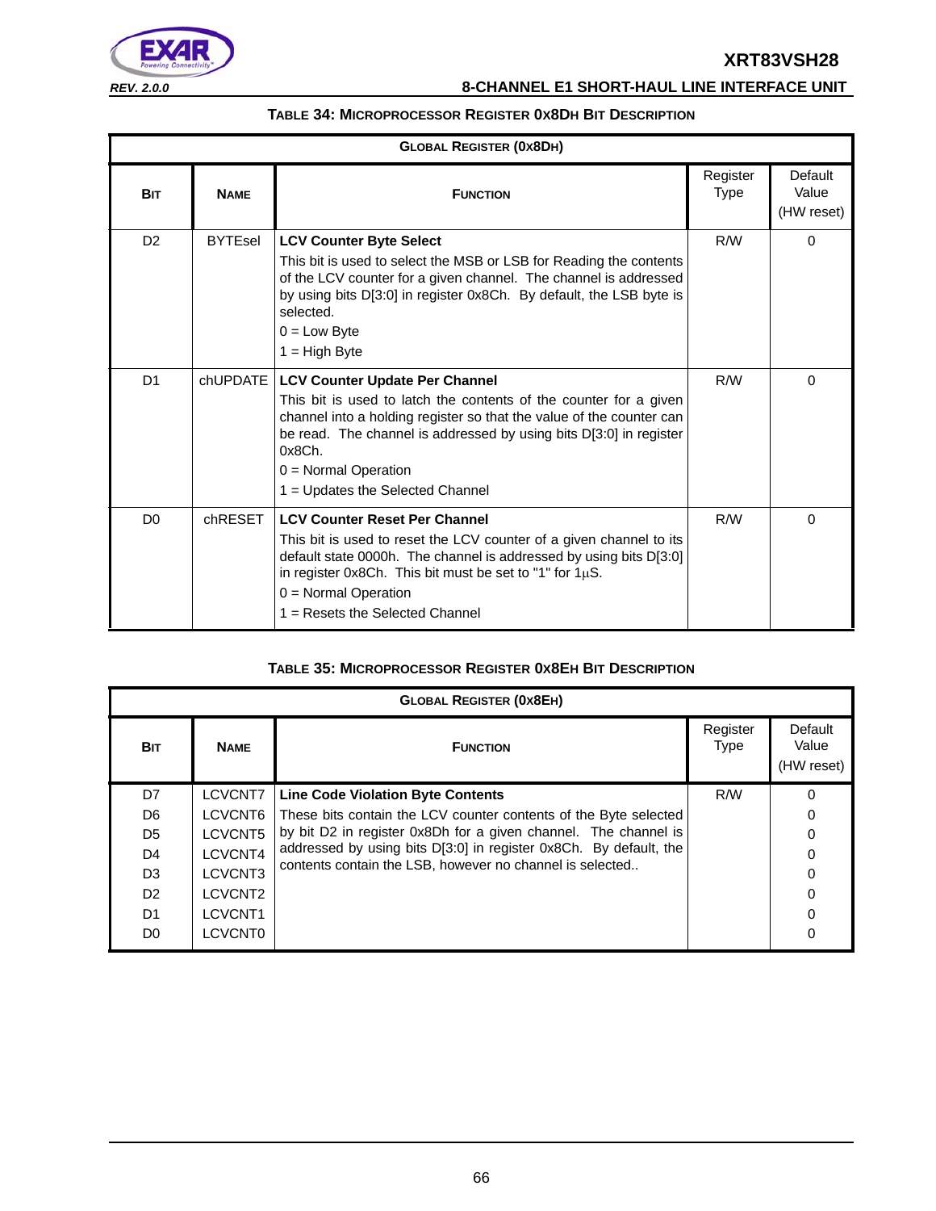**TABLE 34: MICROPROCESSOR REGISTER 0X8DH BIT DESCRIPTION**

| GLOBAL REGISTER (0X8DH) | | | | |
|---|---|---|---|---|
| **BIT** | **NAME** | **FUNCTION** | Register Type | Default Value (HW reset) |
| D2 | BYTEsel | **LCV Counter Byte Select**<br>This bit is used to select the MSB or LSB for Reading the contents of the LCV counter for a given channel. The channel is addressed by using bits D[3:0] in register 0x8Ch. By default, the LSB byte is selected.<br>0 = Low Byte<br>1 = High Byte | R/W | 0 |
| D1 | chUPDATE | **LCV Counter Update Per Channel**<br>This bit is used to latch the contents of the counter for a given channel into a holding register so that the value of the counter can be read. The channel is addressed by using bits D[3:0] in register 0x8Ch.<br>0 = Normal Operation<br>1 = Updates the Selected Channel | R/W | 0 |
| D0 | chRESET | **LCV Counter Reset Per Channel**<br>This bit is used to reset the LCV counter of a given channel to its default state 0000h. The channel is addressed by using bits D[3:0] in register 0x8Ch. This bit must be set to "1" for 1µS.<br>0 = Normal Operation<br>1 = Resets the Selected Channel | R/W | 0 |

**TABLE 35: MICROPROCESSOR REGISTER 0X8EH BIT DESCRIPTION**

| GLOBAL REGISTER (0X8EH) | | | | |
|---|---|---|---|---|
| **BIT** | **NAME** | **FUNCTION** | Register Type | Default Value (HW reset) |
| D7 | LCVCNT7 | **Line Code Violation Byte Contents**<br>These bits contain the LCV counter contents of the Byte selected by bit D2 in register 0x8Dh for a given channel. The channel is addressed by using bits D[3:0] in register 0x8Ch. By default, the contents contain the LSB, however no channel is selected.. | R/W | 0 |
| D6 | LCVCNT6 | | | 0 |
| D5 | LCVCNT5 | | | 0 |
| D4 | LCVCNT4 | | | 0 |
| D3 | LCVCNT3 | | | 0 |
| D2 | LCVCNT2 | | | 0 |
| D1 | LCVCNT1 | | | 0 |
| D0 | LCVCNT0 | | | 0 |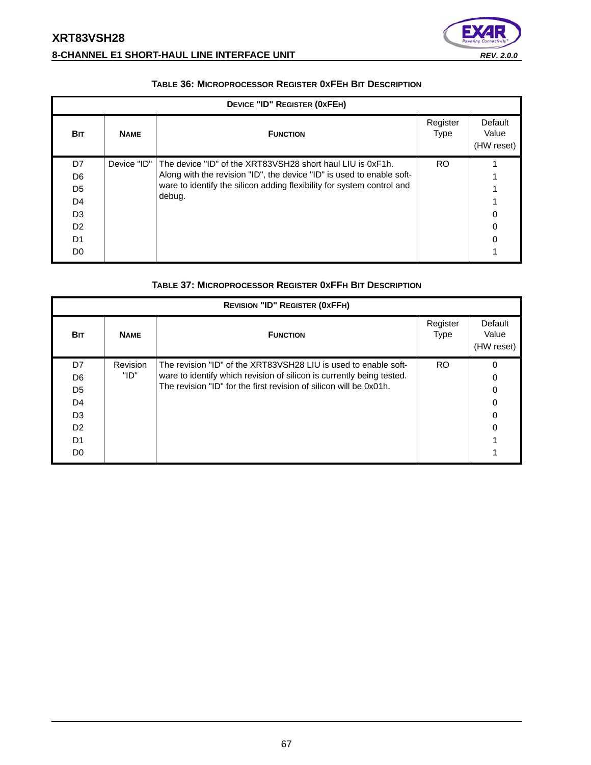**TABLE 36: MICROPROCESSOR REGISTER 0XFEH BIT DESCRIPTION**

| DEVICE "ID" REGISTER (0XFEH) | | | | |
|---|---|---|---|---|
| BIT | NAME | FUNCTION | Register Type | Default Value (HW reset) |
| D7<br>D6<br>D5<br>D4<br>D3<br>D2<br>D1<br>D0 | Device "ID" | The device "ID" of the XRT83VSH28 short haul LIU is 0xF1h. Along with the revision "ID", the device "ID" is used to enable software to identify the silicon adding flexibility for system control and debug. | RO | 1<br>1<br>1<br>1<br>0<br>0<br>0<br>1 |

**TABLE 37: MICROPROCESSOR REGISTER 0XFFH BIT DESCRIPTION**

| REVISION "ID" REGISTER (0XFFH) | | | | |
|---|---|---|---|---|
| BIT | NAME | FUNCTION | Register Type | Default Value (HW reset) |
| D7<br>D6<br>D5<br>D4<br>D3<br>D2<br>D1<br>D0 | Revision "ID" | The revision "ID" of the XRT83VSH28 LIU is used to enable software to identify which revision of silicon is currently being tested. The revision "ID" for the first revision of silicon will be 0x01h. | RO | 0<br>0<br>0<br>0<br>0<br>0<br>1<br>1 |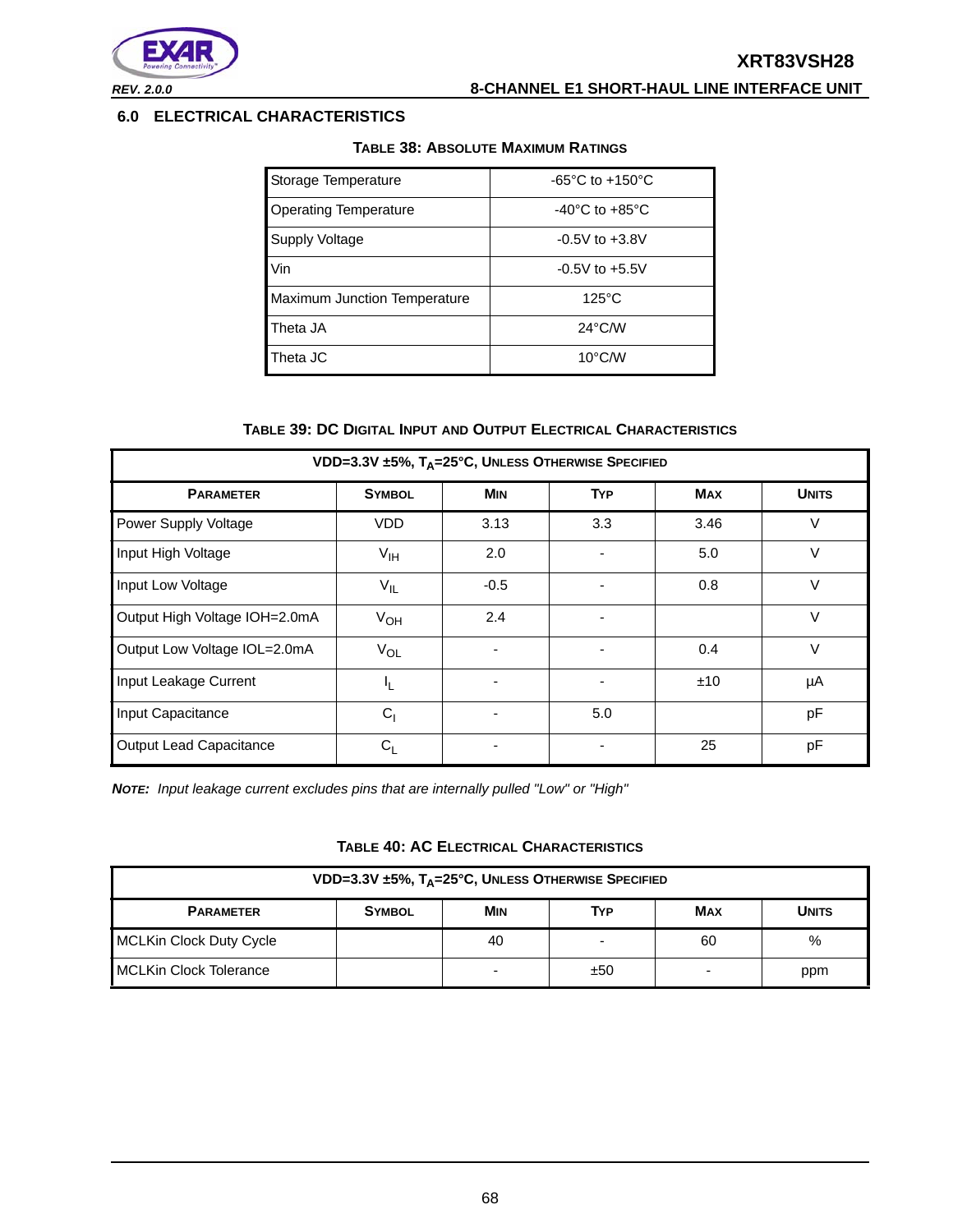## 6.0 ELECTRICAL CHARACTERISTICS

**TABLE 38: ABSOLUTE MAXIMUM RATINGS**

| | |
|---|---|
| Storage Temperature | -65°C to +150°C |
| Operating Temperature | -40°C to +85°C |
| Supply Voltage | -0.5V to +3.8V |
| Vin | -0.5V to +5.5V |
| Maximum Junction Temperature | 125°C |
| Theta JA | 24°C/W |
| Theta JC | 10°C/W |

**TABLE 39: DC DIGITAL INPUT AND OUTPUT ELECTRICAL CHARACTERISTICS**

| VDD=3.3V ±5%, $T_A$=25°C, UNLESS OTHERWISE SPECIFIED | | | | | |
|---|---|---|---|---|---|
| **PARAMETER** | **SYMBOL** | **MIN** | **TYP** | **MAX** | **UNITS** |
| Power Supply Voltage | VDD | 3.13 | 3.3 | 3.46 | V |
| Input High Voltage | $V_{IH}$ | 2.0 | - | 5.0 | V |
| Input Low Voltage | $V_{IL}$ | -0.5 | - | 0.8 | V |
| Output High Voltage IOH=2.0mA | $V_{OH}$ | 2.4 | - | | V |
| Output Low Voltage IOL=2.0mA | $V_{OL}$ | - | - | 0.4 | V |
| Input Leakage Current | $I_L$ | - | - | ±10 | µA |
| Input Capacitance | $C_I$ | - | 5.0 | | pF |
| Output Lead Capacitance | $C_L$ | - | - | 25 | pF |

***NOTE:*** *Input leakage current excludes pins that are internally pulled "Low" or "High"*

**TABLE 40: AC ELECTRICAL CHARACTERISTICS**

| VDD=3.3V ±5%, $T_A$=25°C, UNLESS OTHERWISE SPECIFIED | | | | | |
|---|---|---|---|---|---|
| **PARAMETER** | **SYMBOL** | **MIN** | **TYP** | **MAX** | **UNITS** |
| MCLKin Clock Duty Cycle | | 40 | - | 60 | % |
| MCLKin Clock Tolerance | | - | ±50 | - | ppm |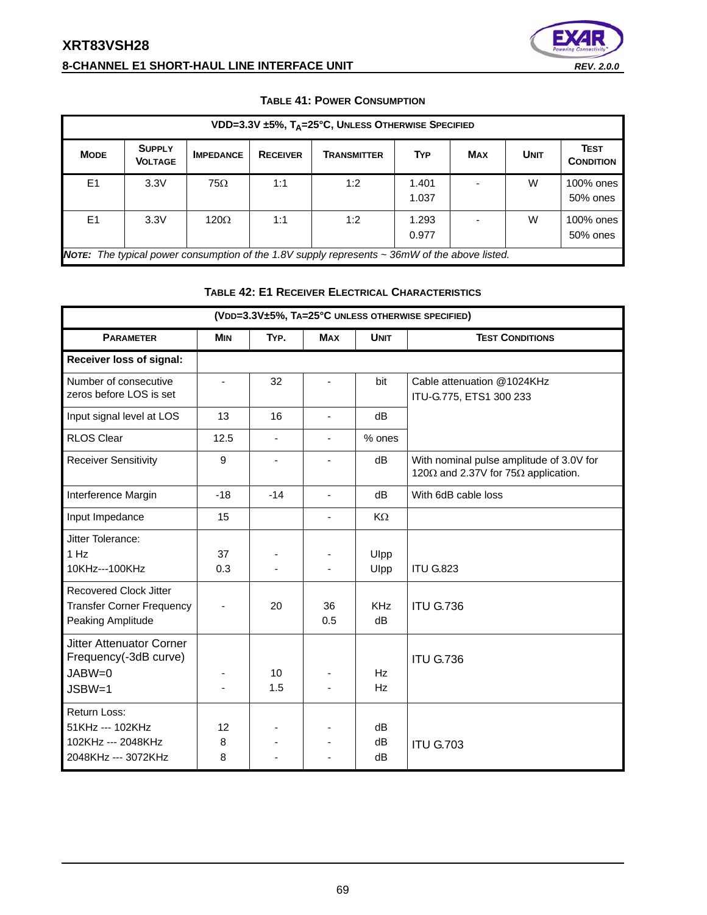**TABLE 41: POWER CONSUMPTION**

| VDD=3.3V ±5%, $T_A$=25°C, UNLESS OTHERWISE SPECIFIED | | | | | | | | |
|---|---|---|---|---|---|---|---|---|
| MODE | SUPPLY VOLTAGE | IMPEDANCE | RECEIVER | TRANSMITTER | TYP | MAX | UNIT | TEST CONDITION |
| E1 | 3.3V | 75Ω | 1:1 | 1:2 | 1.401<br>1.037 | - | W | 100% ones<br>50% ones |
| E1 | 3.3V | 120Ω | 1:1 | 1:2 | 1.293<br>0.977 | - | W | 100% ones<br>50% ones |

***NOTE:** The typical power consumption of the 1.8V supply represents ~ 36mW of the above listed.*

**TABLE 42: E1 RECEIVER ELECTRICAL CHARACTERISTICS**

| (VDD=3.3V±5%, TA=25°C UNLESS OTHERWISE SPECIFIED) | | | | | |
|---|---|---|---|---|---|
| PARAMETER | MIN | TYP. | MAX | UNIT | TEST CONDITIONS |
| **Receiver loss of signal:** | | | | | |
| Number of consecutive zeros before LOS is set | - | 32 | - | bit | Cable attenuation @1024KHz ITU-G.775, ETS1 300 233 |
| Input signal level at LOS | 13 | 16 | - | dB | |
| RLOS Clear | 12.5 | - | - | % ones | |
| Receiver Sensitivity | 9 | - | - | dB | With nominal pulse amplitude of 3.0V for 120Ω and 2.37V for 75Ω application. |
| Interference Margin | -18 | -14 | - | dB | With 6dB cable loss |
| Input Impedance | 15 | | - | KΩ | |
| Jitter Tolerance:<br>1 Hz<br>10KHz---100KHz | <br>37<br>0.3 | <br>-<br>- | <br>-<br>- | <br>UIpp<br>UIpp | ITU G.823 |
| Recovered Clock Jitter<br>Transfer Corner Frequency<br>Peaking Amplitude | - | 20 | 36<br>0.5 | KHz<br>dB | ITU G.736 |
| Jitter Attenuator Corner Frequency(-3dB curve)<br>JABW=0<br>JSBW=1 | <br>-<br>- | <br>10<br>1.5 | <br>-<br>- | <br>Hz<br>Hz | ITU G.736 |
| Return Loss:<br>51KHz --- 102KHz<br>102KHz --- 2048KHz<br>2048KHz --- 3072KHz | <br>12<br>8<br>8 | <br>-<br>-<br>- | <br>-<br>-<br>- | <br>dB<br>dB<br>dB | ITU G.703 |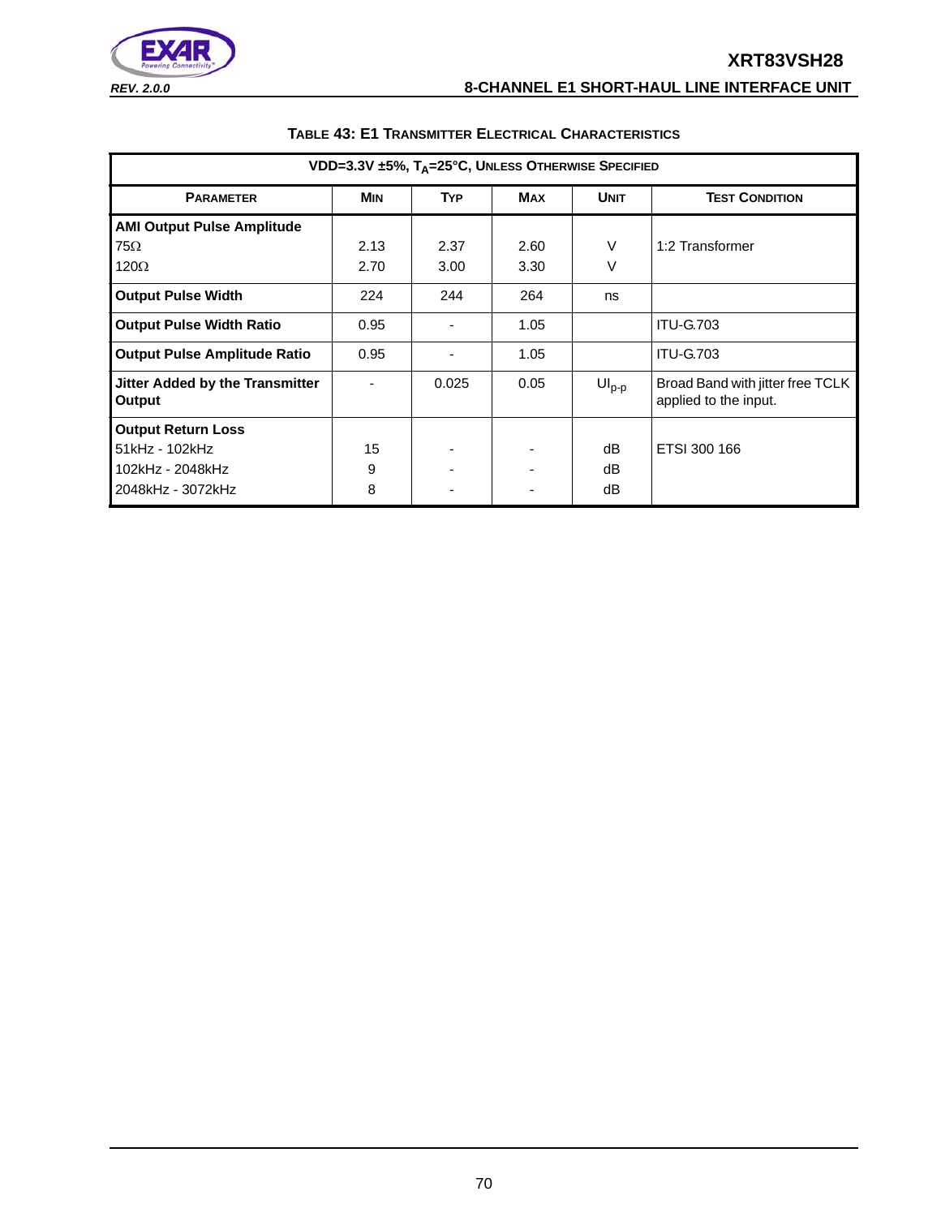**TABLE 43: E1 TRANSMITTER ELECTRICAL CHARACTERISTICS**

| VDD=3.3V ±5%, $T_A$=25°C, UNLESS OTHERWISE SPECIFIED | | | | | |
|---|---|---|---|---|---|
| **PARAMETER** | **MIN** | **TYP** | **MAX** | **UNIT** | **TEST CONDITION** |
| **AMI Output Pulse Amplitude** | | | | | |
| 75Ω | 2.13 | 2.37 | 2.60 | V | 1:2 Transformer |
| 120Ω | 2.70 | 3.00 | 3.30 | V | |
| **Output Pulse Width** | 224 | 244 | 264 | ns | |
| **Output Pulse Width Ratio** | 0.95 | - | 1.05 | | ITU-G.703 |
| **Output Pulse Amplitude Ratio** | 0.95 | - | 1.05 | | ITU-G.703 |
| **Jitter Added by the Transmitter Output** | - | 0.025 | 0.05 | $UI_{p-p}$ | Broad Band with jitter free TCLK applied to the input. |
| **Output Return Loss** | | | | | |
| 51kHz - 102kHz | 15 | - | - | dB | ETSI 300 166 |
| 102kHz - 2048kHz | 9 | - | - | dB | |
| 2048kHz - 3072kHz | 8 | - | - | dB | |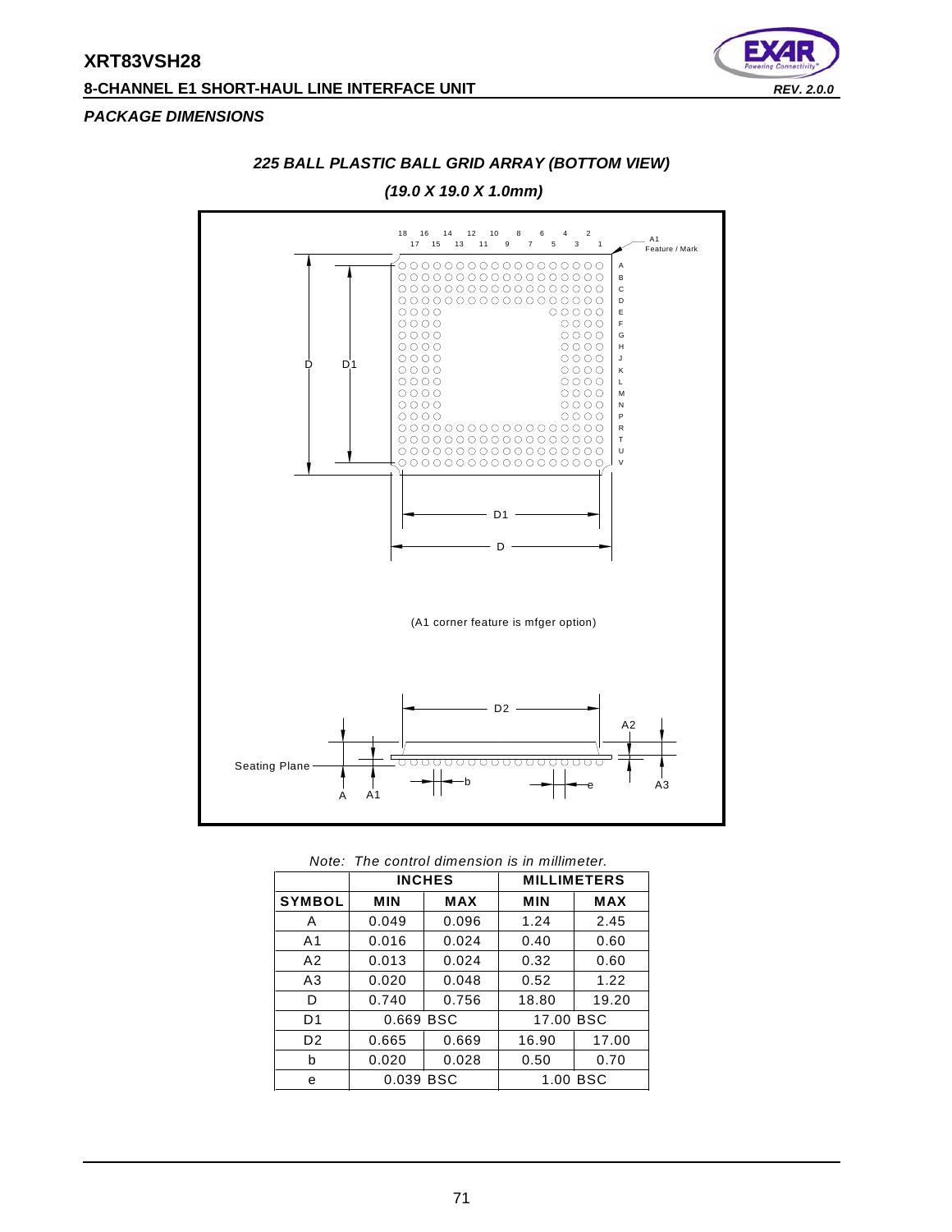## PACKAGE DIMENSIONS

### *225 BALL PLASTIC BALL GRID ARRAY (BOTTOM VIEW)*

### *(19.0 X 19.0 X 1.0mm)*

(A1 corner feature is mfger option)

*Note: The control dimension is in millimeter.*

| | INCHES | | MILLIMETERS | |
|---|---|---|---|---|
| **SYMBOL** | **MIN** | **MAX** | **MIN** | **MAX** |
| A | 0.049 | 0.096 | 1.24 | 2.45 |
| A1 | 0.016 | 0.024 | 0.40 | 0.60 |
| A2 | 0.013 | 0.024 | 0.32 | 0.60 |
| A3 | 0.020 | 0.048 | 0.52 | 1.22 |
| D | 0.740 | 0.756 | 18.80 | 19.20 |
| D1 | 0.669 BSC | | 17.00 BSC | |
| D2 | 0.665 | 0.669 | 16.90 | 17.00 |
| b | 0.020 | 0.028 | 0.50 | 0.70 |
| e | 0.039 BSC | | 1.00 BSC | |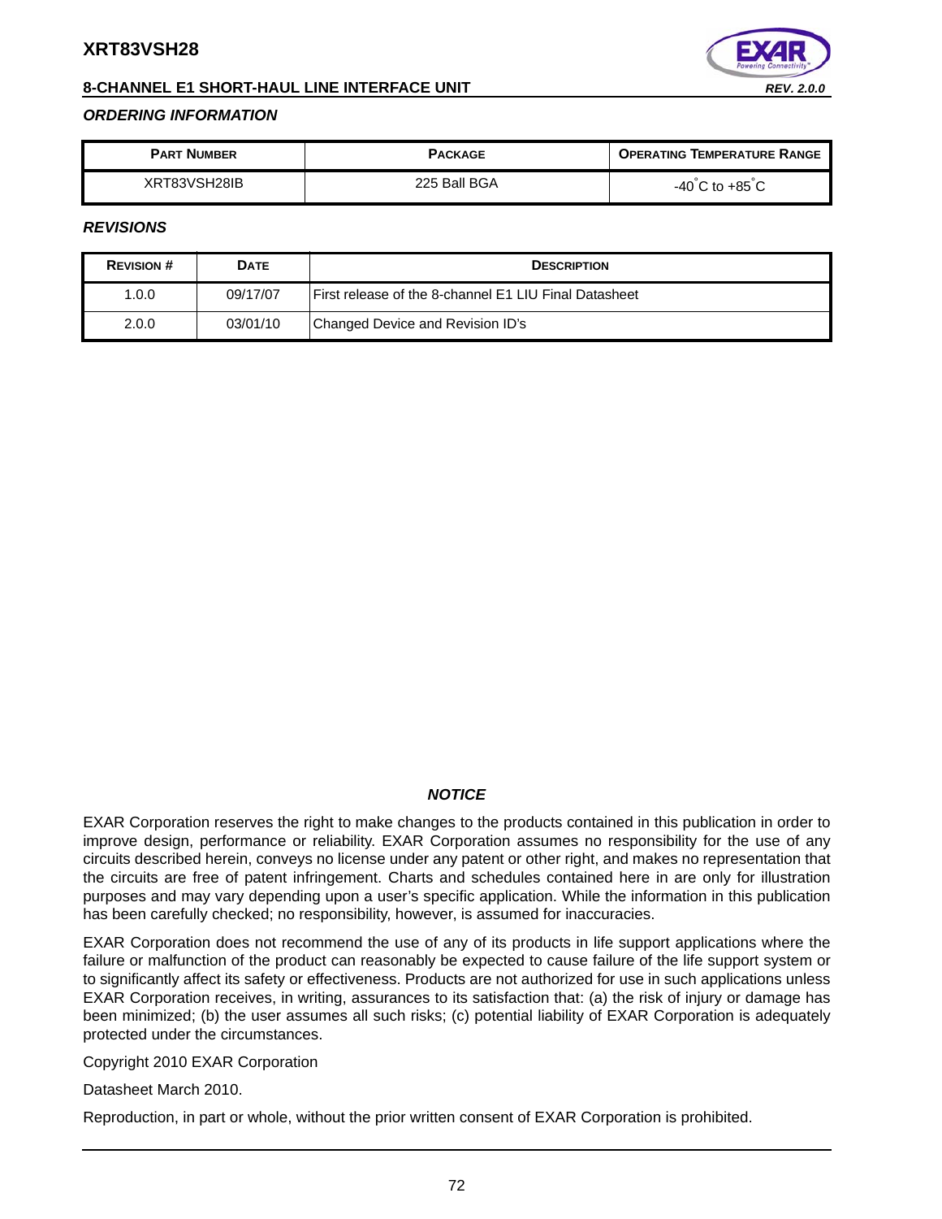### *ORDERING INFORMATION*

| PART NUMBER | PACKAGE | OPERATING TEMPERATURE RANGE |
|---|---|---|
| XRT83VSH28IB | 225 Ball BGA | -40°C to +85°C |

### *REVISIONS*

| REVISION # | DATE | DESCRIPTION |
|---|---|---|
| 1.0.0 | 09/17/07 | First release of the 8-channel E1 LIU Final Datasheet |
| 2.0.0 | 03/01/10 | Changed Device and Revision ID's |

#### *NOTICE*

EXAR Corporation reserves the right to make changes to the products contained in this publication in order to improve design, performance or reliability. EXAR Corporation assumes no responsibility for the use of any circuits described herein, conveys no license under any patent or other right, and makes no representation that the circuits are free of patent infringement. Charts and schedules contained here in are only for illustration purposes and may vary depending upon a user's specific application. While the information in this publication has been carefully checked; no responsibility, however, is assumed for inaccuracies.

EXAR Corporation does not recommend the use of any of its products in life support applications where the failure or malfunction of the product can reasonably be expected to cause failure of the life support system or to significantly affect its safety or effectiveness. Products are not authorized for use in such applications unless EXAR Corporation receives, in writing, assurances to its satisfaction that: (a) the risk of injury or damage has been minimized; (b) the user assumes all such risks; (c) potential liability of EXAR Corporation is adequately protected under the circumstances.

Copyright 2010 EXAR Corporation

Datasheet March 2010.

Reproduction, in part or whole, without the prior written consent of EXAR Corporation is prohibited.